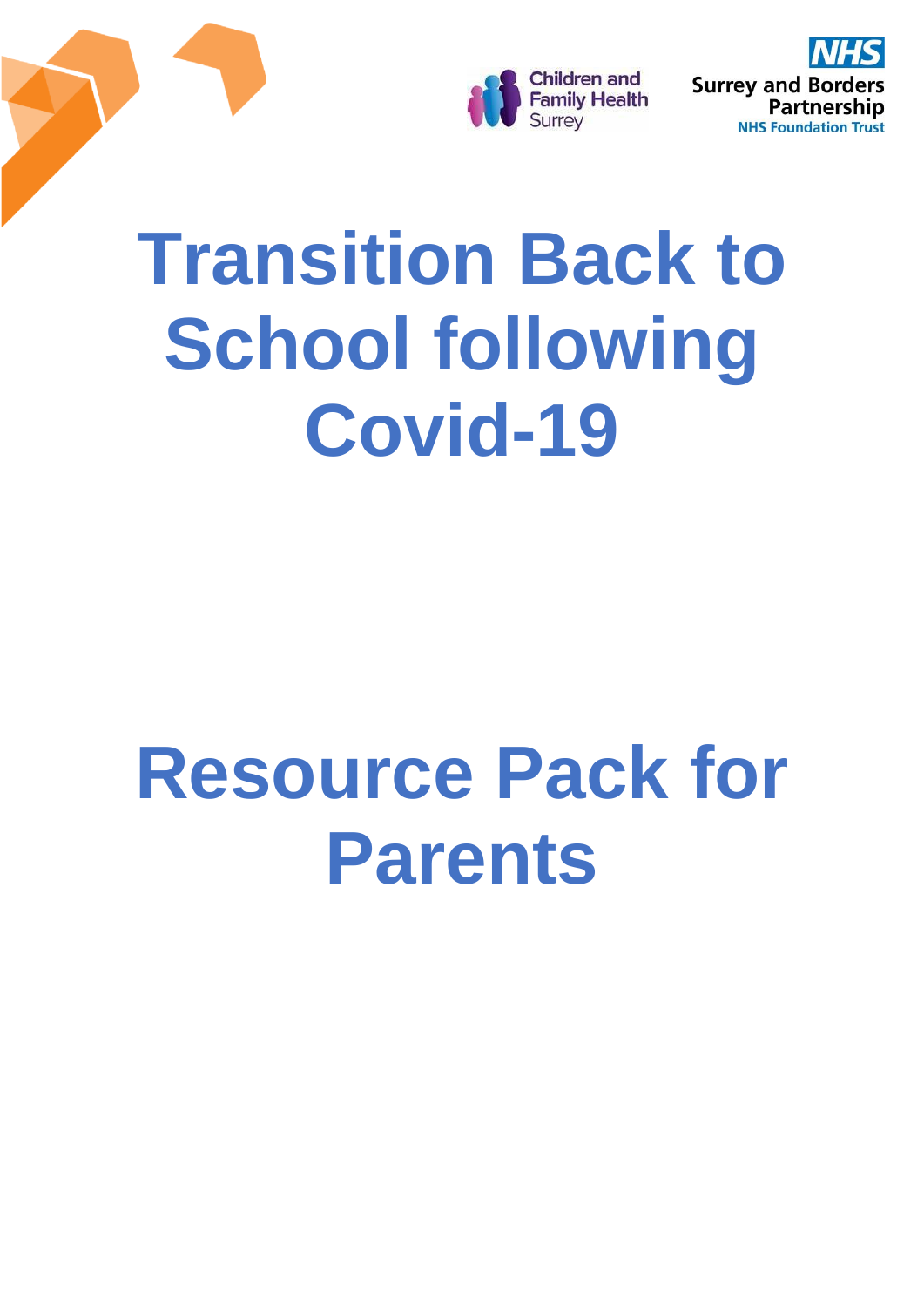Children and Family Health Surrey

NHS Surrey and Borders Partnership NHS Foundation Trust

# Transition Back to School following Covid-19

# Resource Pack for Parents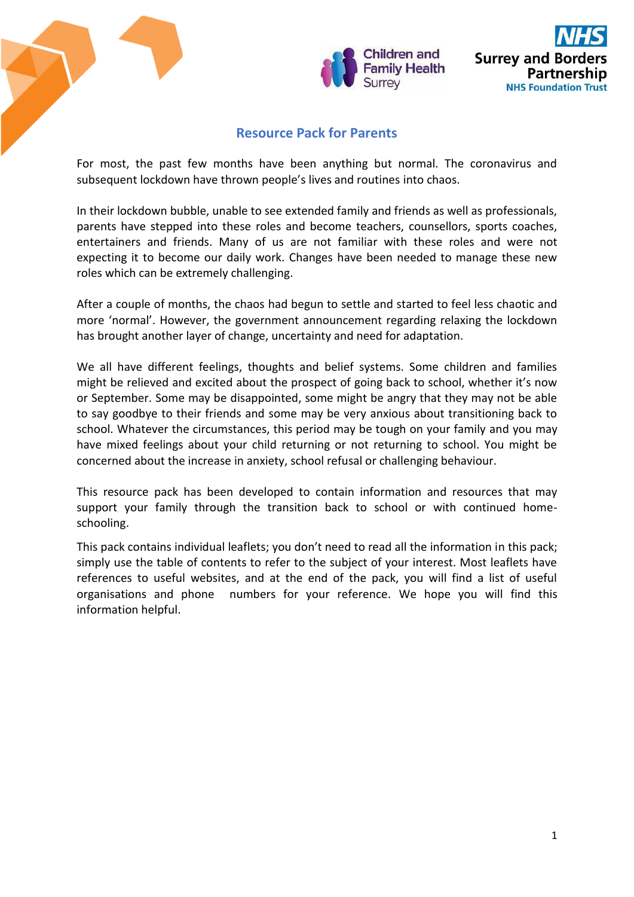# Resource Pack for Parents

For most, the past few months have been anything but normal. The coronavirus and subsequent lockdown have thrown people's lives and routines into chaos.

In their lockdown bubble, unable to see extended family and friends as well as professionals, parents have stepped into these roles and become teachers, counsellors, sports coaches, entertainers and friends. Many of us are not familiar with these roles and were not expecting it to become our daily work. Changes have been needed to manage these new roles which can be extremely challenging.

After a couple of months, the chaos had begun to settle and started to feel less chaotic and more 'normal'. However, the government announcement regarding relaxing the lockdown has brought another layer of change, uncertainty and need for adaptation.

We all have different feelings, thoughts and belief systems. Some children and families might be relieved and excited about the prospect of going back to school, whether it's now or September. Some may be disappointed, some might be angry that they may not be able to say goodbye to their friends and some may be very anxious about transitioning back to school. Whatever the circumstances, this period may be tough on your family and you may have mixed feelings about your child returning or not returning to school. You might be concerned about the increase in anxiety, school refusal or challenging behaviour.

This resource pack has been developed to contain information and resources that may support your family through the transition back to school or with continued home-schooling.

This pack contains individual leaflets; you don't need to read all the information in this pack; simply use the table of contents to refer to the subject of your interest. Most leaflets have references to useful websites, and at the end of the pack, you will find a list of useful organisations and phone numbers for your reference. We hope you will find this information helpful.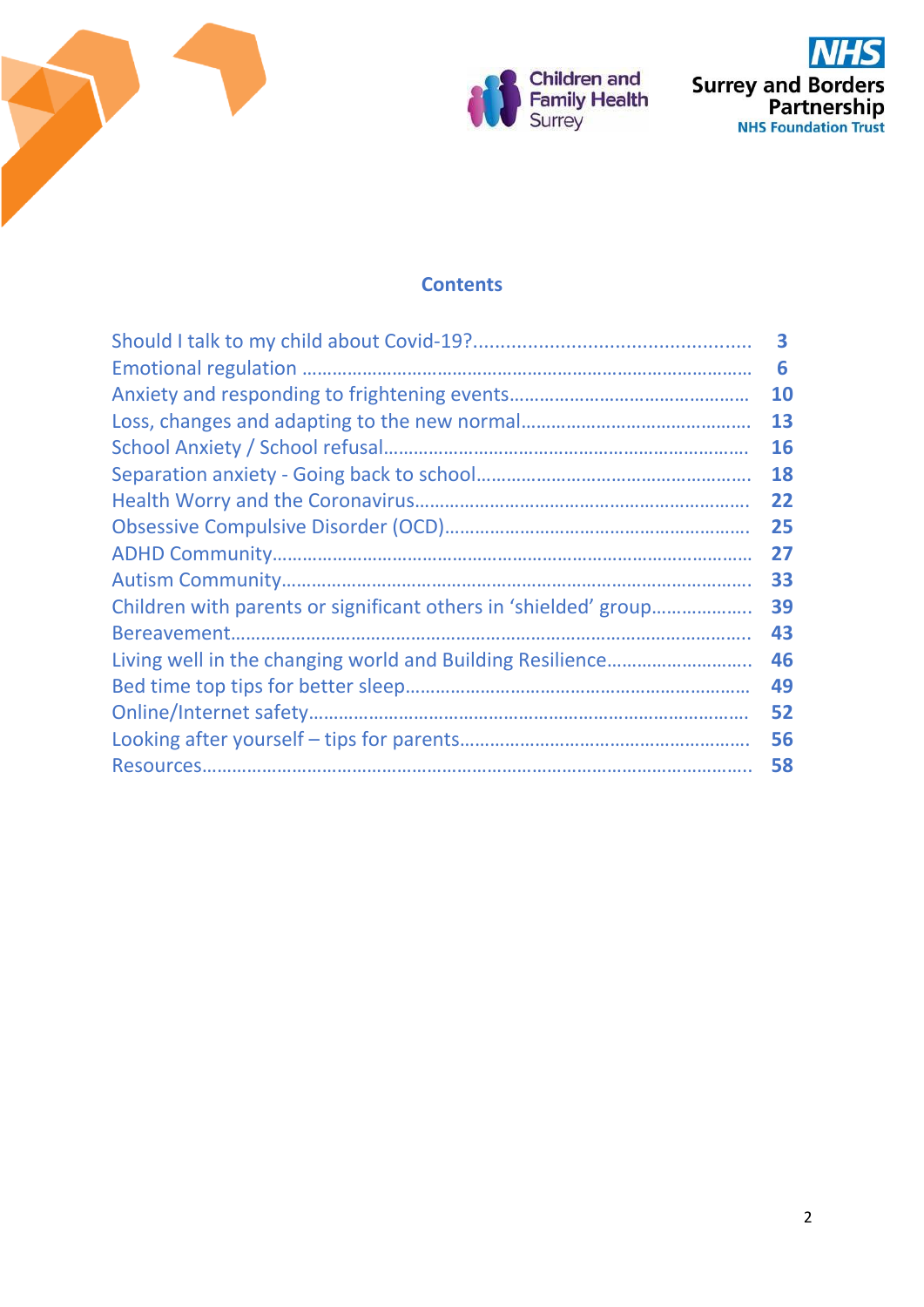## Contents

| | |
|---|---|
| Should I talk to my child about Covid-19? | 3 |
| Emotional regulation | 6 |
| Anxiety and responding to frightening events | 10 |
| Loss, changes and adapting to the new normal | 13 |
| School Anxiety / School refusal | 16 |
| Separation anxiety - Going back to school | 18 |
| Health Worry and the Coronavirus | 22 |
| Obsessive Compulsive Disorder (OCD) | 25 |
| ADHD Community | 27 |
| Autism Community | 33 |
| Children with parents or significant others in 'shielded' group | 39 |
| Bereavement | 43 |
| Living well in the changing world and Building Resilience | 46 |
| Bed time top tips for better sleep | 49 |
| Online/Internet safety | 52 |
| Looking after yourself – tips for parents | 56 |
| Resources | 58 |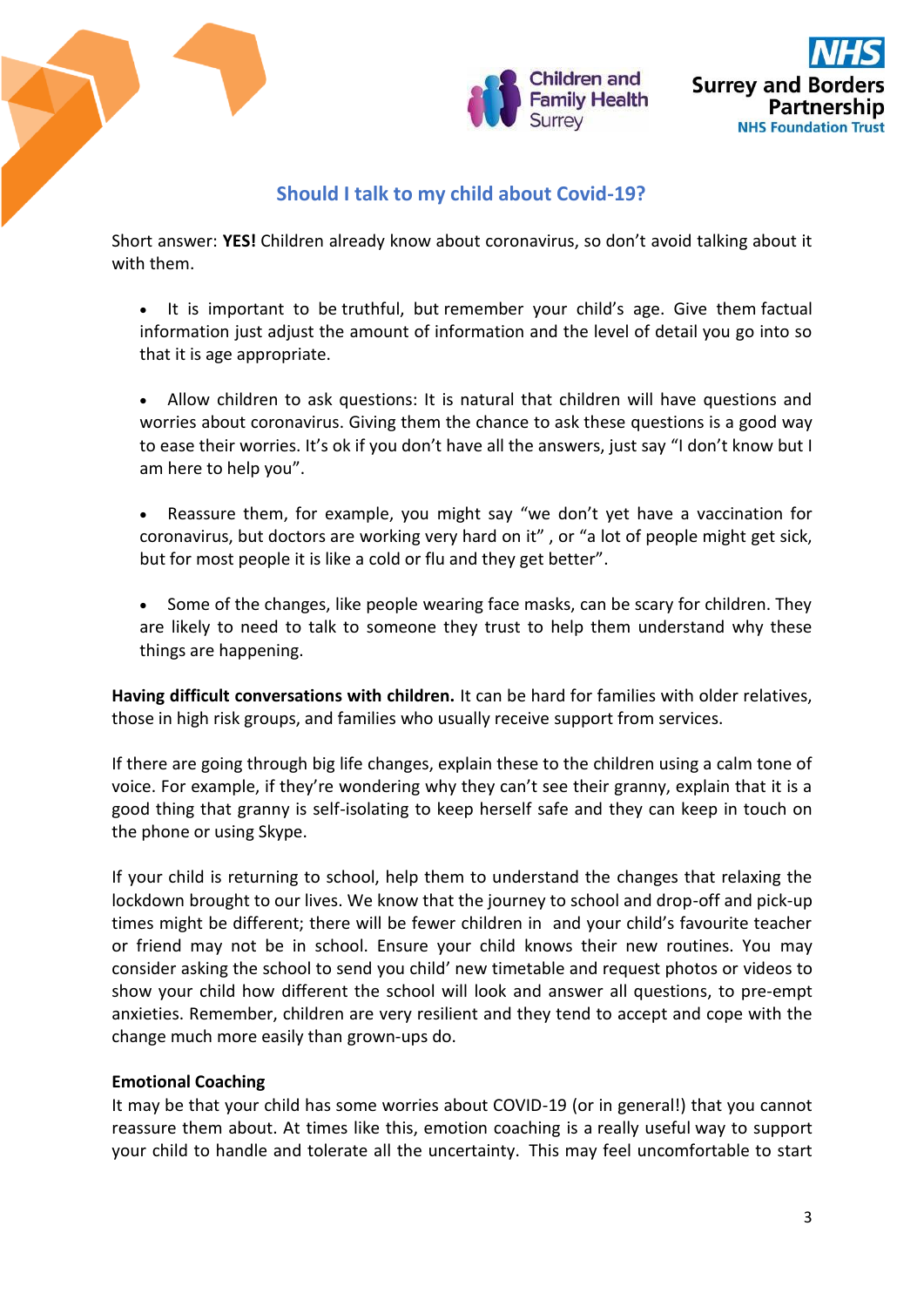## Should I talk to my child about Covid-19?

Short answer: **YES!** Children already know about coronavirus, so don't avoid talking about it with them.

- It is important to be truthful, but remember your child's age. Give them factual information just adjust the amount of information and the level of detail you go into so that it is age appropriate.
- Allow children to ask questions: It is natural that children will have questions and worries about coronavirus. Giving them the chance to ask these questions is a good way to ease their worries. It's ok if you don't have all the answers, just say "I don't know but I am here to help you".
- Reassure them, for example, you might say "we don't yet have a vaccination for coronavirus, but doctors are working very hard on it" , or "a lot of people might get sick, but for most people it is like a cold or flu and they get better".
- Some of the changes, like people wearing face masks, can be scary for children. They are likely to need to talk to someone they trust to help them understand why these things are happening.

**Having difficult conversations with children.** It can be hard for families with older relatives, those in high risk groups, and families who usually receive support from services.

If there are going through big life changes, explain these to the children using a calm tone of voice. For example, if they're wondering why they can't see their granny, explain that it is a good thing that granny is self-isolating to keep herself safe and they can keep in touch on the phone or using Skype.

If your child is returning to school, help them to understand the changes that relaxing the lockdown brought to our lives. We know that the journey to school and drop-off and pick-up times might be different; there will be fewer children in and your child's favourite teacher or friend may not be in school. Ensure your child knows their new routines. You may consider asking the school to send you child' new timetable and request photos or videos to show your child how different the school will look and answer all questions, to pre-empt anxieties. Remember, children are very resilient and they tend to accept and cope with the change much more easily than grown-ups do.

**Emotional Coaching**

It may be that your child has some worries about COVID-19 (or in general!) that you cannot reassure them about. At times like this, emotion coaching is a really useful way to support your child to handle and tolerate all the uncertainty. This may feel uncomfortable to start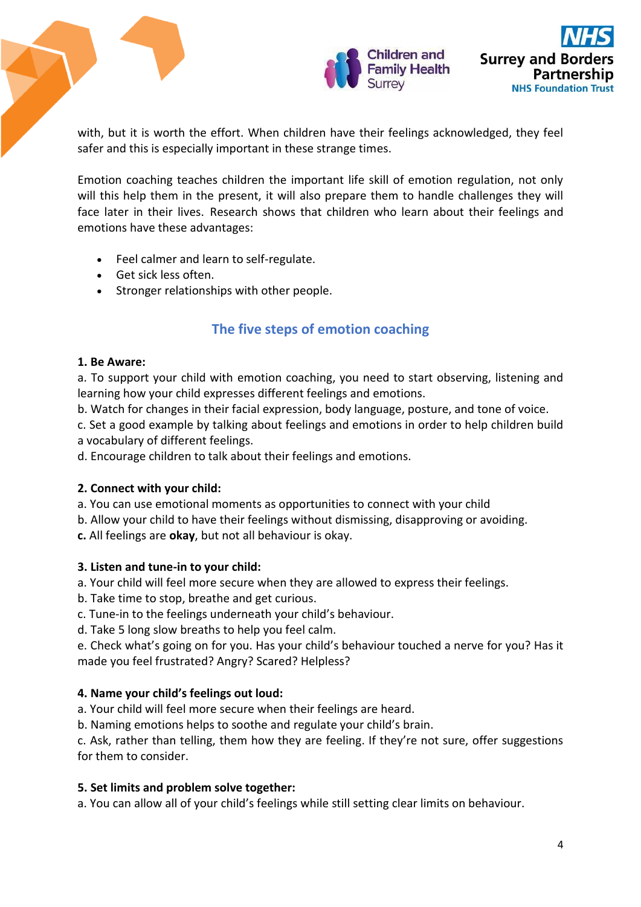with, but it is worth the effort. When children have their feelings acknowledged, they feel safer and this is especially important in these strange times.

Emotion coaching teaches children the important life skill of emotion regulation, not only will this help them in the present, it will also prepare them to handle challenges they will face later in their lives. Research shows that children who learn about their feelings and emotions have these advantages:

- Feel calmer and learn to self-regulate.
- Get sick less often.
- Stronger relationships with other people.

## The five steps of emotion coaching

**1. Be Aware:**

a. To support your child with emotion coaching, you need to start observing, listening and learning how your child expresses different feelings and emotions.
b. Watch for changes in their facial expression, body language, posture, and tone of voice.
c. Set a good example by talking about feelings and emotions in order to help children build a vocabulary of different feelings.
d. Encourage children to talk about their feelings and emotions.

**2. Connect with your child:**

a. You can use emotional moments as opportunities to connect with your child
b. Allow your child to have their feelings without dismissing, disapproving or avoiding.
**c.** All feelings are **okay**, but not all behaviour is okay.

**3. Listen and tune-in to your child:**

a. Your child will feel more secure when they are allowed to express their feelings.
b. Take time to stop, breathe and get curious.
c. Tune-in to the feelings underneath your child's behaviour.
d. Take 5 long slow breaths to help you feel calm.
e. Check what's going on for you. Has your child's behaviour touched a nerve for you? Has it made you feel frustrated? Angry? Scared? Helpless?

**4. Name your child's feelings out loud:**

a. Your child will feel more secure when their feelings are heard.
b. Naming emotions helps to soothe and regulate your child's brain.
c. Ask, rather than telling, them how they are feeling. If they're not sure, offer suggestions for them to consider.

**5. Set limits and problem solve together:**

a. You can allow all of your child's feelings while still setting clear limits on behaviour.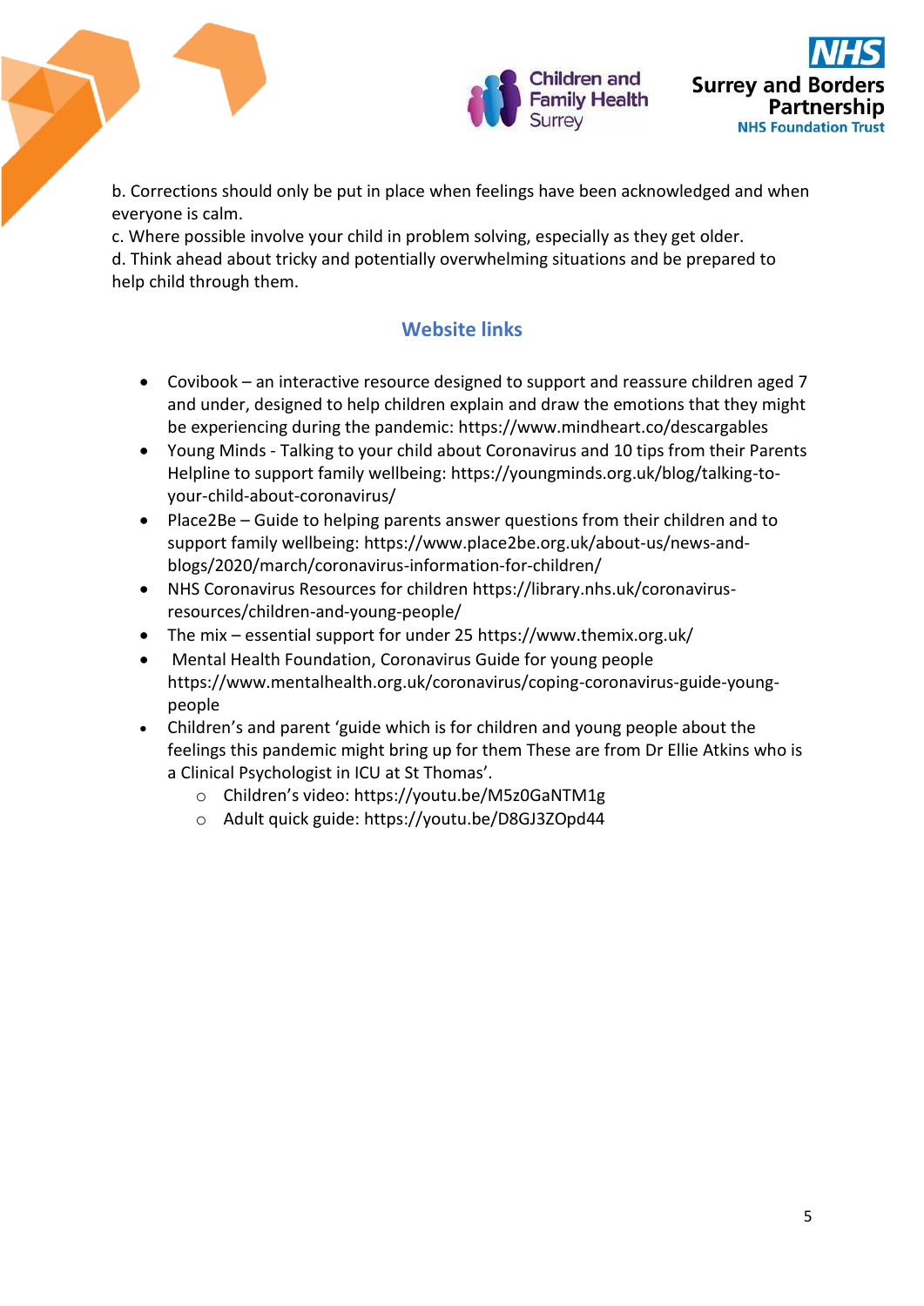b. Corrections should only be put in place when feelings have been acknowledged and when everyone is calm.
c. Where possible involve your child in problem solving, especially as they get older.
d. Think ahead about tricky and potentially overwhelming situations and be prepared to help child through them.

## Website links

- Covibook – an interactive resource designed to support and reassure children aged 7 and under, designed to help children explain and draw the emotions that they might be experiencing during the pandemic: https://www.mindheart.co/descargables
- Young Minds - Talking to your child about Coronavirus and 10 tips from their Parents Helpline to support family wellbeing: https://youngminds.org.uk/blog/talking-to-your-child-about-coronavirus/
- Place2Be – Guide to helping parents answer questions from their children and to support family wellbeing: https://www.place2be.org.uk/about-us/news-and-blogs/2020/march/coronavirus-information-for-children/
- NHS Coronavirus Resources for children https://library.nhs.uk/coronavirus-resources/children-and-young-people/
- The mix – essential support for under 25 https://www.themix.org.uk/
- Mental Health Foundation, Coronavirus Guide for young people https://www.mentalhealth.org.uk/coronavirus/coping-coronavirus-guide-young-people
- Children's and parent 'guide which is for children and young people about the feelings this pandemic might bring up for them These are from Dr Ellie Atkins who is a Clinical Psychologist in ICU at St Thomas'.
    - Children's video: https://youtu.be/M5z0GaNTM1g
    - Adult quick guide: https://youtu.be/D8GJ3ZOpd44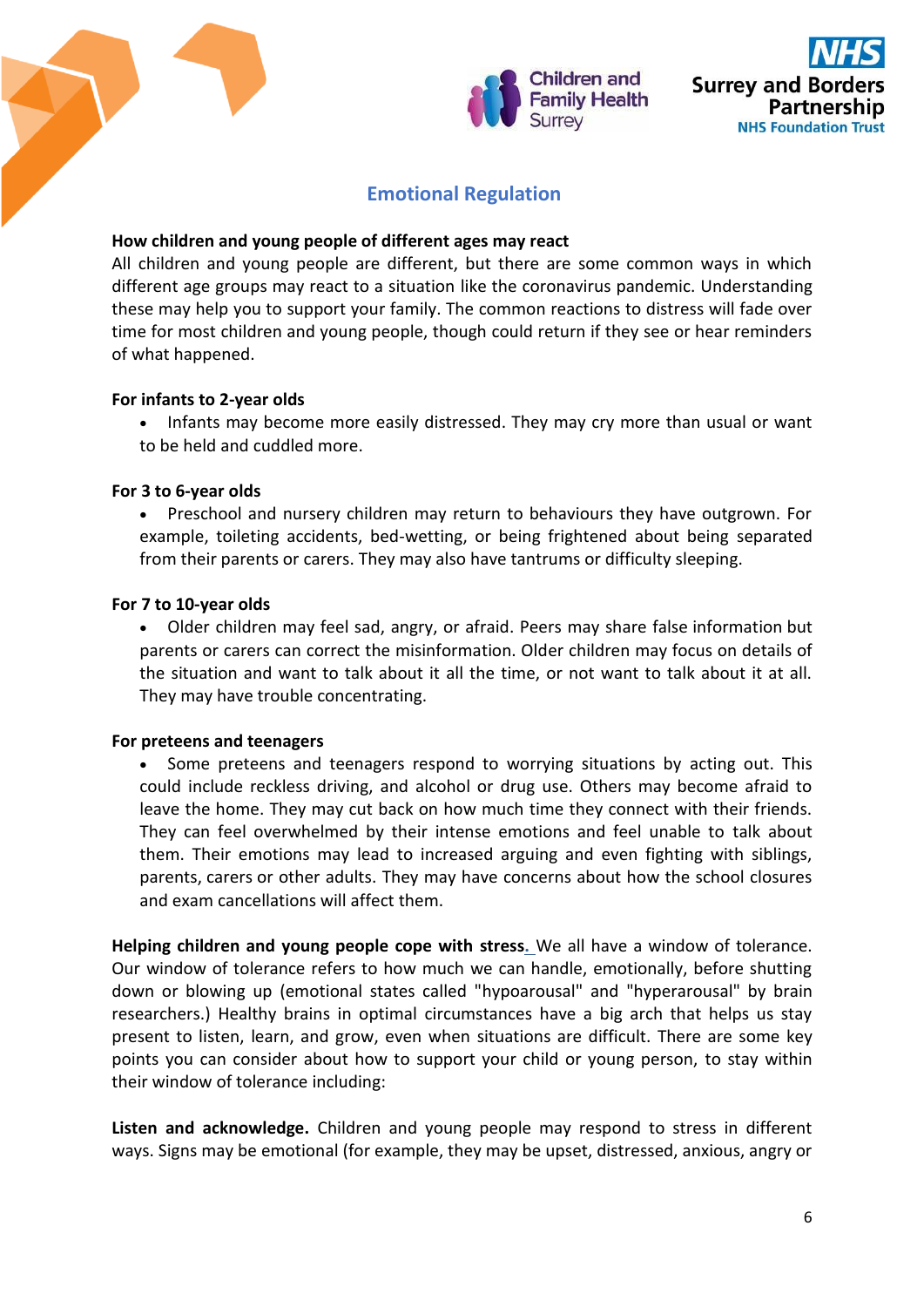## Emotional Regulation

**How children and young people of different ages may react**

All children and young people are different, but there are some common ways in which different age groups may react to a situation like the coronavirus pandemic. Understanding these may help you to support your family. The common reactions to distress will fade over time for most children and young people, though could return if they see or hear reminders of what happened.

**For infants to 2-year olds**

- Infants may become more easily distressed. They may cry more than usual or want to be held and cuddled more.

**For 3 to 6-year olds**

- Preschool and nursery children may return to behaviours they have outgrown. For example, toileting accidents, bed-wetting, or being frightened about being separated from their parents or carers. They may also have tantrums or difficulty sleeping.

**For 7 to 10-year olds**

- Older children may feel sad, angry, or afraid. Peers may share false information but parents or carers can correct the misinformation. Older children may focus on details of the situation and want to talk about it all the time, or not want to talk about it at all. They may have trouble concentrating.

**For preteens and teenagers**

- Some preteens and teenagers respond to worrying situations by acting out. This could include reckless driving, and alcohol or drug use. Others may become afraid to leave the home. They may cut back on how much time they connect with their friends. They can feel overwhelmed by their intense emotions and feel unable to talk about them. Their emotions may lead to increased arguing and even fighting with siblings, parents, carers or other adults. They may have concerns about how the school closures and exam cancellations will affect them.

**Helping children and young people cope with stress.** We all have a window of tolerance. Our window of tolerance refers to how much we can handle, emotionally, before shutting down or blowing up (emotional states called "hypoarousal" and "hyperarousal" by brain researchers.) Healthy brains in optimal circumstances have a big arch that helps us stay present to listen, learn, and grow, even when situations are difficult. There are some key points you can consider about how to support your child or young person, to stay within their window of tolerance including:

**Listen and acknowledge.** Children and young people may respond to stress in different ways. Signs may be emotional (for example, they may be upset, distressed, anxious, angry or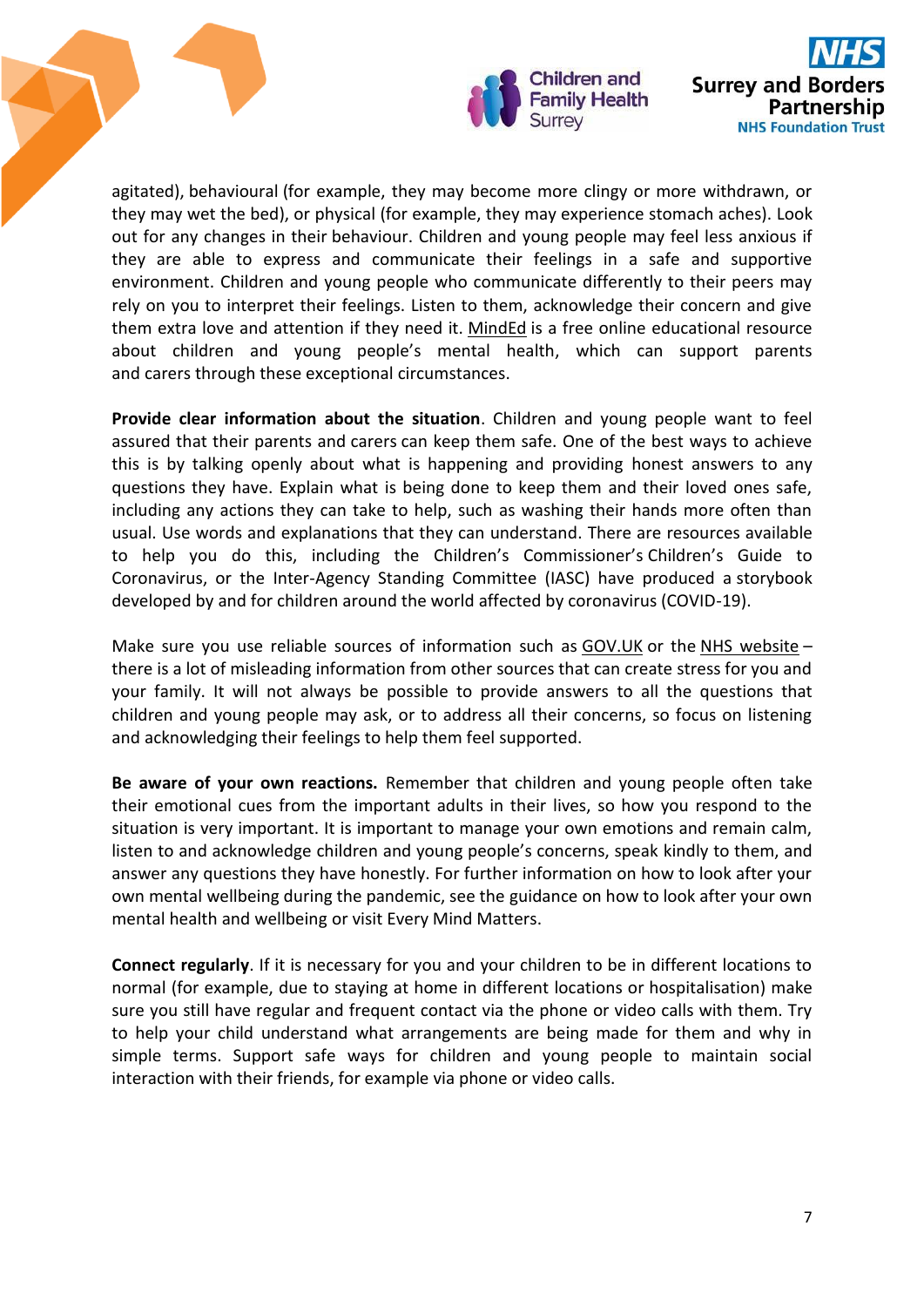agitated), behavioural (for example, they may become more clingy or more withdrawn, or they may wet the bed), or physical (for example, they may experience stomach aches). Look out for any changes in their behaviour. Children and young people may feel less anxious if they are able to express and communicate their feelings in a safe and supportive environment. Children and young people who communicate differently to their peers may rely on you to interpret their feelings. Listen to them, acknowledge their concern and give them extra love and attention if they need it. MindEd is a free online educational resource about children and young people's mental health, which can support parents and carers through these exceptional circumstances.

**Provide clear information about the situation**. Children and young people want to feel assured that their parents and carers can keep them safe. One of the best ways to achieve this is by talking openly about what is happening and providing honest answers to any questions they have. Explain what is being done to keep them and their loved ones safe, including any actions they can take to help, such as washing their hands more often than usual. Use words and explanations that they can understand. There are resources available to help you do this, including the Children's Commissioner's Children's Guide to Coronavirus, or the Inter-Agency Standing Committee (IASC) have produced a storybook developed by and for children around the world affected by coronavirus (COVID-19).

Make sure you use reliable sources of information such as GOV.UK or the NHS website – there is a lot of misleading information from other sources that can create stress for you and your family. It will not always be possible to provide answers to all the questions that children and young people may ask, or to address all their concerns, so focus on listening and acknowledging their feelings to help them feel supported.

**Be aware of your own reactions.** Remember that children and young people often take their emotional cues from the important adults in their lives, so how you respond to the situation is very important. It is important to manage your own emotions and remain calm, listen to and acknowledge children and young people's concerns, speak kindly to them, and answer any questions they have honestly. For further information on how to look after your own mental wellbeing during the pandemic, see the guidance on how to look after your own mental health and wellbeing or visit Every Mind Matters.

**Connect regularly**. If it is necessary for you and your children to be in different locations to normal (for example, due to staying at home in different locations or hospitalisation) make sure you still have regular and frequent contact via the phone or video calls with them. Try to help your child understand what arrangements are being made for them and why in simple terms. Support safe ways for children and young people to maintain social interaction with their friends, for example via phone or video calls.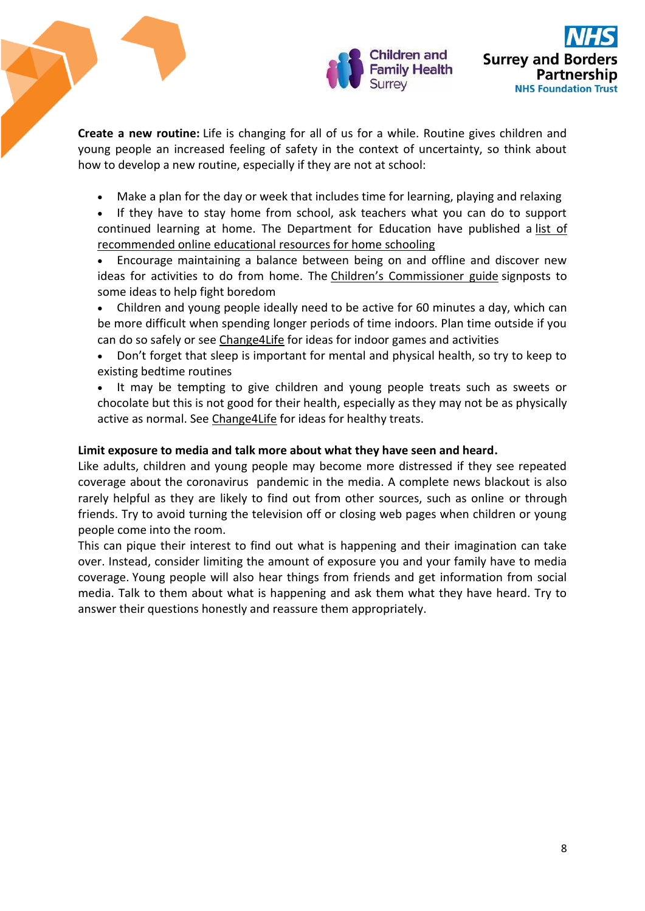**Create a new routine:** Life is changing for all of us for a while. Routine gives children and young people an increased feeling of safety in the context of uncertainty, so think about how to develop a new routine, especially if they are not at school:

- Make a plan for the day or week that includes time for learning, playing and relaxing
- If they have to stay home from school, ask teachers what you can do to support continued learning at home. The Department for Education have published a list of recommended online educational resources for home schooling
- Encourage maintaining a balance between being on and offline and discover new ideas for activities to do from home. The Children's Commissioner guide signposts to some ideas to help fight boredom
- Children and young people ideally need to be active for 60 minutes a day, which can be more difficult when spending longer periods of time indoors. Plan time outside if you can do so safely or see Change4Life for ideas for indoor games and activities
- Don't forget that sleep is important for mental and physical health, so try to keep to existing bedtime routines
- It may be tempting to give children and young people treats such as sweets or chocolate but this is not good for their health, especially as they may not be as physically active as normal. See Change4Life for ideas for healthy treats.

**Limit exposure to media and talk more about what they have seen and heard.**

Like adults, children and young people may become more distressed if they see repeated coverage about the coronavirus pandemic in the media. A complete news blackout is also rarely helpful as they are likely to find out from other sources, such as online or through friends. Try to avoid turning the television off or closing web pages when children or young people come into the room.

This can pique their interest to find out what is happening and their imagination can take over. Instead, consider limiting the amount of exposure you and your family have to media coverage. Young people will also hear things from friends and get information from social media. Talk to them about what is happening and ask them what they have heard. Try to answer their questions honestly and reassure them appropriately.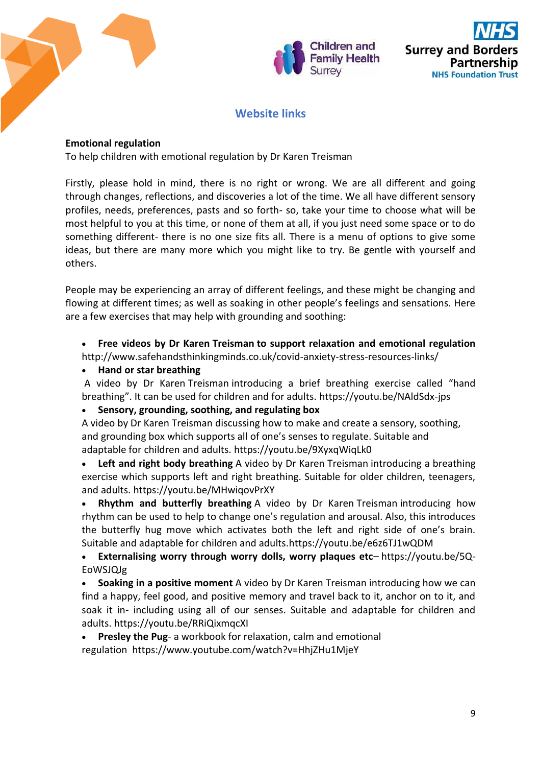## Website links

**Emotional regulation**

To help children with emotional regulation by Dr Karen Treisman

Firstly, please hold in mind, there is no right or wrong. We are all different and going through changes, reflections, and discoveries a lot of the time. We all have different sensory profiles, needs, preferences, pasts and so forth- so, take your time to choose what will be most helpful to you at this time, or none of them at all, if you just need some space or to do something different- there is no one size fits all. There is a menu of options to give some ideas, but there are many more which you might like to try. Be gentle with yourself and others.

People may be experiencing an array of different feelings, and these might be changing and flowing at different times; as well as soaking in other people's feelings and sensations. Here are a few exercises that may help with grounding and soothing:

- **Free videos by Dr Karen Treisman to support relaxation and emotional regulation** http://www.safehandsthinkingminds.co.uk/covid-anxiety-stress-resources-links/
- **Hand or star breathing**
  A video by Dr Karen Treisman introducing a brief breathing exercise called "hand breathing". It can be used for children and for adults. https://youtu.be/NAldSdx-jps
- **Sensory, grounding, soothing, and regulating box**
  A video by Dr Karen Treisman discussing how to make and create a sensory, soothing, and grounding box which supports all of one's senses to regulate. Suitable and adaptable for children and adults. https://youtu.be/9XyxqWiqLk0
- **Left and right body breathing** A video by Dr Karen Treisman introducing a breathing exercise which supports left and right breathing. Suitable for older children, teenagers, and adults. https://youtu.be/MHwiqovPrXY
- **Rhythm and butterfly breathing** A video by Dr Karen Treisman introducing how rhythm can be used to help to change one's regulation and arousal. Also, this introduces the butterfly hug move which activates both the left and right side of one's brain. Suitable and adaptable for children and adults.https://youtu.be/e6z6TJ1wQDM
- **Externalising worry through worry dolls, worry plaques etc**– https://youtu.be/5Q-EoWSJQJg
- **Soaking in a positive moment** A video by Dr Karen Treisman introducing how we can find a happy, feel good, and positive memory and travel back to it, anchor on to it, and soak it in- including using all of our senses. Suitable and adaptable for children and adults. https://youtu.be/RRiQixmqcXI
- **Presley the Pug**- a workbook for relaxation, calm and emotional regulation https://www.youtube.com/watch?v=HhjZHu1MjeY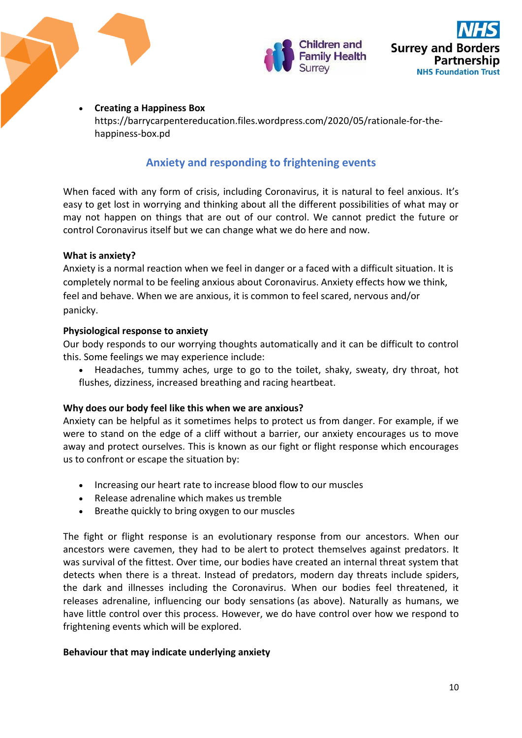- **Creating a Happiness Box** https://barrycarpentereducation.files.wordpress.com/2020/05/rationale-for-the-happiness-box.pd

## Anxiety and responding to frightening events

When faced with any form of crisis, including Coronavirus, it is natural to feel anxious. It's easy to get lost in worrying and thinking about all the different possibilities of what may or may not happen on things that are out of our control. We cannot predict the future or control Coronavirus itself but we can change what we do here and now.

**What is anxiety?**
Anxiety is a normal reaction when we feel in danger or a faced with a difficult situation. It is completely normal to be feeling anxious about Coronavirus. Anxiety effects how we think, feel and behave. When we are anxious, it is common to feel scared, nervous and/or panicky.

**Physiological response to anxiety**
Our body responds to our worrying thoughts automatically and it can be difficult to control this. Some feelings we may experience include:

- Headaches, tummy aches, urge to go to the toilet, shaky, sweaty, dry throat, hot flushes, dizziness, increased breathing and racing heartbeat.

**Why does our body feel like this when we are anxious?**
Anxiety can be helpful as it sometimes helps to protect us from danger. For example, if we were to stand on the edge of a cliff without a barrier, our anxiety encourages us to move away and protect ourselves. This is known as our fight or flight response which encourages us to confront or escape the situation by:

- Increasing our heart rate to increase blood flow to our muscles
- Release adrenaline which makes us tremble
- Breathe quickly to bring oxygen to our muscles

The fight or flight response is an evolutionary response from our ancestors. When our ancestors were cavemen, they had to be alert to protect themselves against predators. It was survival of the fittest. Over time, our bodies have created an internal threat system that detects when there is a threat. Instead of predators, modern day threats include spiders, the dark and illnesses including the Coronavirus. When our bodies feel threatened, it releases adrenaline, influencing our body sensations (as above). Naturally as humans, we have little control over this process. However, we do have control over how we respond to frightening events which will be explored.

**Behaviour that may indicate underlying anxiety**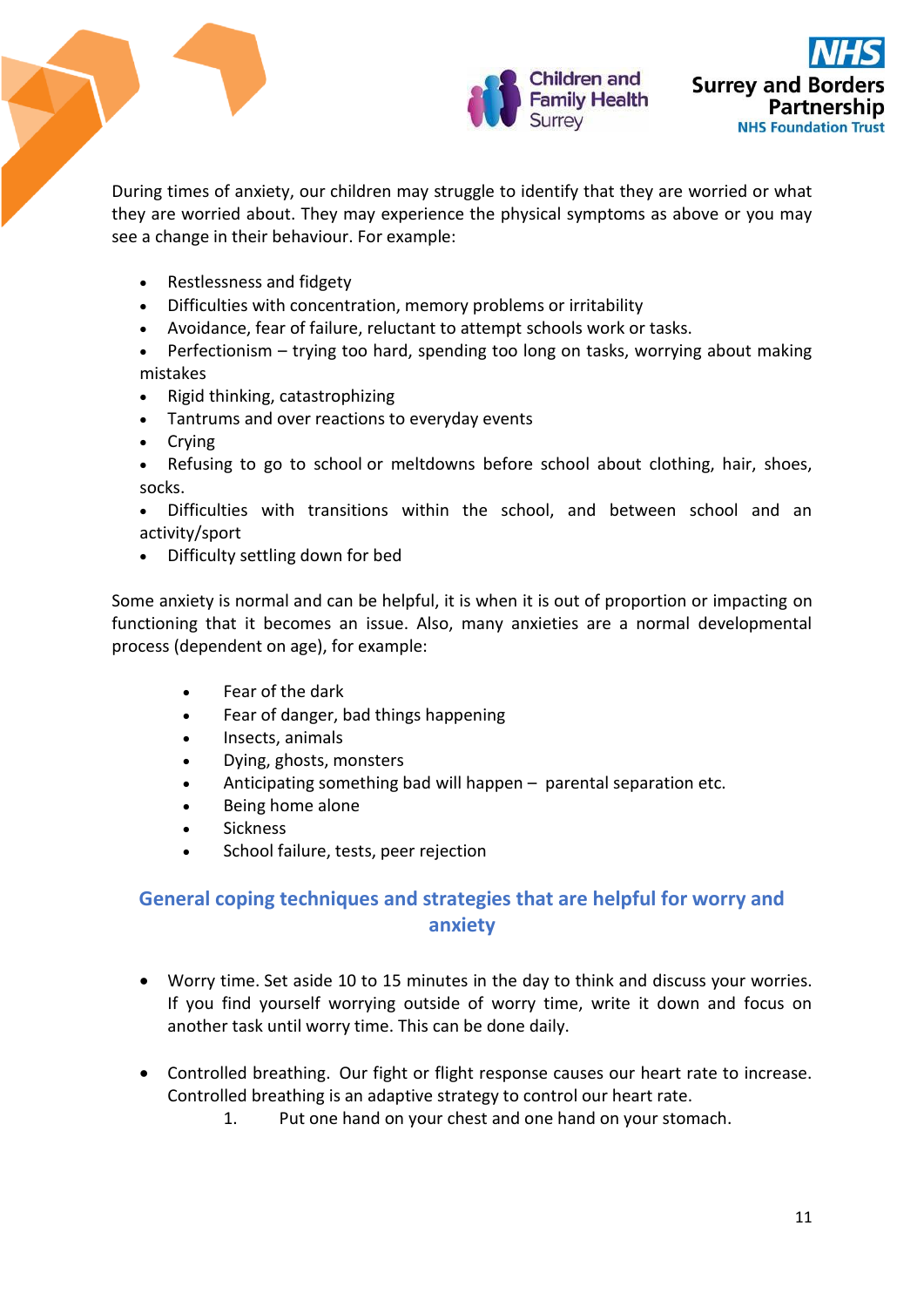During times of anxiety, our children may struggle to identify that they are worried or what they are worried about. They may experience the physical symptoms as above or you may see a change in their behaviour. For example:

- Restlessness and fidgety
- Difficulties with concentration, memory problems or irritability
- Avoidance, fear of failure, reluctant to attempt schools work or tasks.
- Perfectionism – trying too hard, spending too long on tasks, worrying about making mistakes
- Rigid thinking, catastrophizing
- Tantrums and over reactions to everyday events
- Crying
- Refusing to go to school or meltdowns before school about clothing, hair, shoes, socks.
- Difficulties with transitions within the school, and between school and an activity/sport
- Difficulty settling down for bed

Some anxiety is normal and can be helpful, it is when it is out of proportion or impacting on functioning that it becomes an issue. Also, many anxieties are a normal developmental process (dependent on age), for example:

- Fear of the dark
- Fear of danger, bad things happening
- Insects, animals
- Dying, ghosts, monsters
- Anticipating something bad will happen – parental separation etc.
- Being home alone
- Sickness
- School failure, tests, peer rejection

## General coping techniques and strategies that are helpful for worry and anxiety

- Worry time. Set aside 10 to 15 minutes in the day to think and discuss your worries. If you find yourself worrying outside of worry time, write it down and focus on another task until worry time. This can be done daily.

- Controlled breathing. Our fight or flight response causes our heart rate to increase. Controlled breathing is an adaptive strategy to control our heart rate.
    1. Put one hand on your chest and one hand on your stomach.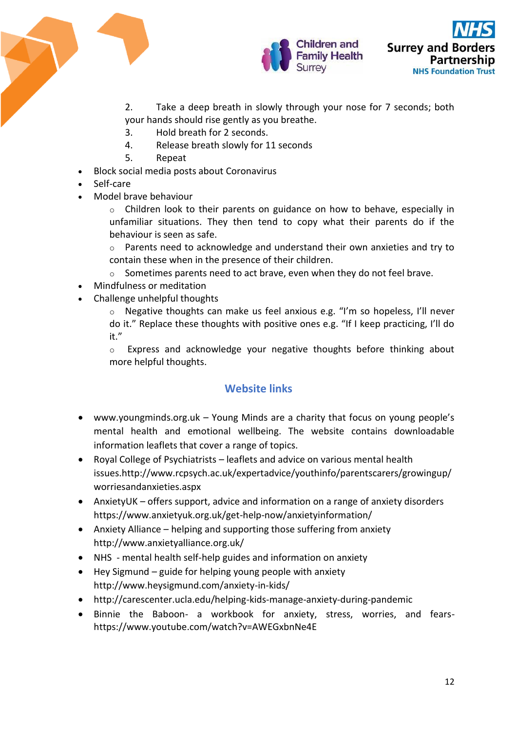2. Take a deep breath in slowly through your nose for 7 seconds; both your hands should rise gently as you breathe.
3. Hold breath for 2 seconds.
4. Release breath slowly for 11 seconds
5. Repeat

- Block social media posts about Coronavirus
- Self-care
- Model brave behaviour
  - Children look to their parents on guidance on how to behave, especially in unfamiliar situations. They then tend to copy what their parents do if the behaviour is seen as safe.
  - Parents need to acknowledge and understand their own anxieties and try to contain these when in the presence of their children.
  - Sometimes parents need to act brave, even when they do not feel brave.
- Mindfulness or meditation
- Challenge unhelpful thoughts
  - Negative thoughts can make us feel anxious e.g. "I'm so hopeless, I'll never do it." Replace these thoughts with positive ones e.g. "If I keep practicing, I'll do it."
  - Express and acknowledge your negative thoughts before thinking about more helpful thoughts.

## Website links

- www.youngminds.org.uk – Young Minds are a charity that focus on young people's mental health and emotional wellbeing. The website contains downloadable information leaflets that cover a range of topics.
- Royal College of Psychiatrists – leaflets and advice on various mental health issues.http://www.rcpsych.ac.uk/expertadvice/youthinfo/parentscarers/growingup/worriesandanxieties.aspx
- AnxietyUK – offers support, advice and information on a range of anxiety disorders https://www.anxietyuk.org.uk/get-help-now/anxietyinformation/
- Anxiety Alliance – helping and supporting those suffering from anxiety http://www.anxietyalliance.org.uk/
- NHS - mental health self-help guides and information on anxiety
- Hey Sigmund – guide for helping young people with anxiety http://www.heysigmund.com/anxiety-in-kids/
- http://carescenter.ucla.edu/helping-kids-manage-anxiety-during-pandemic
- Binnie the Baboon- a workbook for anxiety, stress, worries, and fears- https://www.youtube.com/watch?v=AWEGxbnNe4E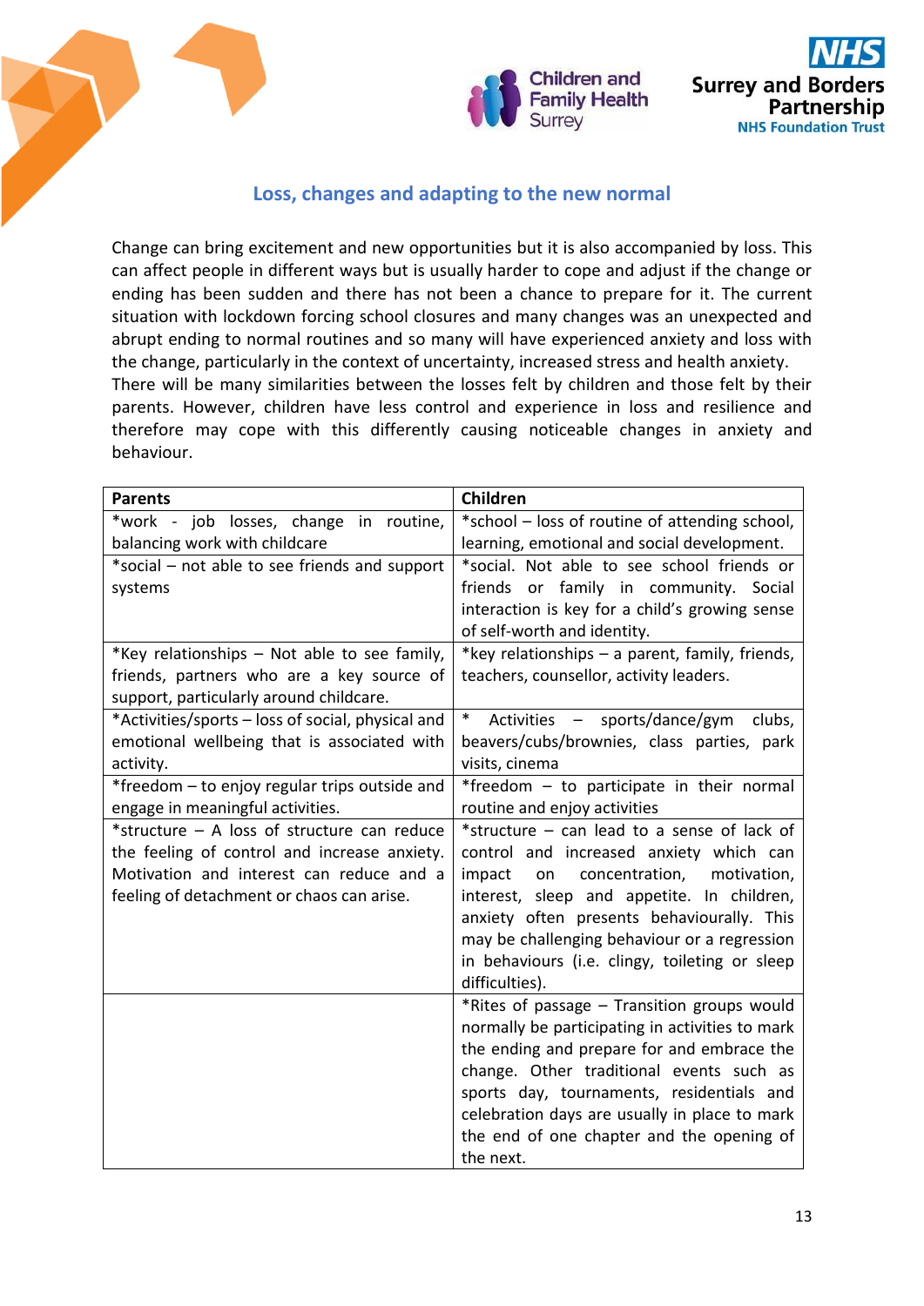## Loss, changes and adapting to the new normal

Change can bring excitement and new opportunities but it is also accompanied by loss. This can affect people in different ways but is usually harder to cope and adjust if the change or ending has been sudden and there has not been a chance to prepare for it. The current situation with lockdown forcing school closures and many changes was an unexpected and abrupt ending to normal routines and so many will have experienced anxiety and loss with the change, particularly in the context of uncertainty, increased stress and health anxiety.
There will be many similarities between the losses felt by children and those felt by their parents. However, children have less control and experience in loss and resilience and therefore may cope with this differently causing noticeable changes in anxiety and behaviour.

| Parents | Children |
|---|---|
| *work - job losses, change in routine, balancing work with childcare | *school – loss of routine of attending school, learning, emotional and social development. |
| *social – not able to see friends and support systems | *social. Not able to see school friends or friends or family in community. Social interaction is key for a child's growing sense of self-worth and identity. |
| *Key relationships – Not able to see family, friends, partners who are a key source of support, particularly around childcare. | *key relationships – a parent, family, friends, teachers, counsellor, activity leaders. |
| *Activities/sports – loss of social, physical and emotional wellbeing that is associated with activity. | * Activities – sports/dance/gym clubs, beavers/cubs/brownies, class parties, park visits, cinema |
| *freedom – to enjoy regular trips outside and engage in meaningful activities. | *freedom – to participate in their normal routine and enjoy activities |
| *structure – A loss of structure can reduce the feeling of control and increase anxiety. Motivation and interest can reduce and a feeling of detachment or chaos can arise. | *structure – can lead to a sense of lack of control and increased anxiety which can impact on concentration, motivation, interest, sleep and appetite. In children, anxiety often presents behaviourally. This may be challenging behaviour or a regression in behaviours (i.e. clingy, toileting or sleep difficulties). |
| | *Rites of passage – Transition groups would normally be participating in activities to mark the ending and prepare for and embrace the change. Other traditional events such as sports day, tournaments, residentials and celebration days are usually in place to mark the end of one chapter and the opening of the next. |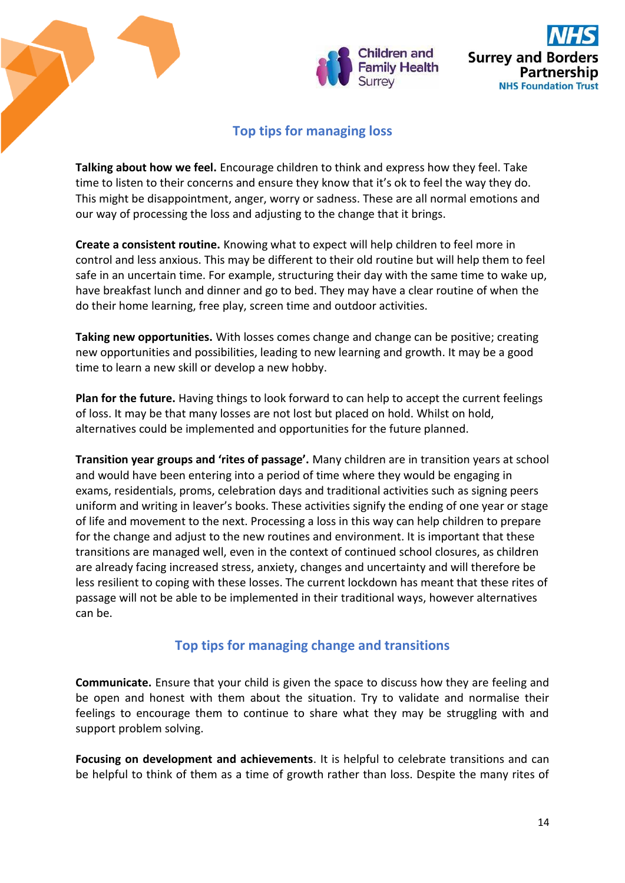## Top tips for managing loss

**Talking about how we feel.** Encourage children to think and express how they feel. Take time to listen to their concerns and ensure they know that it's ok to feel the way they do. This might be disappointment, anger, worry or sadness. These are all normal emotions and our way of processing the loss and adjusting to the change that it brings.

**Create a consistent routine.** Knowing what to expect will help children to feel more in control and less anxious. This may be different to their old routine but will help them to feel safe in an uncertain time. For example, structuring their day with the same time to wake up, have breakfast lunch and dinner and go to bed. They may have a clear routine of when the do their home learning, free play, screen time and outdoor activities.

**Taking new opportunities.** With losses comes change and change can be positive; creating new opportunities and possibilities, leading to new learning and growth. It may be a good time to learn a new skill or develop a new hobby.

**Plan for the future.** Having things to look forward to can help to accept the current feelings of loss. It may be that many losses are not lost but placed on hold. Whilst on hold, alternatives could be implemented and opportunities for the future planned.

**Transition year groups and 'rites of passage'.** Many children are in transition years at school and would have been entering into a period of time where they would be engaging in exams, residentials, proms, celebration days and traditional activities such as signing peers uniform and writing in leaver's books. These activities signify the ending of one year or stage of life and movement to the next. Processing a loss in this way can help children to prepare for the change and adjust to the new routines and environment. It is important that these transitions are managed well, even in the context of continued school closures, as children are already facing increased stress, anxiety, changes and uncertainty and will therefore be less resilient to coping with these losses. The current lockdown has meant that these rites of passage will not be able to be implemented in their traditional ways, however alternatives can be.

## Top tips for managing change and transitions

**Communicate.** Ensure that your child is given the space to discuss how they are feeling and be open and honest with them about the situation. Try to validate and normalise their feelings to encourage them to continue to share what they may be struggling with and support problem solving.

**Focusing on development and achievements**. It is helpful to celebrate transitions and can be helpful to think of them as a time of growth rather than loss. Despite the many rites of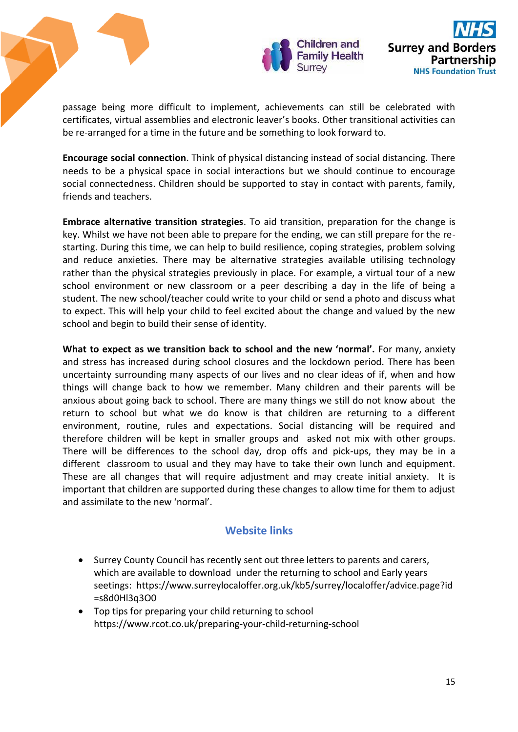passage being more difficult to implement, achievements can still be celebrated with certificates, virtual assemblies and electronic leaver's books. Other transitional activities can be re-arranged for a time in the future and be something to look forward to.

**Encourage social connection**. Think of physical distancing instead of social distancing. There needs to be a physical space in social interactions but we should continue to encourage social connectedness. Children should be supported to stay in contact with parents, family, friends and teachers.

**Embrace alternative transition strategies**. To aid transition, preparation for the change is key. Whilst we have not been able to prepare for the ending, we can still prepare for the re-starting. During this time, we can help to build resilience, coping strategies, problem solving and reduce anxieties. There may be alternative strategies available utilising technology rather than the physical strategies previously in place. For example, a virtual tour of a new school environment or new classroom or a peer describing a day in the life of being a student. The new school/teacher could write to your child or send a photo and discuss what to expect. This will help your child to feel excited about the change and valued by the new school and begin to build their sense of identity.

**What to expect as we transition back to school and the new 'normal'.** For many, anxiety and stress has increased during school closures and the lockdown period. There has been uncertainty surrounding many aspects of our lives and no clear ideas of if, when and how things will change back to how we remember. Many children and their parents will be anxious about going back to school. There are many things we still do not know about the return to school but what we do know is that children are returning to a different environment, routine, rules and expectations. Social distancing will be required and therefore children will be kept in smaller groups and asked not mix with other groups. There will be differences to the school day, drop offs and pick-ups, they may be in a different classroom to usual and they may have to take their own lunch and equipment. These are all changes that will require adjustment and may create initial anxiety. It is important that children are supported during these changes to allow time for them to adjust and assimilate to the new 'normal'.

## Website links

- Surrey County Council has recently sent out three letters to parents and carers, which are available to download under the returning to school and Early years seetings: https://www.surreylocaloffer.org.uk/kb5/surrey/localoffer/advice.page?id=s8d0Hl3q3O0
- Top tips for preparing your child returning to school https://www.rcot.co.uk/preparing-your-child-returning-school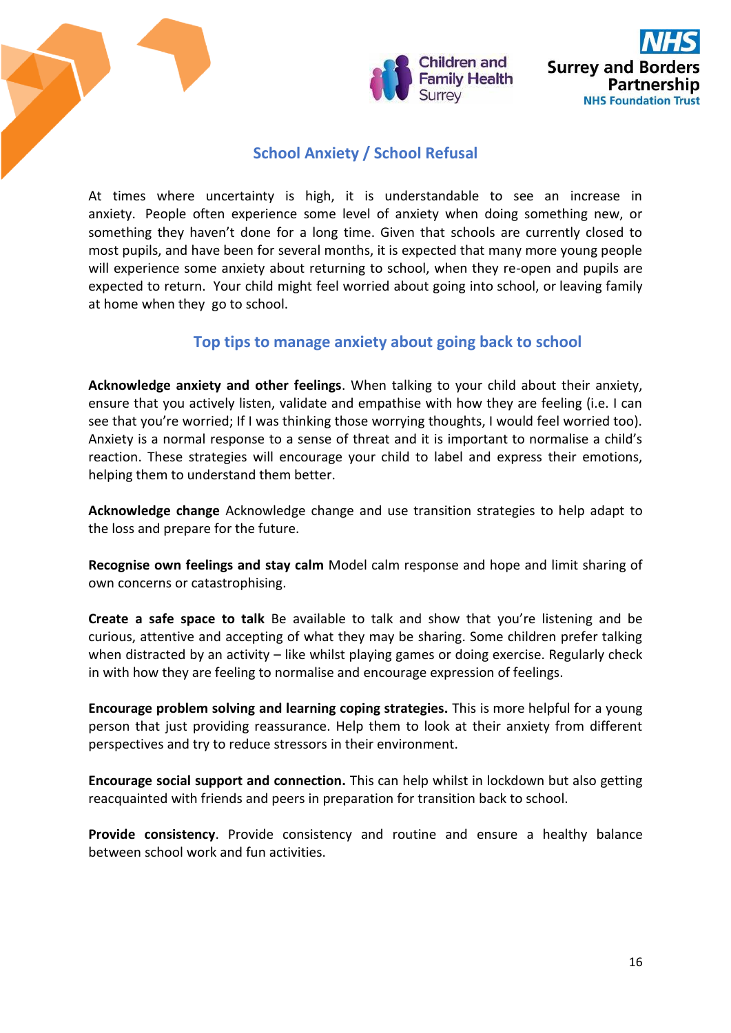## School Anxiety / School Refusal

At times where uncertainty is high, it is understandable to see an increase in anxiety. People often experience some level of anxiety when doing something new, or something they haven't done for a long time. Given that schools are currently closed to most pupils, and have been for several months, it is expected that many more young people will experience some anxiety about returning to school, when they re-open and pupils are expected to return. Your child might feel worried about going into school, or leaving family at home when they go to school.

### Top tips to manage anxiety about going back to school

**Acknowledge anxiety and other feelings**. When talking to your child about their anxiety, ensure that you actively listen, validate and empathise with how they are feeling (i.e. I can see that you're worried; If I was thinking those worrying thoughts, I would feel worried too). Anxiety is a normal response to a sense of threat and it is important to normalise a child's reaction. These strategies will encourage your child to label and express their emotions, helping them to understand them better.

**Acknowledge change** Acknowledge change and use transition strategies to help adapt to the loss and prepare for the future.

**Recognise own feelings and stay calm** Model calm response and hope and limit sharing of own concerns or catastrophising.

**Create a safe space to talk** Be available to talk and show that you're listening and be curious, attentive and accepting of what they may be sharing. Some children prefer talking when distracted by an activity – like whilst playing games or doing exercise. Regularly check in with how they are feeling to normalise and encourage expression of feelings.

**Encourage problem solving and learning coping strategies.** This is more helpful for a young person that just providing reassurance. Help them to look at their anxiety from different perspectives and try to reduce stressors in their environment.

**Encourage social support and connection.** This can help whilst in lockdown but also getting reacquainted with friends and peers in preparation for transition back to school.

**Provide consistency**. Provide consistency and routine and ensure a healthy balance between school work and fun activities.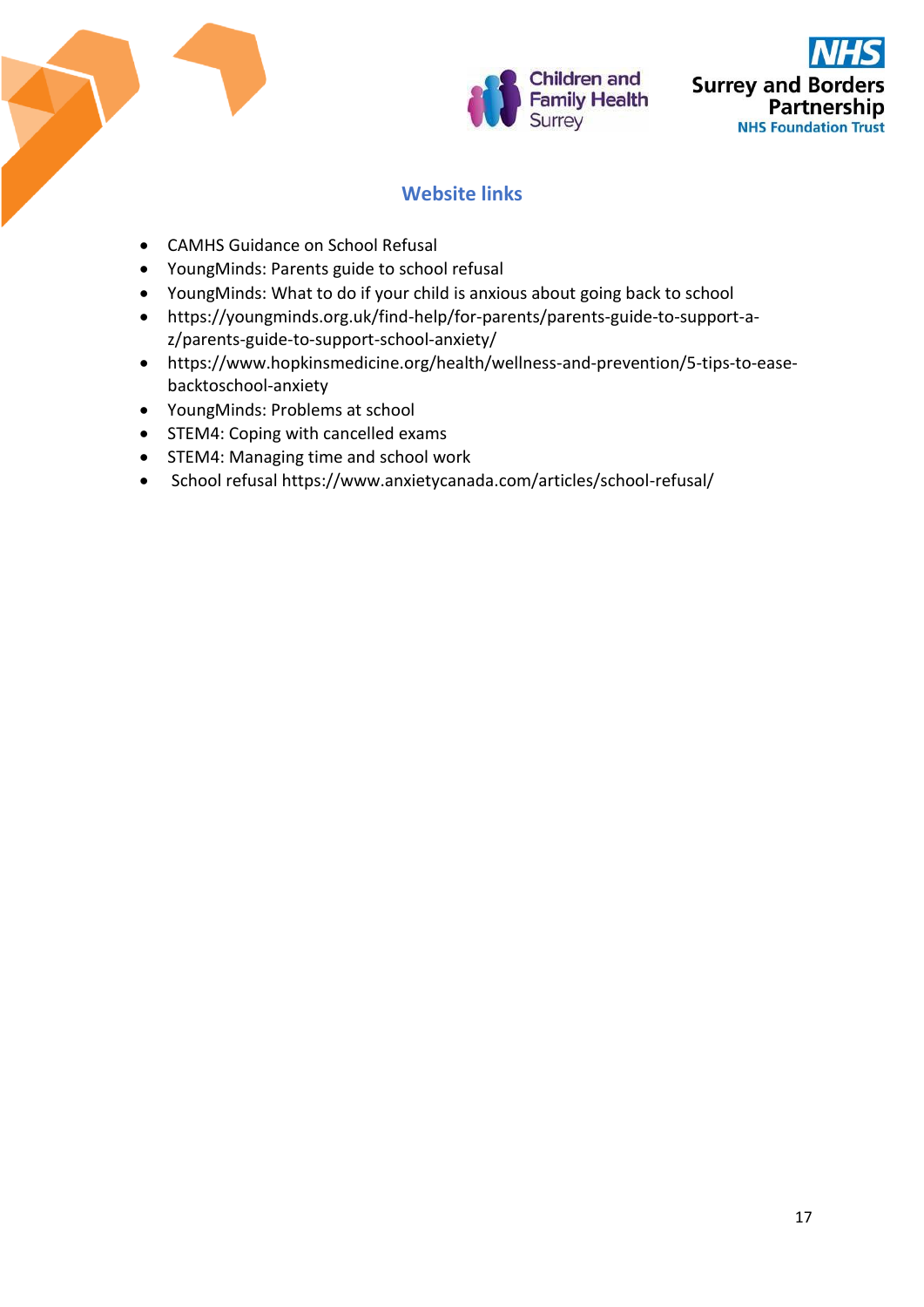## Website links

- CAMHS Guidance on School Refusal
- YoungMinds: Parents guide to school refusal
- YoungMinds: What to do if your child is anxious about going back to school
- https://youngminds.org.uk/find-help/for-parents/parents-guide-to-support-a-z/parents-guide-to-support-school-anxiety/
- https://www.hopkinsmedicine.org/health/wellness-and-prevention/5-tips-to-ease-backtoschool-anxiety
- YoungMinds: Problems at school
- STEM4: Coping with cancelled exams
- STEM4: Managing time and school work
- School refusal https://www.anxietycanada.com/articles/school-refusal/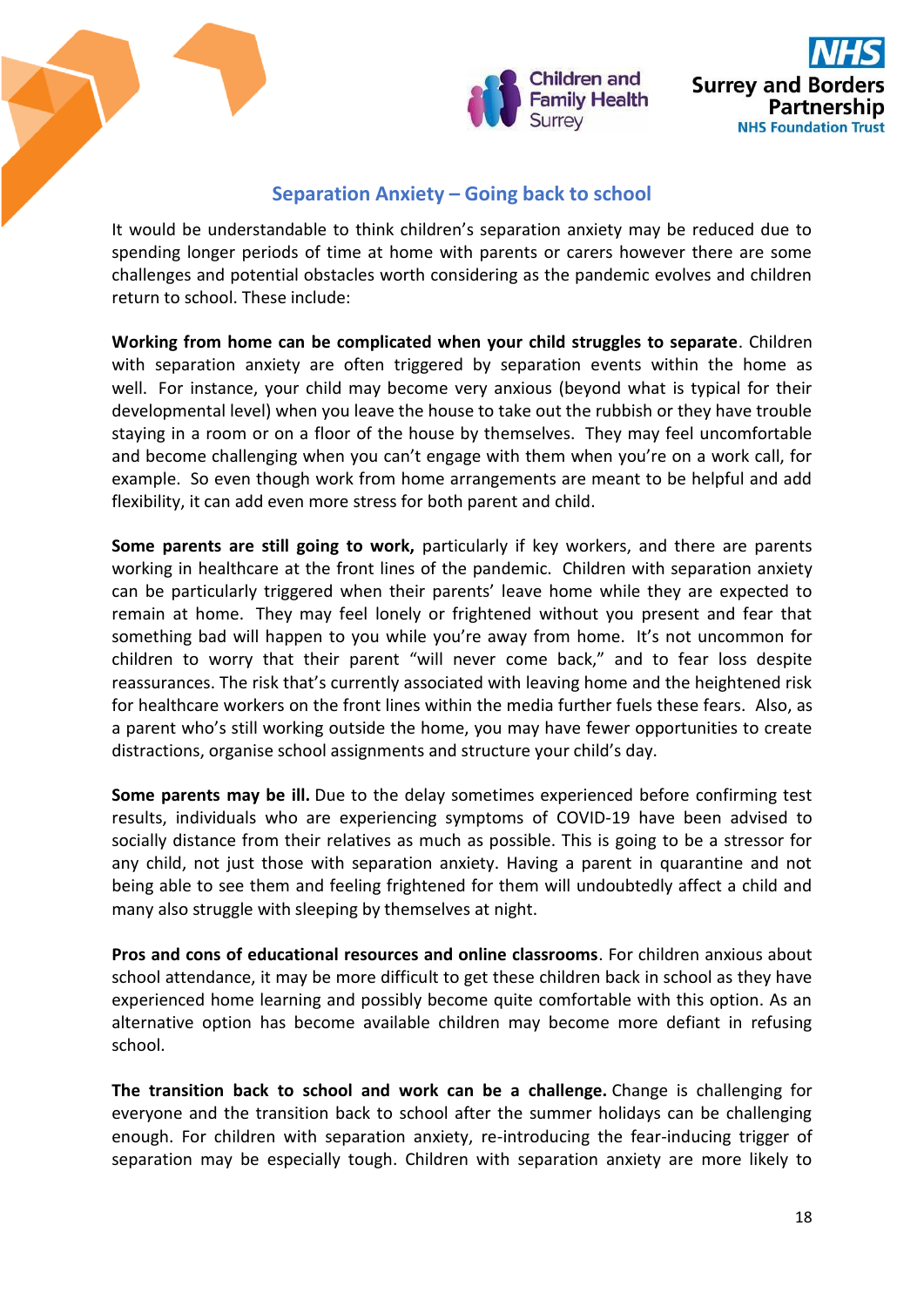## Separation Anxiety – Going back to school

It would be understandable to think children's separation anxiety may be reduced due to spending longer periods of time at home with parents or carers however there are some challenges and potential obstacles worth considering as the pandemic evolves and children return to school. These include:

**Working from home can be complicated when your child struggles to separate**. Children with separation anxiety are often triggered by separation events within the home as well. For instance, your child may become very anxious (beyond what is typical for their developmental level) when you leave the house to take out the rubbish or they have trouble staying in a room or on a floor of the house by themselves. They may feel uncomfortable and become challenging when you can't engage with them when you're on a work call, for example. So even though work from home arrangements are meant to be helpful and add flexibility, it can add even more stress for both parent and child.

**Some parents are still going to work,** particularly if key workers, and there are parents working in healthcare at the front lines of the pandemic. Children with separation anxiety can be particularly triggered when their parents' leave home while they are expected to remain at home. They may feel lonely or frightened without you present and fear that something bad will happen to you while you're away from home. It's not uncommon for children to worry that their parent "will never come back," and to fear loss despite reassurances. The risk that's currently associated with leaving home and the heightened risk for healthcare workers on the front lines within the media further fuels these fears. Also, as a parent who's still working outside the home, you may have fewer opportunities to create distractions, organise school assignments and structure your child's day.

**Some parents may be ill.** Due to the delay sometimes experienced before confirming test results, individuals who are experiencing symptoms of COVID-19 have been advised to socially distance from their relatives as much as possible. This is going to be a stressor for any child, not just those with separation anxiety. Having a parent in quarantine and not being able to see them and feeling frightened for them will undoubtedly affect a child and many also struggle with sleeping by themselves at night.

**Pros and cons of educational resources and online classrooms**. For children anxious about school attendance, it may be more difficult to get these children back in school as they have experienced home learning and possibly become quite comfortable with this option. As an alternative option has become available children may become more defiant in refusing school.

**The transition back to school and work can be a challenge.** Change is challenging for everyone and the transition back to school after the summer holidays can be challenging enough. For children with separation anxiety, re-introducing the fear-inducing trigger of separation may be especially tough. Children with separation anxiety are more likely to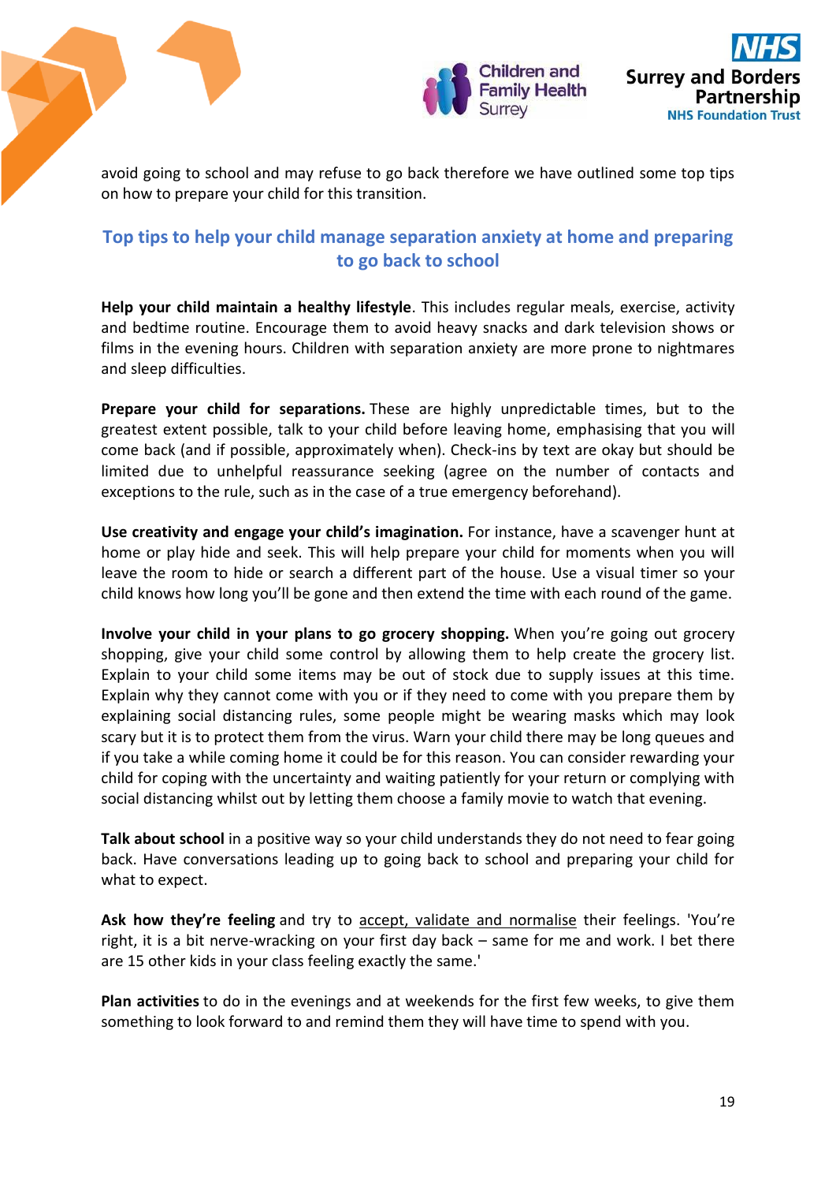avoid going to school and may refuse to go back therefore we have outlined some top tips on how to prepare your child for this transition.

## Top tips to help your child manage separation anxiety at home and preparing to go back to school

**Help your child maintain a healthy lifestyle**. This includes regular meals, exercise, activity and bedtime routine. Encourage them to avoid heavy snacks and dark television shows or films in the evening hours. Children with separation anxiety are more prone to nightmares and sleep difficulties.

**Prepare your child for separations.** These are highly unpredictable times, but to the greatest extent possible, talk to your child before leaving home, emphasising that you will come back (and if possible, approximately when). Check-ins by text are okay but should be limited due to unhelpful reassurance seeking (agree on the number of contacts and exceptions to the rule, such as in the case of a true emergency beforehand).

**Use creativity and engage your child's imagination.** For instance, have a scavenger hunt at home or play hide and seek. This will help prepare your child for moments when you will leave the room to hide or search a different part of the house. Use a visual timer so your child knows how long you'll be gone and then extend the time with each round of the game.

**Involve your child in your plans to go grocery shopping.** When you're going out grocery shopping, give your child some control by allowing them to help create the grocery list. Explain to your child some items may be out of stock due to supply issues at this time. Explain why they cannot come with you or if they need to come with you prepare them by explaining social distancing rules, some people might be wearing masks which may look scary but it is to protect them from the virus. Warn your child there may be long queues and if you take a while coming home it could be for this reason. You can consider rewarding your child for coping with the uncertainty and waiting patiently for your return or complying with social distancing whilst out by letting them choose a family movie to watch that evening.

**Talk about school** in a positive way so your child understands they do not need to fear going back. Have conversations leading up to going back to school and preparing your child for what to expect.

**Ask how they're feeling** and try to accept, validate and normalise their feelings. 'You're right, it is a bit nerve-wracking on your first day back – same for me and work. I bet there are 15 other kids in your class feeling exactly the same.'

**Plan activities** to do in the evenings and at weekends for the first few weeks, to give them something to look forward to and remind them they will have time to spend with you.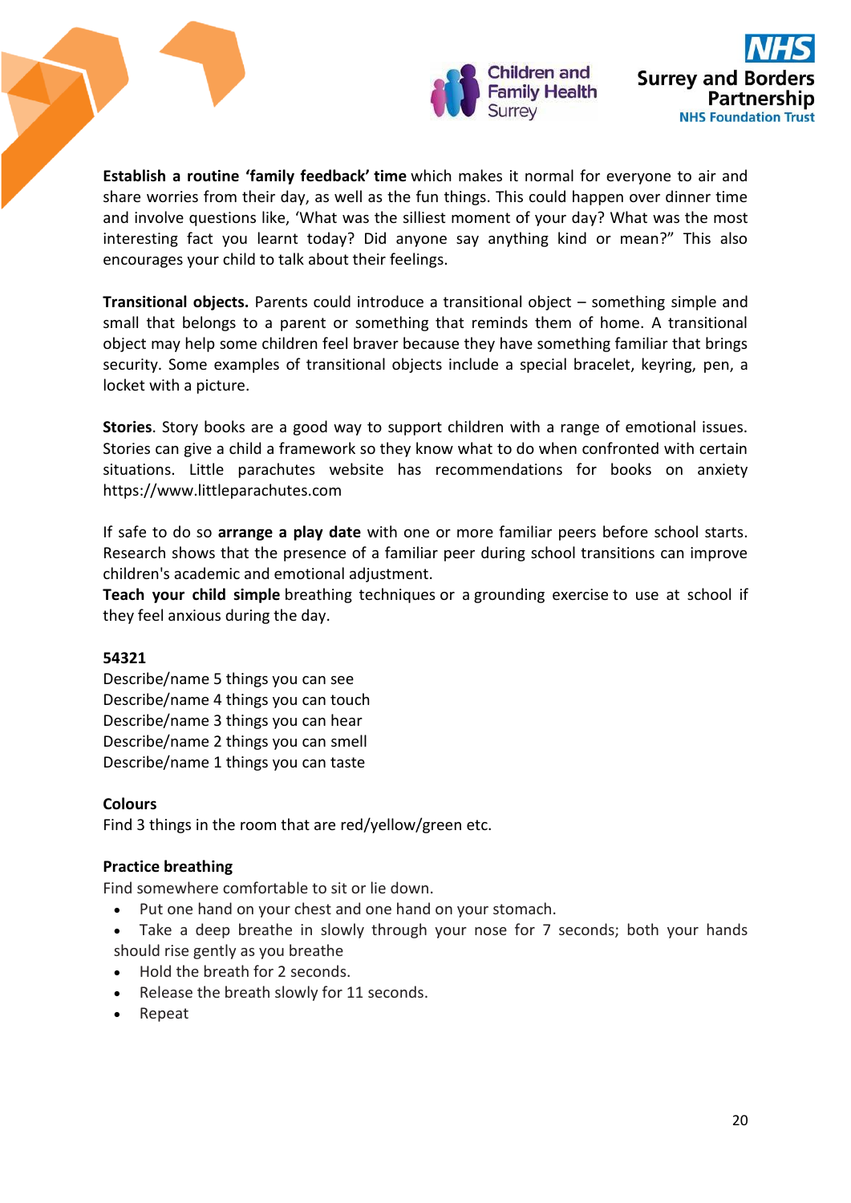**Establish a routine 'family feedback' time** which makes it normal for everyone to air and share worries from their day, as well as the fun things. This could happen over dinner time and involve questions like, 'What was the silliest moment of your day? What was the most interesting fact you learnt today? Did anyone say anything kind or mean?" This also encourages your child to talk about their feelings.

**Transitional objects.** Parents could introduce a transitional object – something simple and small that belongs to a parent or something that reminds them of home. A transitional object may help some children feel braver because they have something familiar that brings security. Some examples of transitional objects include a special bracelet, keyring, pen, a locket with a picture.

**Stories**. Story books are a good way to support children with a range of emotional issues. Stories can give a child a framework so they know what to do when confronted with certain situations. Little parachutes website has recommendations for books on anxiety https://www.littleparachutes.com

If safe to do so **arrange a play date** with one or more familiar peers before school starts. Research shows that the presence of a familiar peer during school transitions can improve children's academic and emotional adjustment.

**Teach your child simple** breathing techniques or a grounding exercise to use at school if they feel anxious during the day.

**54321**

Describe/name 5 things you can see
Describe/name 4 things you can touch
Describe/name 3 things you can hear
Describe/name 2 things you can smell
Describe/name 1 things you can taste

**Colours**

Find 3 things in the room that are red/yellow/green etc.

**Practice breathing**

Find somewhere comfortable to sit or lie down.

- Put one hand on your chest and one hand on your stomach.
- Take a deep breathe in slowly through your nose for 7 seconds; both your hands should rise gently as you breathe
- Hold the breath for 2 seconds.
- Release the breath slowly for 11 seconds.
- Repeat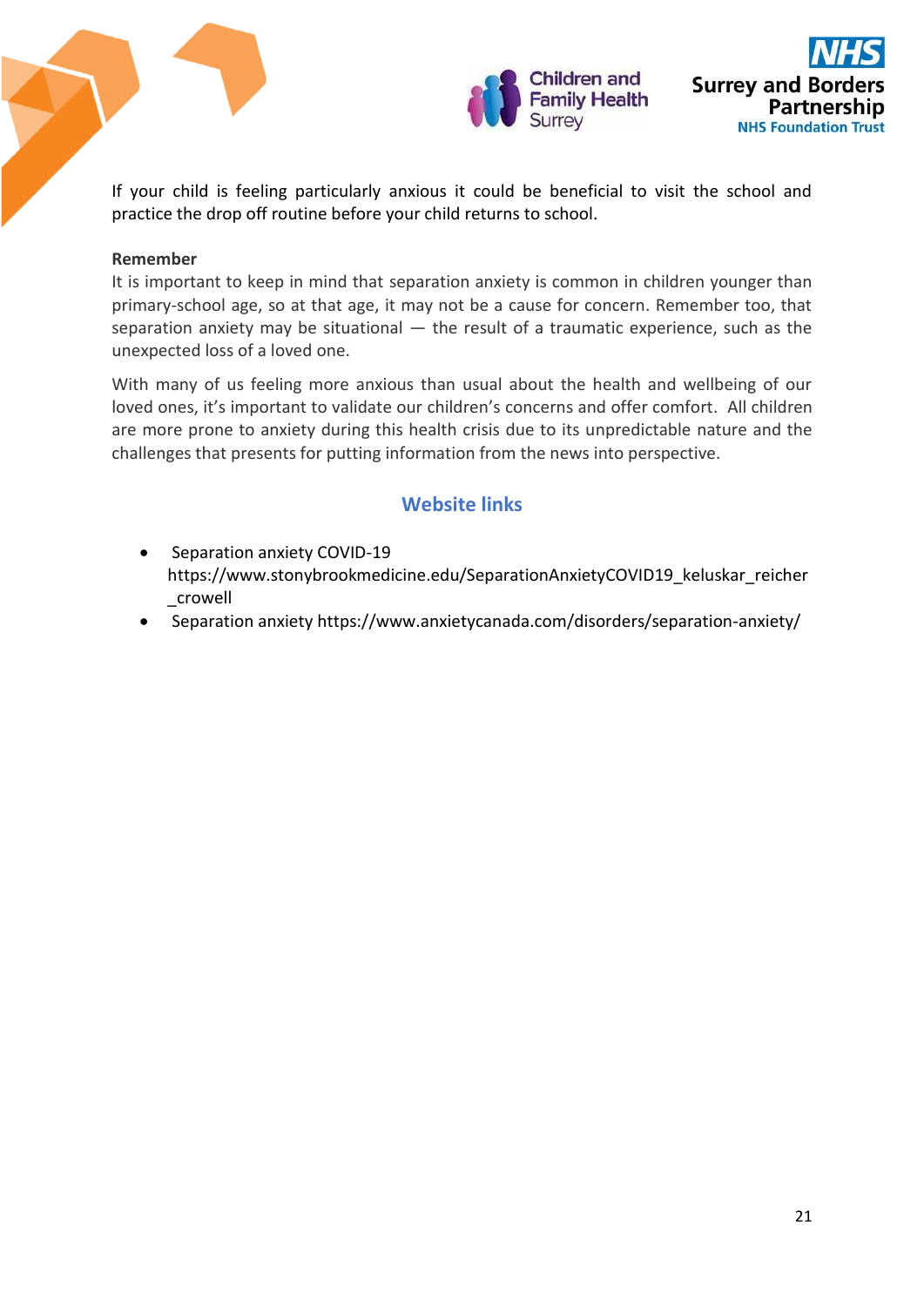If your child is feeling particularly anxious it could be beneficial to visit the school and practice the drop off routine before your child returns to school.

**Remember**

It is important to keep in mind that separation anxiety is common in children younger than primary-school age, so at that age, it may not be a cause for concern. Remember too, that separation anxiety may be situational — the result of a traumatic experience, such as the unexpected loss of a loved one.

With many of us feeling more anxious than usual about the health and wellbeing of our loved ones, it's important to validate our children's concerns and offer comfort. All children are more prone to anxiety during this health crisis due to its unpredictable nature and the challenges that presents for putting information from the news into perspective.

## Website links

- Separation anxiety COVID-19 https://www.stonybrookmedicine.edu/SeparationAnxietyCOVID19_keluskar_reicher_crowell
- Separation anxiety https://www.anxietycanada.com/disorders/separation-anxiety/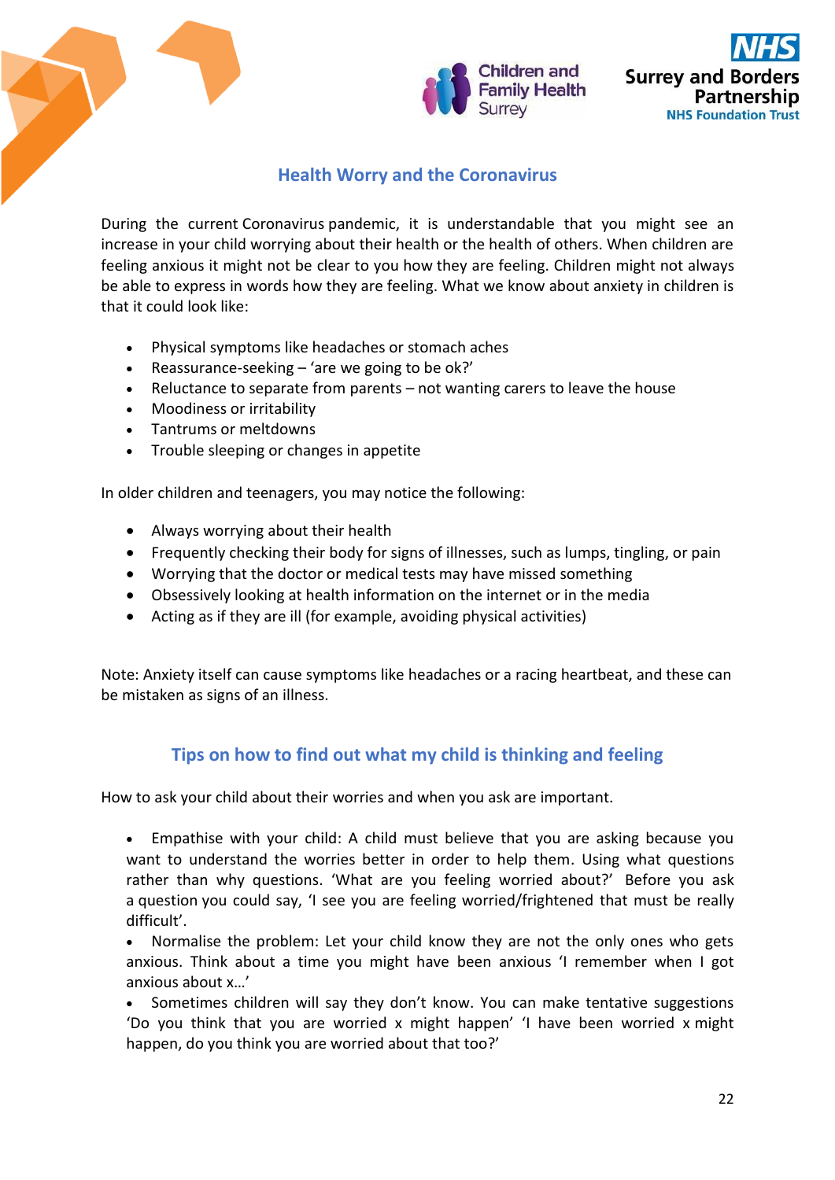## Health Worry and the Coronavirus

During the current Coronavirus pandemic, it is understandable that you might see an increase in your child worrying about their health or the health of others. When children are feeling anxious it might not be clear to you how they are feeling. Children might not always be able to express in words how they are feeling. What we know about anxiety in children is that it could look like:

- Physical symptoms like headaches or stomach aches
- Reassurance-seeking – 'are we going to be ok?'
- Reluctance to separate from parents – not wanting carers to leave the house
- Moodiness or irritability
- Tantrums or meltdowns
- Trouble sleeping or changes in appetite

In older children and teenagers, you may notice the following:

- Always worrying about their health
- Frequently checking their body for signs of illnesses, such as lumps, tingling, or pain
- Worrying that the doctor or medical tests may have missed something
- Obsessively looking at health information on the internet or in the media
- Acting as if they are ill (for example, avoiding physical activities)

Note: Anxiety itself can cause symptoms like headaches or a racing heartbeat, and these can be mistaken as signs of an illness.

## Tips on how to find out what my child is thinking and feeling

How to ask your child about their worries and when you ask are important.

- Empathise with your child: A child must believe that you are asking because you want to understand the worries better in order to help them. Using what questions rather than why questions. 'What are you feeling worried about?' Before you ask a question you could say, 'I see you are feeling worried/frightened that must be really difficult'.
- Normalise the problem: Let your child know they are not the only ones who gets anxious. Think about a time you might have been anxious 'I remember when I got anxious about x…'
- Sometimes children will say they don't know. You can make tentative suggestions 'Do you think that you are worried x might happen' 'I have been worried x might happen, do you think you are worried about that too?'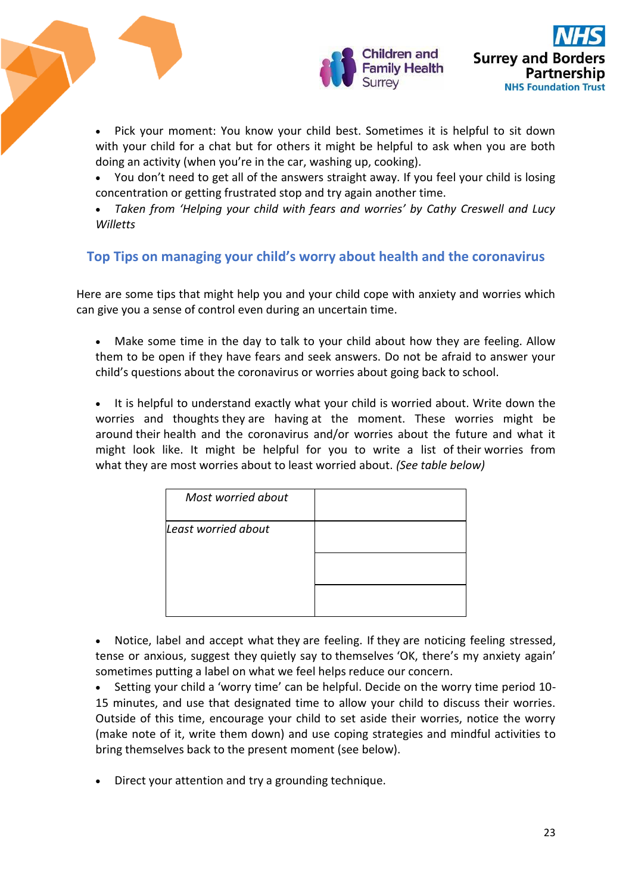- Pick your moment: You know your child best. Sometimes it is helpful to sit down with your child for a chat but for others it might be helpful to ask when you are both doing an activity (when you're in the car, washing up, cooking).
- You don't need to get all of the answers straight away. If you feel your child is losing concentration or getting frustrated stop and try again another time.
- *Taken from 'Helping your child with fears and worries' by Cathy Creswell and Lucy Willetts*

## Top Tips on managing your child's worry about health and the coronavirus

Here are some tips that might help you and your child cope with anxiety and worries which can give you a sense of control even during an uncertain time.

- Make some time in the day to talk to your child about how they are feeling. Allow them to be open if they have fears and seek answers. Do not be afraid to answer your child's questions about the coronavirus or worries about going back to school.

- It is helpful to understand exactly what your child is worried about. Write down the worries and thoughts they are having at the moment. These worries might be around their health and the coronavirus and/or worries about the future and what it might look like. It might be helpful for you to write a list of their worries from what they are most worries about to least worried about. *(See table below)*

| *Most worried about* | |
|---|---|
| *Least worried about* | |
| | |
| | |

- Notice, label and accept what they are feeling. If they are noticing feeling stressed, tense or anxious, suggest they quietly say to themselves 'OK, there's my anxiety again' sometimes putting a label on what we feel helps reduce our concern.
- Setting your child a 'worry time' can be helpful. Decide on the worry time period 10-15 minutes, and use that designated time to allow your child to discuss their worries. Outside of this time, encourage your child to set aside their worries, notice the worry (make note of it, write them down) and use coping strategies and mindful activities to bring themselves back to the present moment (see below).

- Direct your attention and try a grounding technique.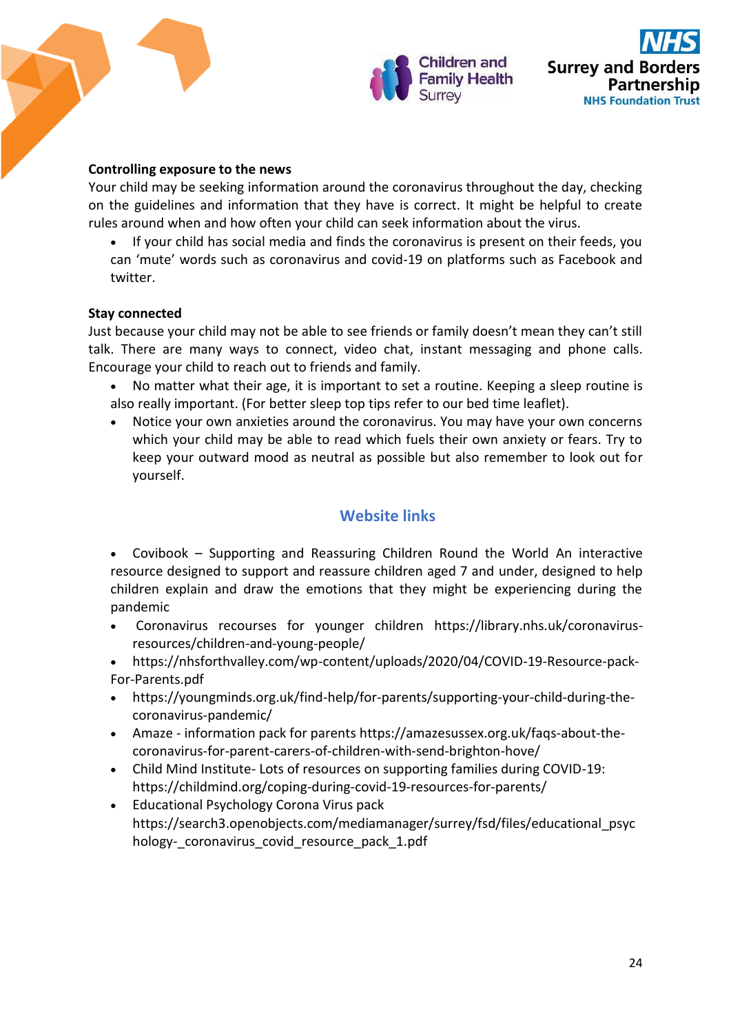**Controlling exposure to the news**

Your child may be seeking information around the coronavirus throughout the day, checking on the guidelines and information that they have is correct. It might be helpful to create rules around when and how often your child can seek information about the virus.

- If your child has social media and finds the coronavirus is present on their feeds, you can 'mute' words such as coronavirus and covid-19 on platforms such as Facebook and twitter.

**Stay connected**

Just because your child may not be able to see friends or family doesn't mean they can't still talk. There are many ways to connect, video chat, instant messaging and phone calls. Encourage your child to reach out to friends and family.

- No matter what their age, it is important to set a routine. Keeping a sleep routine is also really important. (For better sleep top tips refer to our bed time leaflet).
- Notice your own anxieties around the coronavirus. You may have your own concerns which your child may be able to read which fuels their own anxiety or fears. Try to keep your outward mood as neutral as possible but also remember to look out for yourself.

## Website links

- Covibook – Supporting and Reassuring Children Round the World An interactive resource designed to support and reassure children aged 7 and under, designed to help children explain and draw the emotions that they might be experiencing during the pandemic
- Coronavirus recourses for younger children https://library.nhs.uk/coronavirus-resources/children-and-young-people/
- https://nhsforthvalley.com/wp-content/uploads/2020/04/COVID-19-Resource-pack-For-Parents.pdf
- https://youngminds.org.uk/find-help/for-parents/supporting-your-child-during-the-coronavirus-pandemic/
- Amaze - information pack for parents https://amazesussex.org.uk/faqs-about-the-coronavirus-for-parent-carers-of-children-with-send-brighton-hove/
- Child Mind Institute- Lots of resources on supporting families during COVID-19: https://childmind.org/coping-during-covid-19-resources-for-parents/
- Educational Psychology Corona Virus pack https://search3.openobjects.com/mediamanager/surrey/fsd/files/educational_psychology-_coronavirus_covid_resource_pack_1.pdf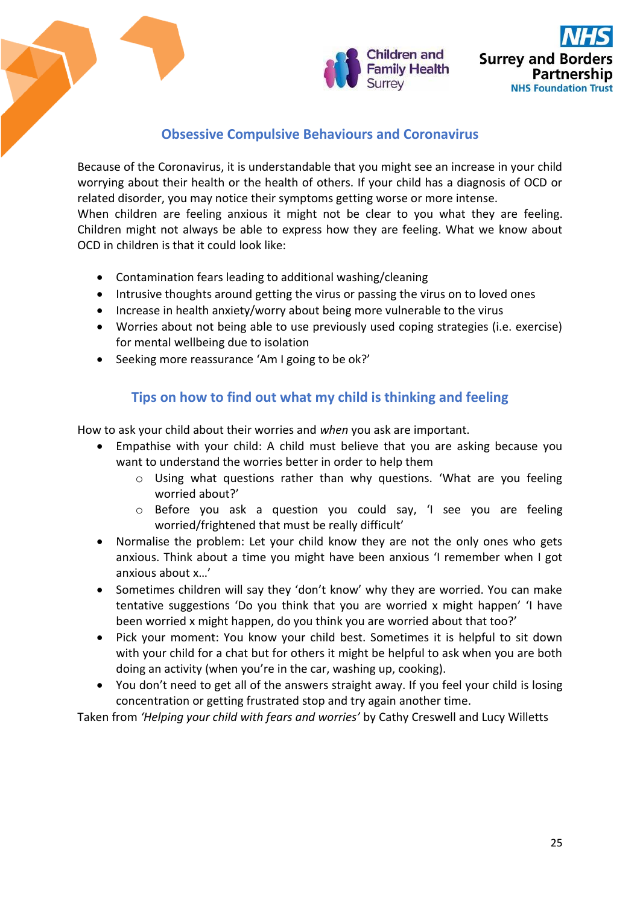## Obsessive Compulsive Behaviours and Coronavirus

Because of the Coronavirus, it is understandable that you might see an increase in your child worrying about their health or the health of others. If your child has a diagnosis of OCD or related disorder, you may notice their symptoms getting worse or more intense.
When children are feeling anxious it might not be clear to you what they are feeling. Children might not always be able to express how they are feeling. What we know about OCD in children is that it could look like:

- Contamination fears leading to additional washing/cleaning
- Intrusive thoughts around getting the virus or passing the virus on to loved ones
- Increase in health anxiety/worry about being more vulnerable to the virus
- Worries about not being able to use previously used coping strategies (i.e. exercise) for mental wellbeing due to isolation
- Seeking more reassurance 'Am I going to be ok?'

## Tips on how to find out what my child is thinking and feeling

How to ask your child about their worries and *when* you ask are important.

- Empathise with your child: A child must believe that you are asking because you want to understand the worries better in order to help them
  - Using what questions rather than why questions. 'What are you feeling worried about?'
  - Before you ask a question you could say, 'I see you are feeling worried/frightened that must be really difficult'
- Normalise the problem: Let your child know they are not the only ones who gets anxious. Think about a time you might have been anxious 'I remember when I got anxious about x…'
- Sometimes children will say they 'don't know' why they are worried. You can make tentative suggestions 'Do you think that you are worried x might happen' 'I have been worried x might happen, do you think you are worried about that too?'
- Pick your moment: You know your child best. Sometimes it is helpful to sit down with your child for a chat but for others it might be helpful to ask when you are both doing an activity (when you're in the car, washing up, cooking).
- You don't need to get all of the answers straight away. If you feel your child is losing concentration or getting frustrated stop and try again another time.

Taken from *'Helping your child with fears and worries'* by Cathy Creswell and Lucy Willetts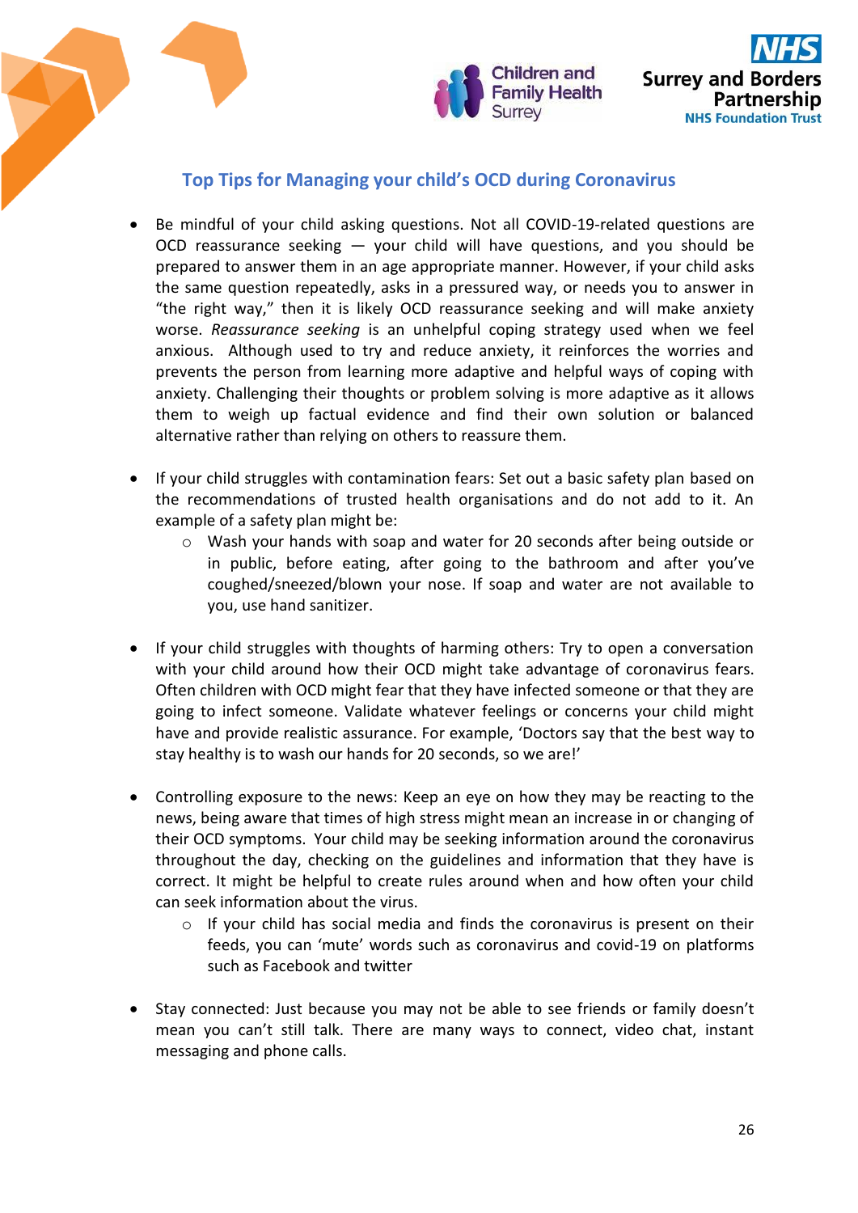## Top Tips for Managing your child's OCD during Coronavirus

- Be mindful of your child asking questions. Not all COVID-19-related questions are OCD reassurance seeking — your child will have questions, and you should be prepared to answer them in an age appropriate manner. However, if your child asks the same question repeatedly, asks in a pressured way, or needs you to answer in "the right way," then it is likely OCD reassurance seeking and will make anxiety worse. *Reassurance seeking* is an unhelpful coping strategy used when we feel anxious. Although used to try and reduce anxiety, it reinforces the worries and prevents the person from learning more adaptive and helpful ways of coping with anxiety. Challenging their thoughts or problem solving is more adaptive as it allows them to weigh up factual evidence and find their own solution or balanced alternative rather than relying on others to reassure them.

- If your child struggles with contamination fears: Set out a basic safety plan based on the recommendations of trusted health organisations and do not add to it. An example of a safety plan might be:
  - Wash your hands with soap and water for 20 seconds after being outside or in public, before eating, after going to the bathroom and after you've coughed/sneezed/blown your nose. If soap and water are not available to you, use hand sanitizer.

- If your child struggles with thoughts of harming others: Try to open a conversation with your child around how their OCD might take advantage of coronavirus fears. Often children with OCD might fear that they have infected someone or that they are going to infect someone. Validate whatever feelings or concerns your child might have and provide realistic assurance. For example, 'Doctors say that the best way to stay healthy is to wash our hands for 20 seconds, so we are!'

- Controlling exposure to the news: Keep an eye on how they may be reacting to the news, being aware that times of high stress might mean an increase in or changing of their OCD symptoms. Your child may be seeking information around the coronavirus throughout the day, checking on the guidelines and information that they have is correct. It might be helpful to create rules around when and how often your child can seek information about the virus.
  - If your child has social media and finds the coronavirus is present on their feeds, you can 'mute' words such as coronavirus and covid-19 on platforms such as Facebook and twitter

- Stay connected: Just because you may not be able to see friends or family doesn't mean you can't still talk. There are many ways to connect, video chat, instant messaging and phone calls.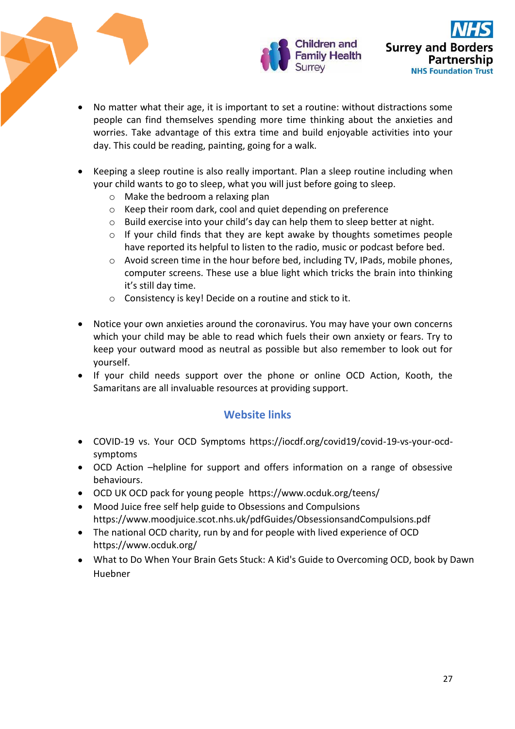- No matter what their age, it is important to set a routine: without distractions some people can find themselves spending more time thinking about the anxieties and worries. Take advantage of this extra time and build enjoyable activities into your day. This could be reading, painting, going for a walk.

- Keeping a sleep routine is also really important. Plan a sleep routine including when your child wants to go to sleep, what you will just before going to sleep.
  - Make the bedroom a relaxing plan
  - Keep their room dark, cool and quiet depending on preference
  - Build exercise into your child's day can help them to sleep better at night.
  - If your child finds that they are kept awake by thoughts sometimes people have reported its helpful to listen to the radio, music or podcast before bed.
  - Avoid screen time in the hour before bed, including TV, IPads, mobile phones, computer screens. These use a blue light which tricks the brain into thinking it's still day time.
  - Consistency is key! Decide on a routine and stick to it.

- Notice your own anxieties around the coronavirus. You may have your own concerns which your child may be able to read which fuels their own anxiety or fears. Try to keep your outward mood as neutral as possible but also remember to look out for yourself.
- If your child needs support over the phone or online OCD Action, Kooth, the Samaritans are all invaluable resources at providing support.

## Website links

- COVID-19 vs. Your OCD Symptoms https://iocdf.org/covid19/covid-19-vs-your-ocd-symptoms
- OCD Action –helpline for support and offers information on a range of obsessive behaviours.
- OCD UK OCD pack for young people https://www.ocduk.org/teens/
- Mood Juice free self help guide to Obsessions and Compulsions https://www.moodjuice.scot.nhs.uk/pdfGuides/ObsessionsandCompulsions.pdf
- The national OCD charity, run by and for people with lived experience of OCD https://www.ocduk.org/
- What to Do When Your Brain Gets Stuck: A Kid's Guide to Overcoming OCD, book by Dawn Huebner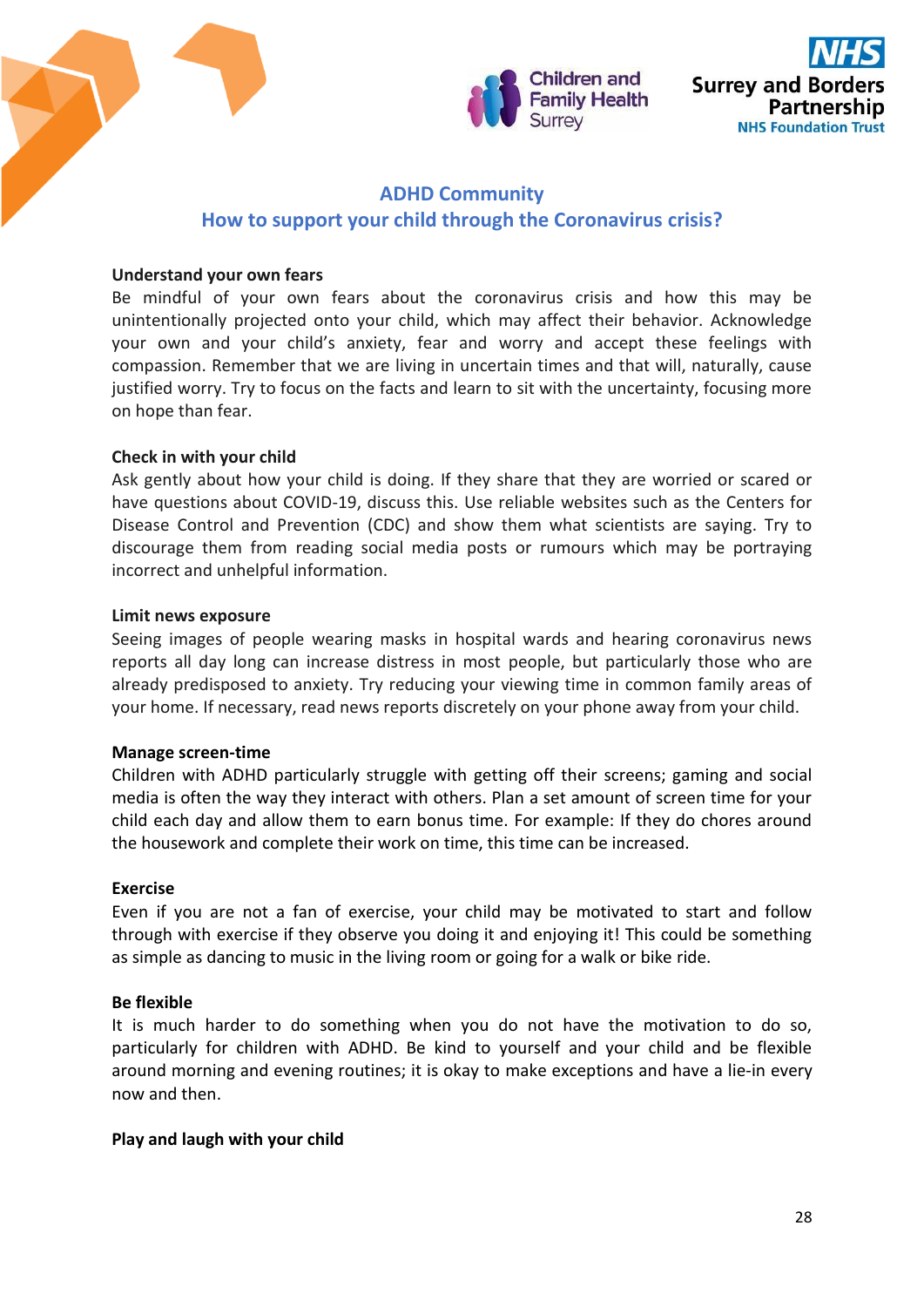## ADHD Community
## How to support your child through the Coronavirus crisis?

**Understand your own fears**

Be mindful of your own fears about the coronavirus crisis and how this may be unintentionally projected onto your child, which may affect their behavior. Acknowledge your own and your child's anxiety, fear and worry and accept these feelings with compassion. Remember that we are living in uncertain times and that will, naturally, cause justified worry. Try to focus on the facts and learn to sit with the uncertainty, focusing more on hope than fear.

**Check in with your child**

Ask gently about how your child is doing. If they share that they are worried or scared or have questions about COVID-19, discuss this. Use reliable websites such as the Centers for Disease Control and Prevention (CDC) and show them what scientists are saying. Try to discourage them from reading social media posts or rumours which may be portraying incorrect and unhelpful information.

**Limit news exposure**

Seeing images of people wearing masks in hospital wards and hearing coronavirus news reports all day long can increase distress in most people, but particularly those who are already predisposed to anxiety. Try reducing your viewing time in common family areas of your home. If necessary, read news reports discretely on your phone away from your child.

**Manage screen-time**

Children with ADHD particularly struggle with getting off their screens; gaming and social media is often the way they interact with others. Plan a set amount of screen time for your child each day and allow them to earn bonus time. For example: If they do chores around the housework and complete their work on time, this time can be increased.

**Exercise**

Even if you are not a fan of exercise, your child may be motivated to start and follow through with exercise if they observe you doing it and enjoying it! This could be something as simple as dancing to music in the living room or going for a walk or bike ride.

**Be flexible**

It is much harder to do something when you do not have the motivation to do so, particularly for children with ADHD. Be kind to yourself and your child and be flexible around morning and evening routines; it is okay to make exceptions and have a lie-in every now and then.

**Play and laugh with your child**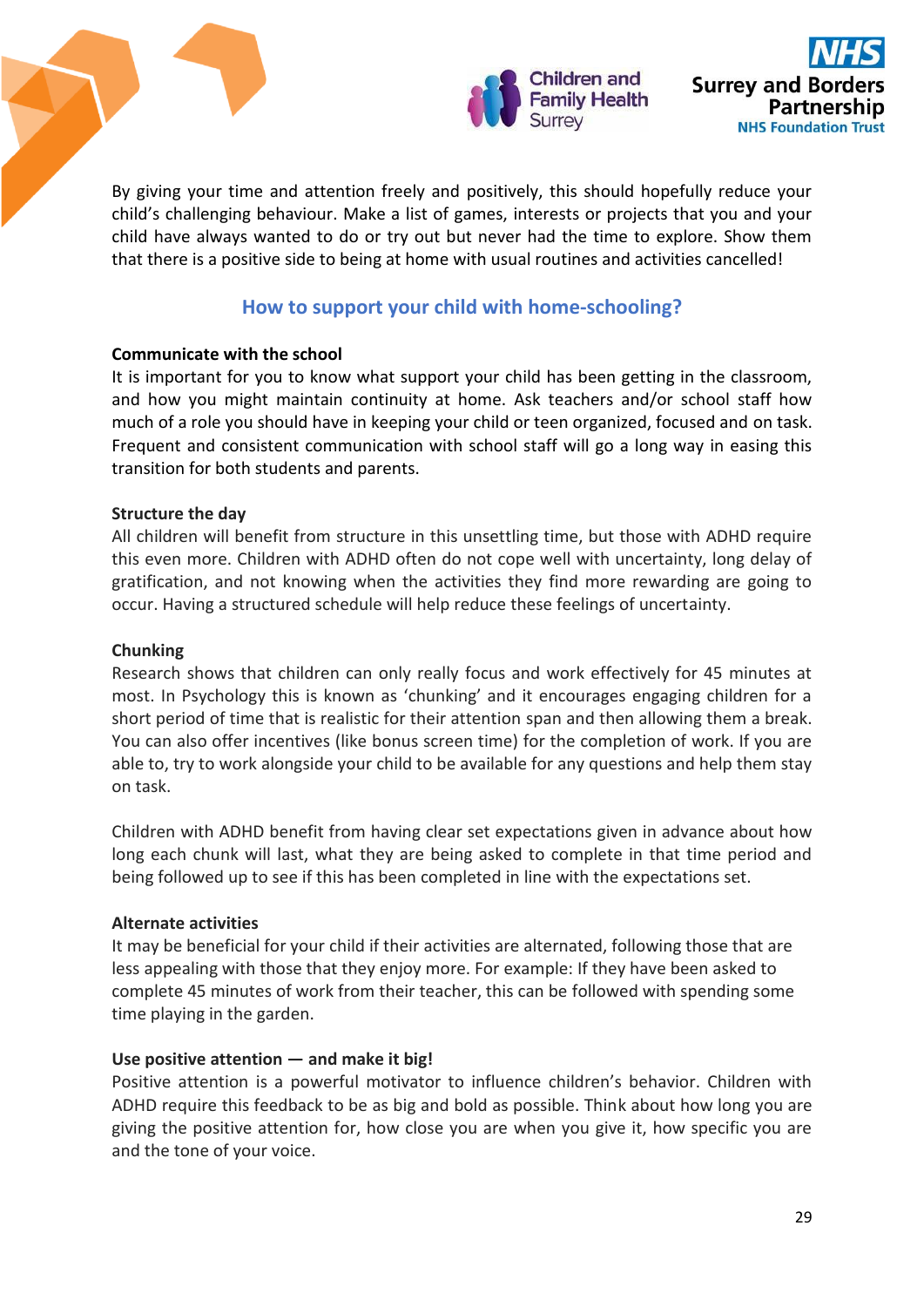By giving your time and attention freely and positively, this should hopefully reduce your child's challenging behaviour. Make a list of games, interests or projects that you and your child have always wanted to do or try out but never had the time to explore. Show them that there is a positive side to being at home with usual routines and activities cancelled!

## How to support your child with home-schooling?

**Communicate with the school**

It is important for you to know what support your child has been getting in the classroom, and how you might maintain continuity at home. Ask teachers and/or school staff how much of a role you should have in keeping your child or teen organized, focused and on task. Frequent and consistent communication with school staff will go a long way in easing this transition for both students and parents.

**Structure the day**

All children will benefit from structure in this unsettling time, but those with ADHD require this even more. Children with ADHD often do not cope well with uncertainty, long delay of gratification, and not knowing when the activities they find more rewarding are going to occur. Having a structured schedule will help reduce these feelings of uncertainty.

**Chunking**

Research shows that children can only really focus and work effectively for 45 minutes at most. In Psychology this is known as 'chunking' and it encourages engaging children for a short period of time that is realistic for their attention span and then allowing them a break. You can also offer incentives (like bonus screen time) for the completion of work. If you are able to, try to work alongside your child to be available for any questions and help them stay on task.

Children with ADHD benefit from having clear set expectations given in advance about how long each chunk will last, what they are being asked to complete in that time period and being followed up to see if this has been completed in line with the expectations set.

**Alternate activities**

It may be beneficial for your child if their activities are alternated, following those that are less appealing with those that they enjoy more. For example: If they have been asked to complete 45 minutes of work from their teacher, this can be followed with spending some time playing in the garden.

**Use positive attention — and make it big!**

Positive attention is a powerful motivator to influence children's behavior. Children with ADHD require this feedback to be as big and bold as possible. Think about how long you are giving the positive attention for, how close you are when you give it, how specific you are and the tone of your voice.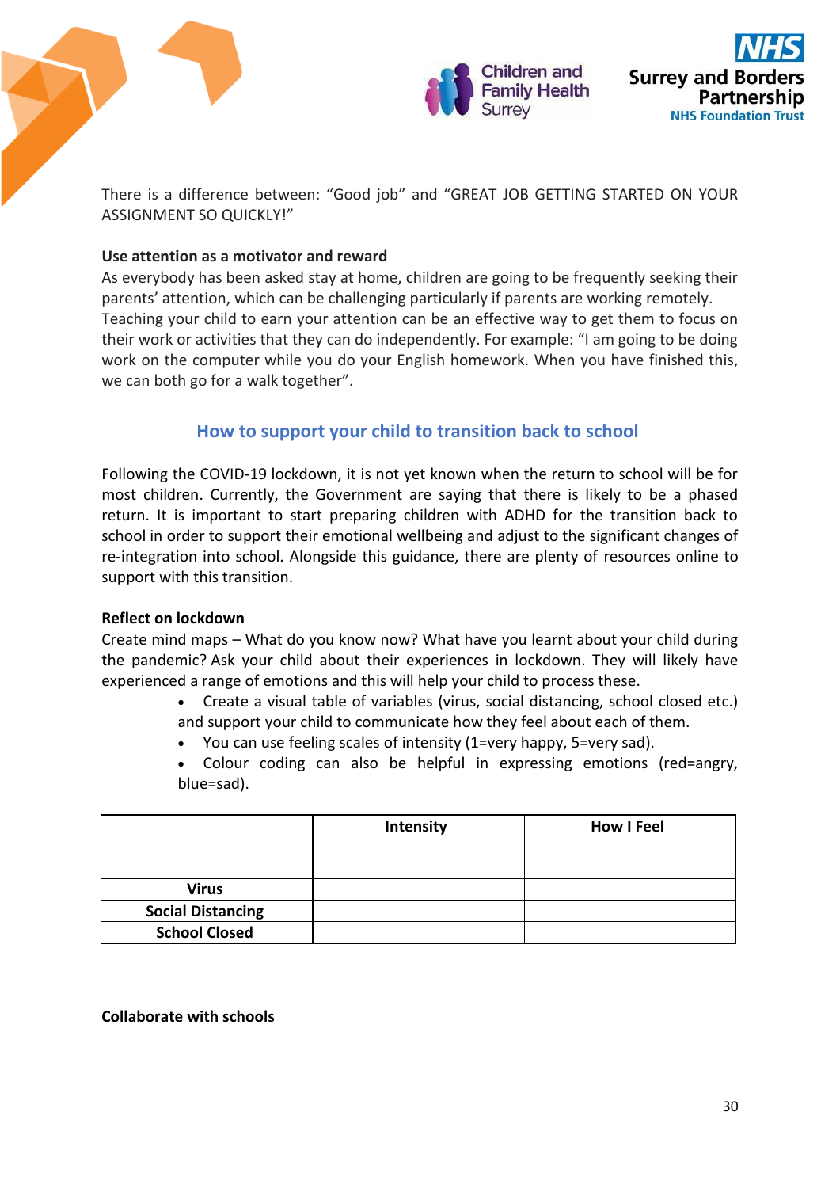There is a difference between: "Good job" and "GREAT JOB GETTING STARTED ON YOUR ASSIGNMENT SO QUICKLY!"

**Use attention as a motivator and reward**

As everybody has been asked stay at home, children are going to be frequently seeking their parents' attention, which can be challenging particularly if parents are working remotely. Teaching your child to earn your attention can be an effective way to get them to focus on their work or activities that they can do independently. For example: "I am going to be doing work on the computer while you do your English homework. When you have finished this, we can both go for a walk together".

## How to support your child to transition back to school

Following the COVID-19 lockdown, it is not yet known when the return to school will be for most children. Currently, the Government are saying that there is likely to be a phased return. It is important to start preparing children with ADHD for the transition back to school in order to support their emotional wellbeing and adjust to the significant changes of re-integration into school. Alongside this guidance, there are plenty of resources online to support with this transition.

**Reflect on lockdown**

Create mind maps – What do you know now? What have you learnt about your child during the pandemic? Ask your child about their experiences in lockdown. They will likely have experienced a range of emotions and this will help your child to process these.

- Create a visual table of variables (virus, social distancing, school closed etc.) and support your child to communicate how they feel about each of them.
- You can use feeling scales of intensity (1=very happy, 5=very sad).
- Colour coding can also be helpful in expressing emotions (red=angry, blue=sad).

| | Intensity | How I Feel |
|---|---|---|
| **Virus** | | |
| **Social Distancing** | | |
| **School Closed** | | |

**Collaborate with schools**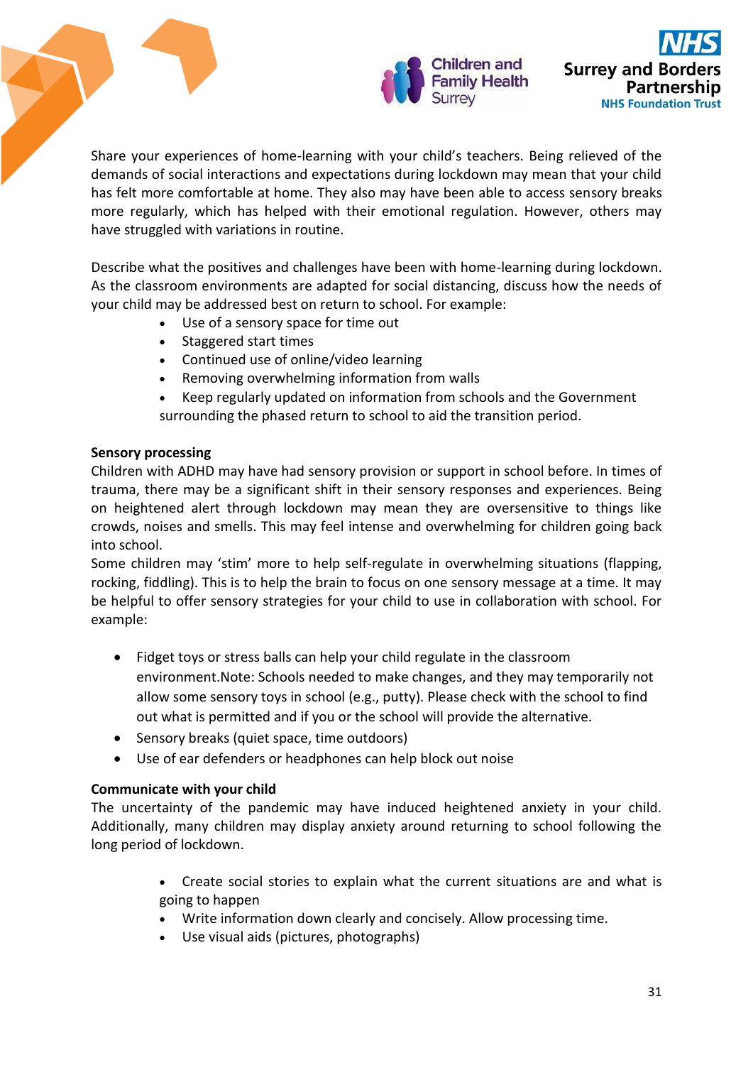Share your experiences of home-learning with your child's teachers. Being relieved of the demands of social interactions and expectations during lockdown may mean that your child has felt more comfortable at home. They also may have been able to access sensory breaks more regularly, which has helped with their emotional regulation. However, others may have struggled with variations in routine.

Describe what the positives and challenges have been with home-learning during lockdown. As the classroom environments are adapted for social distancing, discuss how the needs of your child may be addressed best on return to school. For example:

- Use of a sensory space for time out
- Staggered start times
- Continued use of online/video learning
- Removing overwhelming information from walls
- Keep regularly updated on information from schools and the Government surrounding the phased return to school to aid the transition period.

**Sensory processing**

Children with ADHD may have had sensory provision or support in school before. In times of trauma, there may be a significant shift in their sensory responses and experiences. Being on heightened alert through lockdown may mean they are oversensitive to things like crowds, noises and smells. This may feel intense and overwhelming for children going back into school.

Some children may 'stim' more to help self-regulate in overwhelming situations (flapping, rocking, fiddling). This is to help the brain to focus on one sensory message at a time. It may be helpful to offer sensory strategies for your child to use in collaboration with school. For example:

- Fidget toys or stress balls can help your child regulate in the classroom environment.Note: Schools needed to make changes, and they may temporarily not allow some sensory toys in school (e.g., putty). Please check with the school to find out what is permitted and if you or the school will provide the alternative.
- Sensory breaks (quiet space, time outdoors)
- Use of ear defenders or headphones can help block out noise

**Communicate with your child**

The uncertainty of the pandemic may have induced heightened anxiety in your child. Additionally, many children may display anxiety around returning to school following the long period of lockdown.

- Create social stories to explain what the current situations are and what is going to happen
- Write information down clearly and concisely. Allow processing time.
- Use visual aids (pictures, photographs)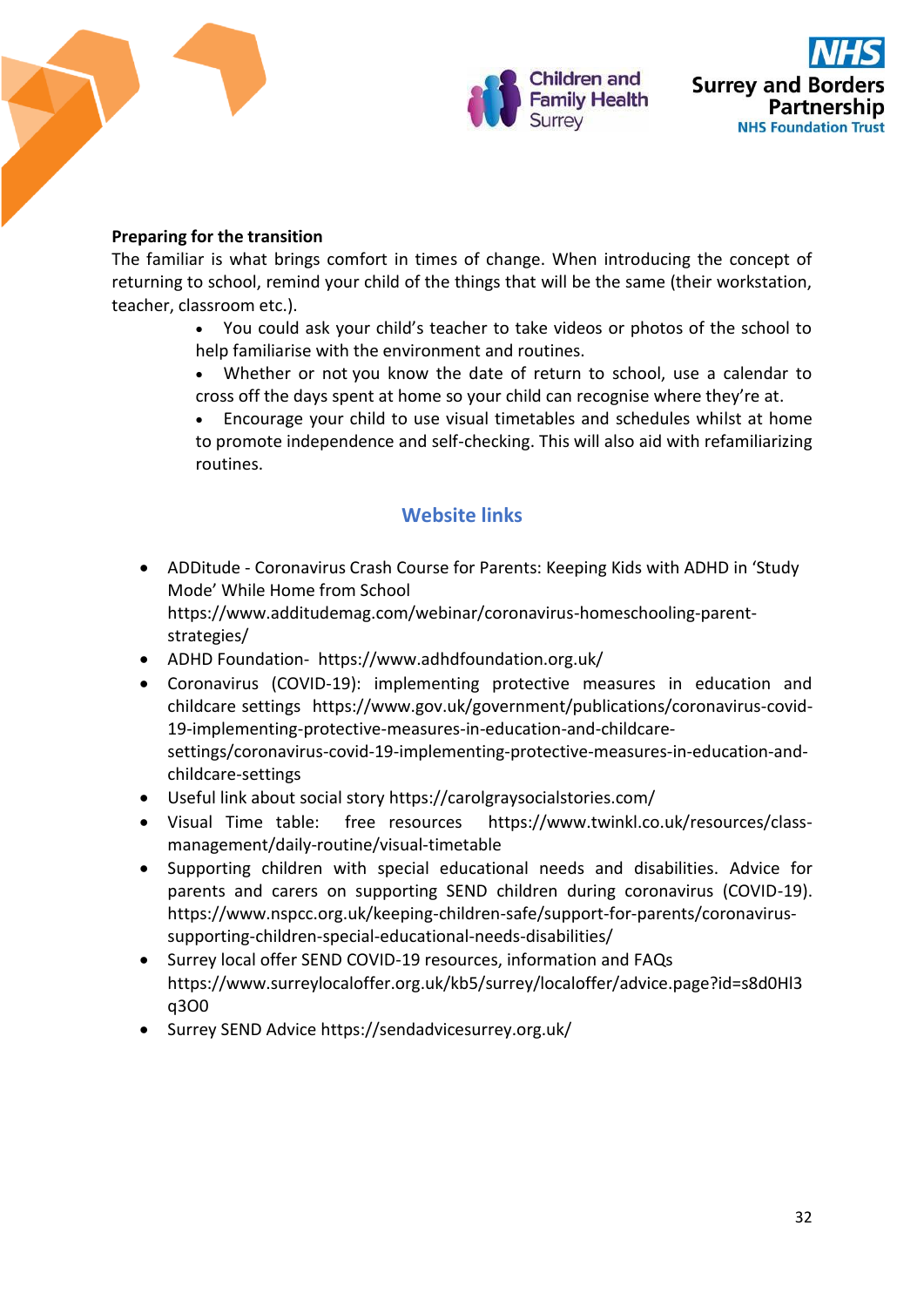**Preparing for the transition**

The familiar is what brings comfort in times of change. When introducing the concept of returning to school, remind your child of the things that will be the same (their workstation, teacher, classroom etc.).

- You could ask your child's teacher to take videos or photos of the school to help familiarise with the environment and routines.
- Whether or not you know the date of return to school, use a calendar to cross off the days spent at home so your child can recognise where they're at.
- Encourage your child to use visual timetables and schedules whilst at home to promote independence and self-checking. This will also aid with refamiliarizing routines.

## Website links

- ADDitude - Coronavirus Crash Course for Parents: Keeping Kids with ADHD in 'Study Mode' While Home from School https://www.additudemag.com/webinar/coronavirus-homeschooling-parent-strategies/
- ADHD Foundation- https://www.adhdfoundation.org.uk/
- Coronavirus (COVID-19): implementing protective measures in education and childcare settings https://www.gov.uk/government/publications/coronavirus-covid-19-implementing-protective-measures-in-education-and-childcare-settings/coronavirus-covid-19-implementing-protective-measures-in-education-and-childcare-settings
- Useful link about social story https://carolgraysocialstories.com/
- Visual Time table: free resources https://www.twinkl.co.uk/resources/class-management/daily-routine/visual-timetable
- Supporting children with special educational needs and disabilities. Advice for parents and carers on supporting SEND children during coronavirus (COVID-19). https://www.nspcc.org.uk/keeping-children-safe/support-for-parents/coronavirus-supporting-children-special-educational-needs-disabilities/
- Surrey local offer SEND COVID-19 resources, information and FAQs https://www.surreylocaloffer.org.uk/kb5/surrey/localoffer/advice.page?id=s8d0Hl3q3O0
- Surrey SEND Advice https://sendadvicesurrey.org.uk/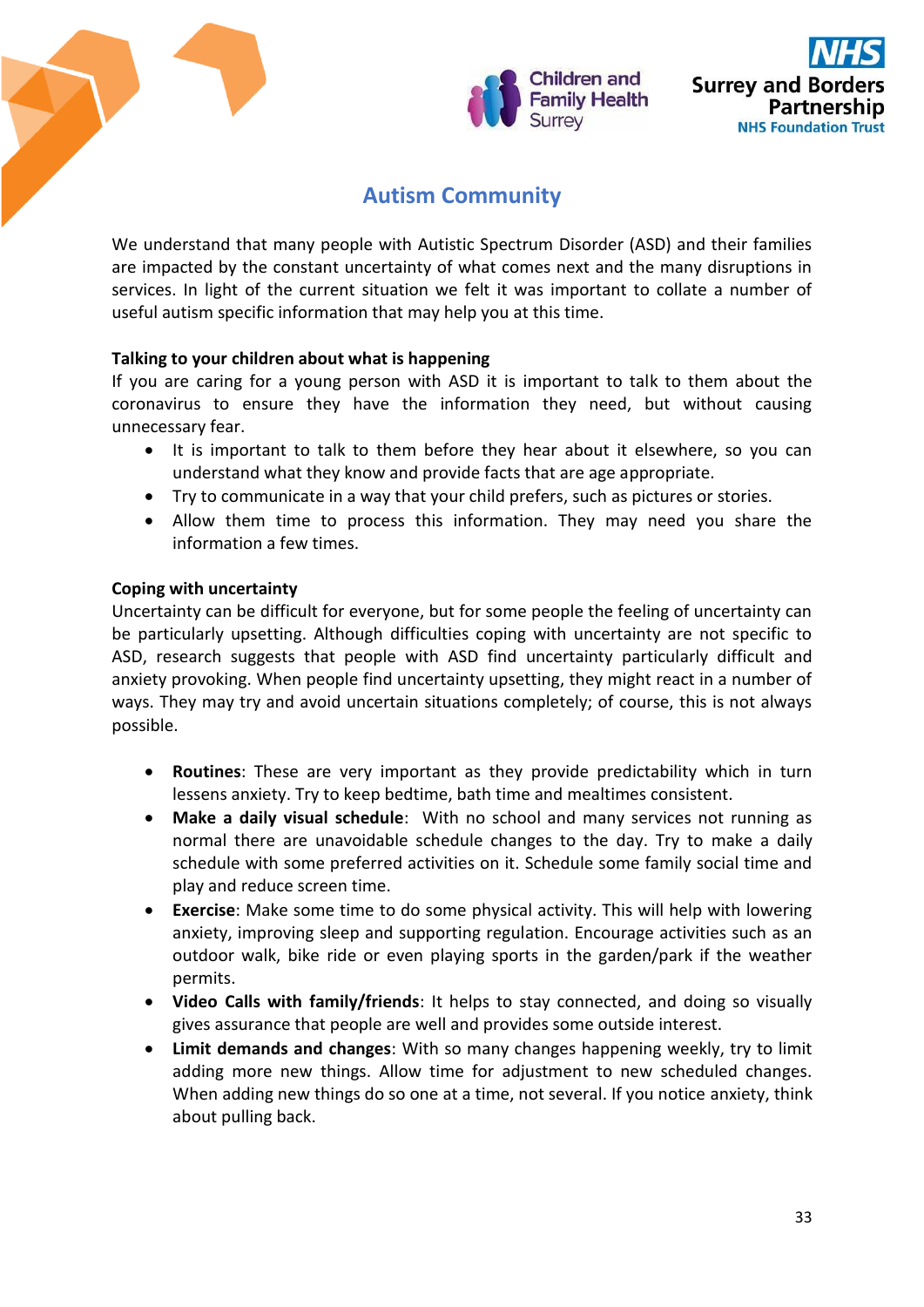# Autism Community

We understand that many people with Autistic Spectrum Disorder (ASD) and their families are impacted by the constant uncertainty of what comes next and the many disruptions in services. In light of the current situation we felt it was important to collate a number of useful autism specific information that may help you at this time.

**Talking to your children about what is happening**

If you are caring for a young person with ASD it is important to talk to them about the coronavirus to ensure they have the information they need, but without causing unnecessary fear.

- It is important to talk to them before they hear about it elsewhere, so you can understand what they know and provide facts that are age appropriate.
- Try to communicate in a way that your child prefers, such as pictures or stories.
- Allow them time to process this information. They may need you share the information a few times.

**Coping with uncertainty**

Uncertainty can be difficult for everyone, but for some people the feeling of uncertainty can be particularly upsetting. Although difficulties coping with uncertainty are not specific to ASD, research suggests that people with ASD find uncertainty particularly difficult and anxiety provoking. When people find uncertainty upsetting, they might react in a number of ways. They may try and avoid uncertain situations completely; of course, this is not always possible.

- **Routines**: These are very important as they provide predictability which in turn lessens anxiety. Try to keep bedtime, bath time and mealtimes consistent.
- **Make a daily visual schedule**: With no school and many services not running as normal there are unavoidable schedule changes to the day. Try to make a daily schedule with some preferred activities on it. Schedule some family social time and play and reduce screen time.
- **Exercise**: Make some time to do some physical activity. This will help with lowering anxiety, improving sleep and supporting regulation. Encourage activities such as an outdoor walk, bike ride or even playing sports in the garden/park if the weather permits.
- **Video Calls with family/friends**: It helps to stay connected, and doing so visually gives assurance that people are well and provides some outside interest.
- **Limit demands and changes**: With so many changes happening weekly, try to limit adding more new things. Allow time for adjustment to new scheduled changes. When adding new things do so one at a time, not several. If you notice anxiety, think about pulling back.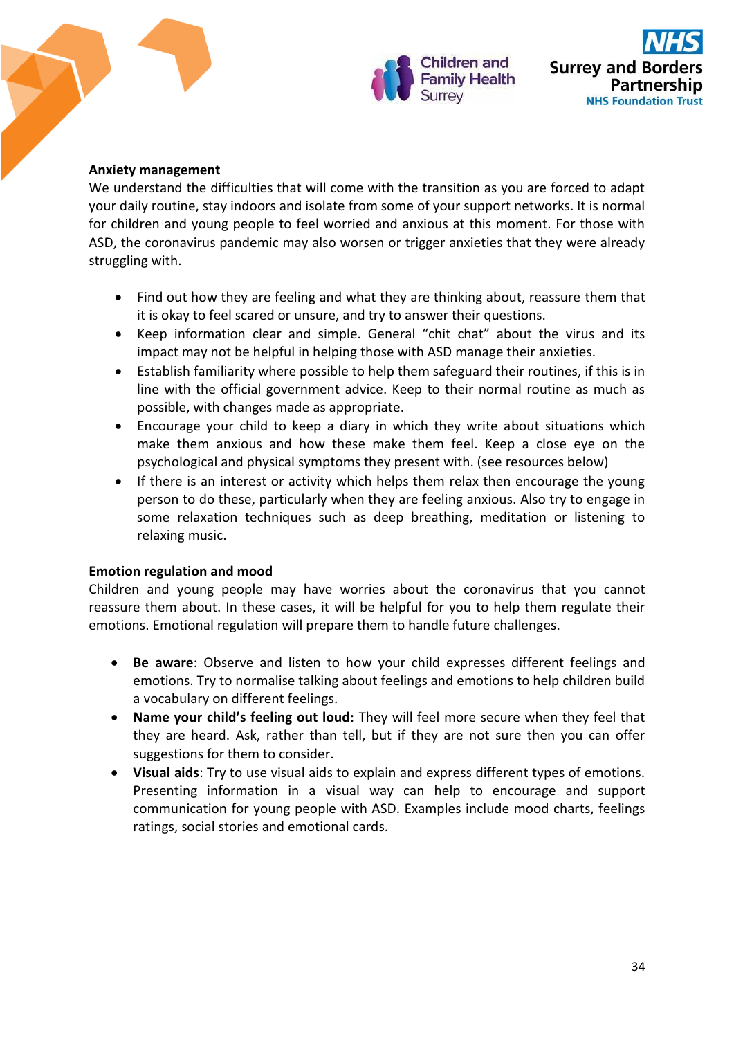**Anxiety management**

We understand the difficulties that will come with the transition as you are forced to adapt your daily routine, stay indoors and isolate from some of your support networks. It is normal for children and young people to feel worried and anxious at this moment. For those with ASD, the coronavirus pandemic may also worsen or trigger anxieties that they were already struggling with.

- Find out how they are feeling and what they are thinking about, reassure them that it is okay to feel scared or unsure, and try to answer their questions.
- Keep information clear and simple. General "chit chat" about the virus and its impact may not be helpful in helping those with ASD manage their anxieties.
- Establish familiarity where possible to help them safeguard their routines, if this is in line with the official government advice. Keep to their normal routine as much as possible, with changes made as appropriate.
- Encourage your child to keep a diary in which they write about situations which make them anxious and how these make them feel. Keep a close eye on the psychological and physical symptoms they present with. (see resources below)
- If there is an interest or activity which helps them relax then encourage the young person to do these, particularly when they are feeling anxious. Also try to engage in some relaxation techniques such as deep breathing, meditation or listening to relaxing music.

**Emotion regulation and mood**

Children and young people may have worries about the coronavirus that you cannot reassure them about. In these cases, it will be helpful for you to help them regulate their emotions. Emotional regulation will prepare them to handle future challenges.

- **Be aware**: Observe and listen to how your child expresses different feelings and emotions. Try to normalise talking about feelings and emotions to help children build a vocabulary on different feelings.
- **Name your child's feeling out loud:** They will feel more secure when they feel that they are heard. Ask, rather than tell, but if they are not sure then you can offer suggestions for them to consider.
- **Visual aids**: Try to use visual aids to explain and express different types of emotions. Presenting information in a visual way can help to encourage and support communication for young people with ASD. Examples include mood charts, feelings ratings, social stories and emotional cards.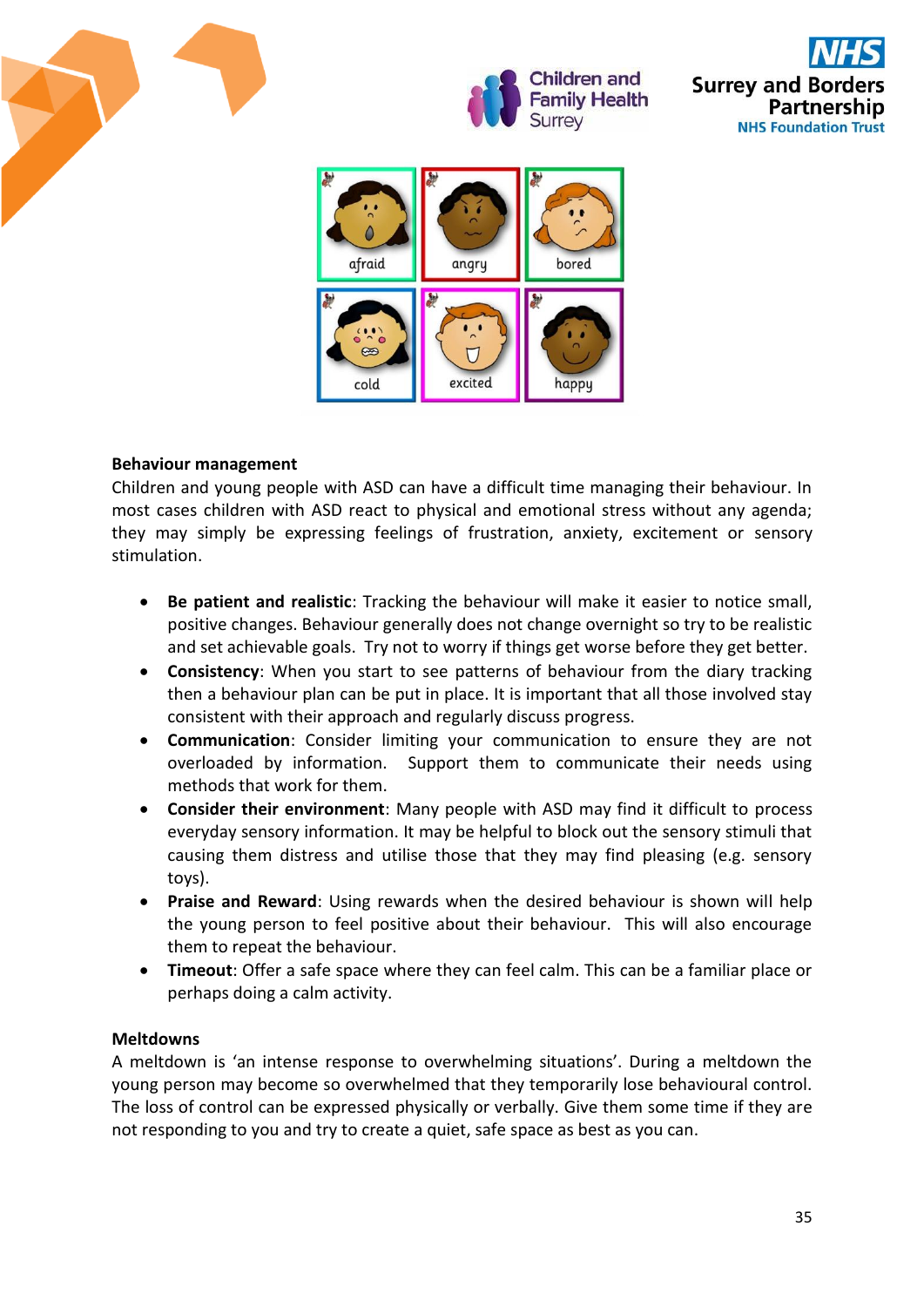afraid angry bored

cold excited happy

**Behaviour management**

Children and young people with ASD can have a difficult time managing their behaviour. In most cases children with ASD react to physical and emotional stress without any agenda; they may simply be expressing feelings of frustration, anxiety, excitement or sensory stimulation.

- **Be patient and realistic**: Tracking the behaviour will make it easier to notice small, positive changes. Behaviour generally does not change overnight so try to be realistic and set achievable goals. Try not to worry if things get worse before they get better.
- **Consistency**: When you start to see patterns of behaviour from the diary tracking then a behaviour plan can be put in place. It is important that all those involved stay consistent with their approach and regularly discuss progress.
- **Communication**: Consider limiting your communication to ensure they are not overloaded by information. Support them to communicate their needs using methods that work for them.
- **Consider their environment**: Many people with ASD may find it difficult to process everyday sensory information. It may be helpful to block out the sensory stimuli that causing them distress and utilise those that they may find pleasing (e.g. sensory toys).
- **Praise and Reward**: Using rewards when the desired behaviour is shown will help the young person to feel positive about their behaviour. This will also encourage them to repeat the behaviour.
- **Timeout**: Offer a safe space where they can feel calm. This can be a familiar place or perhaps doing a calm activity.

**Meltdowns**

A meltdown is 'an intense response to overwhelming situations'. During a meltdown the young person may become so overwhelmed that they temporarily lose behavioural control. The loss of control can be expressed physically or verbally. Give them some time if they are not responding to you and try to create a quiet, safe space as best as you can.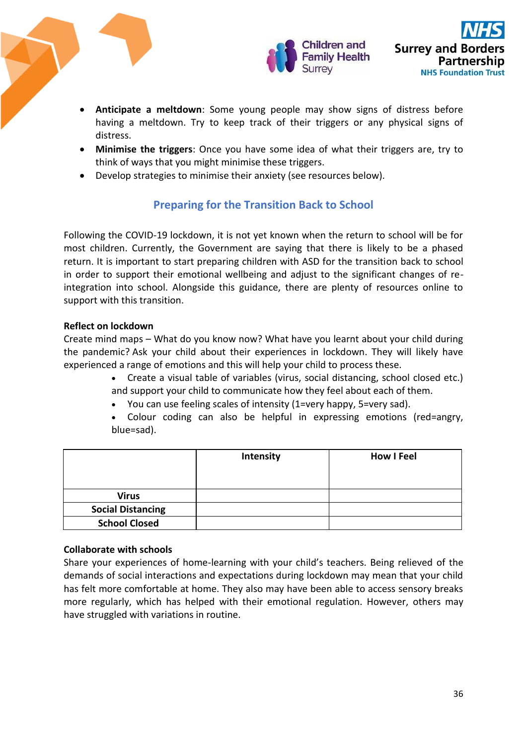- **Anticipate a meltdown**: Some young people may show signs of distress before having a meltdown. Try to keep track of their triggers or any physical signs of distress.
- **Minimise the triggers**: Once you have some idea of what their triggers are, try to think of ways that you might minimise these triggers.
- Develop strategies to minimise their anxiety (see resources below).

## Preparing for the Transition Back to School

Following the COVID-19 lockdown, it is not yet known when the return to school will be for most children. Currently, the Government are saying that there is likely to be a phased return. It is important to start preparing children with ASD for the transition back to school in order to support their emotional wellbeing and adjust to the significant changes of re-integration into school. Alongside this guidance, there are plenty of resources online to support with this transition.

**Reflect on lockdown**

Create mind maps – What do you know now? What have you learnt about your child during the pandemic? Ask your child about their experiences in lockdown. They will likely have experienced a range of emotions and this will help your child to process these.

- Create a visual table of variables (virus, social distancing, school closed etc.) and support your child to communicate how they feel about each of them.
- You can use feeling scales of intensity (1=very happy, 5=very sad).
- Colour coding can also be helpful in expressing emotions (red=angry, blue=sad).

| | Intensity | How I Feel |
|---|---|---|
| **Virus** | | |
| **Social Distancing** | | |
| **School Closed** | | |

**Collaborate with schools**

Share your experiences of home-learning with your child's teachers. Being relieved of the demands of social interactions and expectations during lockdown may mean that your child has felt more comfortable at home. They also may have been able to access sensory breaks more regularly, which has helped with their emotional regulation. However, others may have struggled with variations in routine.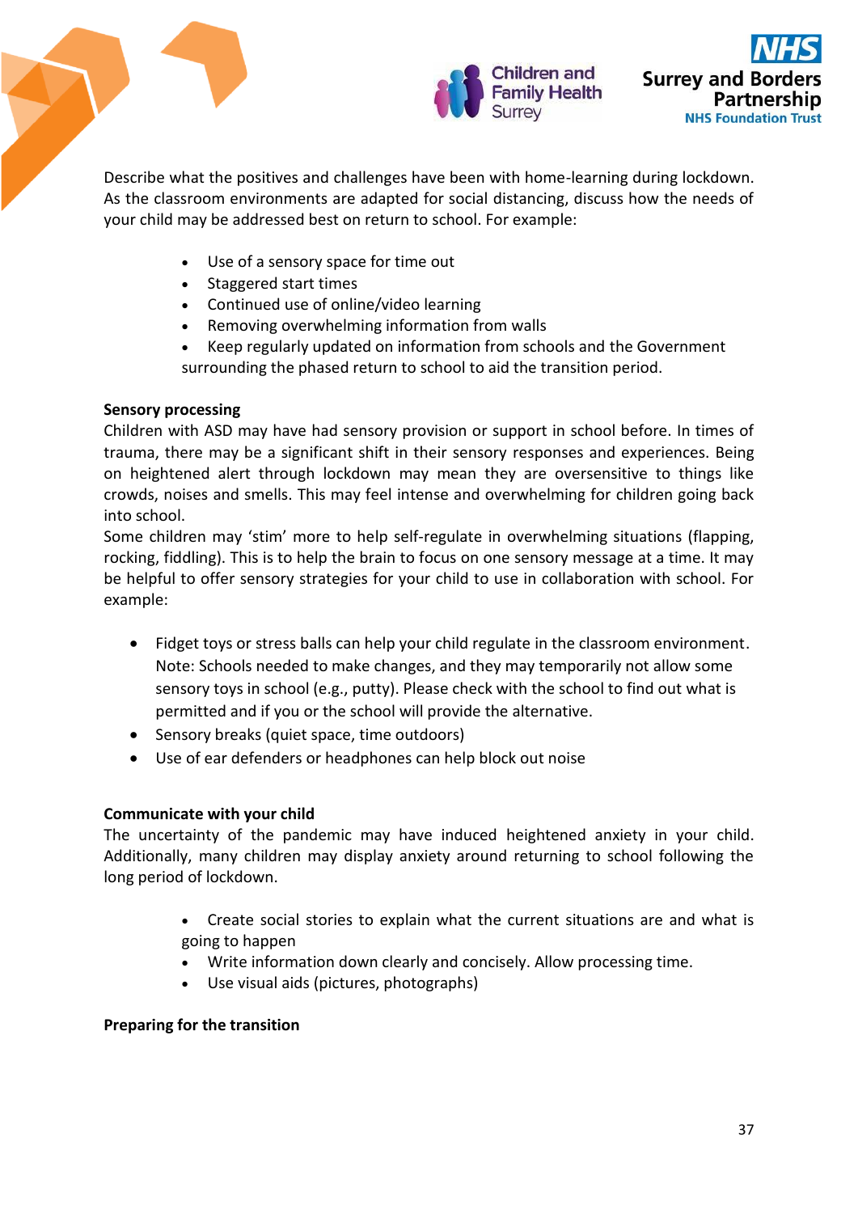Describe what the positives and challenges have been with home-learning during lockdown. As the classroom environments are adapted for social distancing, discuss how the needs of your child may be addressed best on return to school. For example:

- Use of a sensory space for time out
- Staggered start times
- Continued use of online/video learning
- Removing overwhelming information from walls
- Keep regularly updated on information from schools and the Government surrounding the phased return to school to aid the transition period.

**Sensory processing**

Children with ASD may have had sensory provision or support in school before. In times of trauma, there may be a significant shift in their sensory responses and experiences. Being on heightened alert through lockdown may mean they are oversensitive to things like crowds, noises and smells. This may feel intense and overwhelming for children going back into school.

Some children may 'stim' more to help self-regulate in overwhelming situations (flapping, rocking, fiddling). This is to help the brain to focus on one sensory message at a time. It may be helpful to offer sensory strategies for your child to use in collaboration with school. For example:

- Fidget toys or stress balls can help your child regulate in the classroom environment. Note: Schools needed to make changes, and they may temporarily not allow some sensory toys in school (e.g., putty). Please check with the school to find out what is permitted and if you or the school will provide the alternative.
- Sensory breaks (quiet space, time outdoors)
- Use of ear defenders or headphones can help block out noise

**Communicate with your child**

The uncertainty of the pandemic may have induced heightened anxiety in your child. Additionally, many children may display anxiety around returning to school following the long period of lockdown.

- Create social stories to explain what the current situations are and what is going to happen
- Write information down clearly and concisely. Allow processing time.
- Use visual aids (pictures, photographs)

**Preparing for the transition**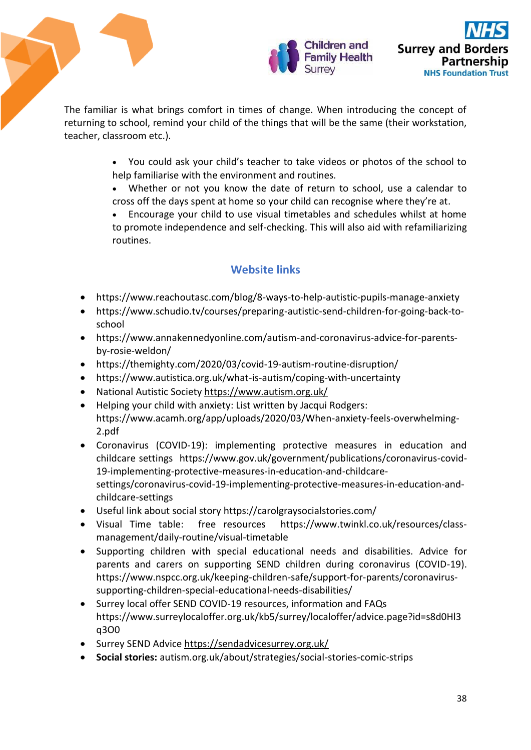The familiar is what brings comfort in times of change. When introducing the concept of returning to school, remind your child of the things that will be the same (their workstation, teacher, classroom etc.).

- You could ask your child's teacher to take videos or photos of the school to help familiarise with the environment and routines.
- Whether or not you know the date of return to school, use a calendar to cross off the days spent at home so your child can recognise where they're at.
- Encourage your child to use visual timetables and schedules whilst at home to promote independence and self-checking. This will also aid with refamiliarizing routines.

## Website links

- https://www.reachoutasc.com/blog/8-ways-to-help-autistic-pupils-manage-anxiety
- https://www.schudio.tv/courses/preparing-autistic-send-children-for-going-back-to-school
- https://www.annakennedyonline.com/autism-and-coronavirus-advice-for-parents-by-rosie-weldon/
- https://themighty.com/2020/03/covid-19-autism-routine-disruption/
- https://www.autistica.org.uk/what-is-autism/coping-with-uncertainty
- National Autistic Society https://www.autism.org.uk/
- Helping your child with anxiety: List written by Jacqui Rodgers: https://www.acamh.org/app/uploads/2020/03/When-anxiety-feels-overwhelming-2.pdf
- Coronavirus (COVID-19): implementing protective measures in education and childcare settings https://www.gov.uk/government/publications/coronavirus-covid-19-implementing-protective-measures-in-education-and-childcare-settings/coronavirus-covid-19-implementing-protective-measures-in-education-and-childcare-settings
- Useful link about social story https://carolgraysocialstories.com/
- Visual Time table: free resources https://www.twinkl.co.uk/resources/class-management/daily-routine/visual-timetable
- Supporting children with special educational needs and disabilities. Advice for parents and carers on supporting SEND children during coronavirus (COVID-19). https://www.nspcc.org.uk/keeping-children-safe/support-for-parents/coronavirus-supporting-children-special-educational-needs-disabilities/
- Surrey local offer SEND COVID-19 resources, information and FAQs https://www.surreylocaloffer.org.uk/kb5/surrey/localoffer/advice.page?id=s8d0Hl3q3O0
- Surrey SEND Advice https://sendadvicesurrey.org.uk/
- **Social stories:** autism.org.uk/about/strategies/social-stories-comic-strips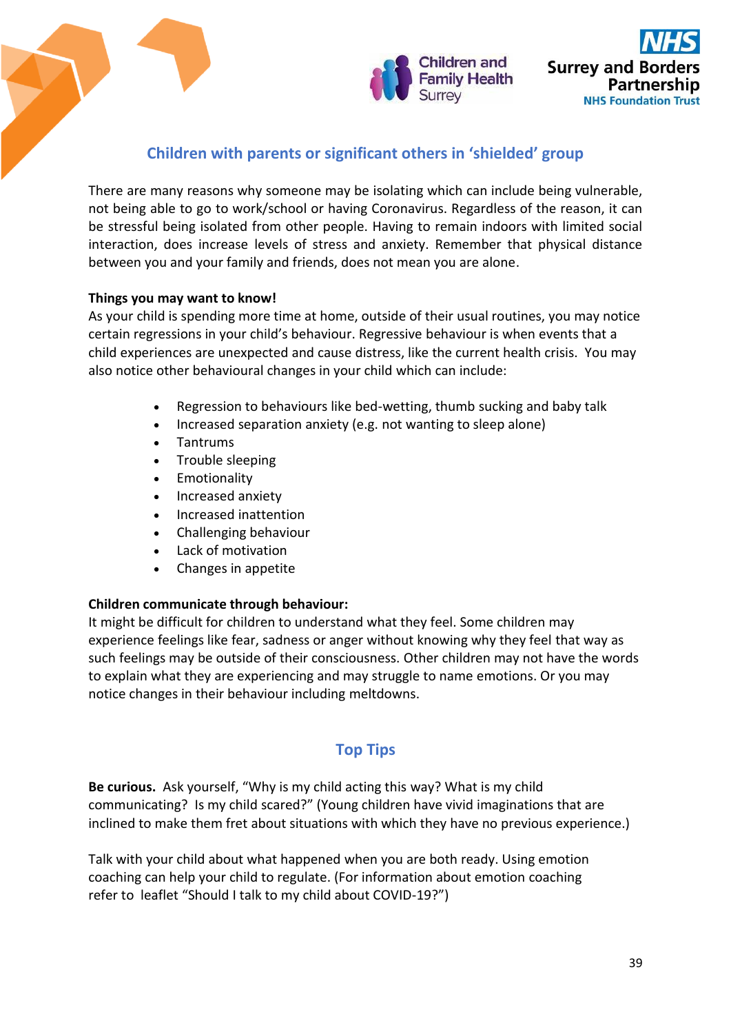## Children with parents or significant others in 'shielded' group

There are many reasons why someone may be isolating which can include being vulnerable, not being able to go to work/school or having Coronavirus. Regardless of the reason, it can be stressful being isolated from other people. Having to remain indoors with limited social interaction, does increase levels of stress and anxiety. Remember that physical distance between you and your family and friends, does not mean you are alone.

**Things you may want to know!**

As your child is spending more time at home, outside of their usual routines, you may notice certain regressions in your child's behaviour. Regressive behaviour is when events that a child experiences are unexpected and cause distress, like the current health crisis. You may also notice other behavioural changes in your child which can include:

- Regression to behaviours like bed-wetting, thumb sucking and baby talk
- Increased separation anxiety (e.g. not wanting to sleep alone)
- Tantrums
- Trouble sleeping
- Emotionality
- Increased anxiety
- Increased inattention
- Challenging behaviour
- Lack of motivation
- Changes in appetite

**Children communicate through behaviour:**

It might be difficult for children to understand what they feel. Some children may experience feelings like fear, sadness or anger without knowing why they feel that way as such feelings may be outside of their consciousness. Other children may not have the words to explain what they are experiencing and may struggle to name emotions. Or you may notice changes in their behaviour including meltdowns.

## Top Tips

**Be curious.** Ask yourself, "Why is my child acting this way? What is my child communicating? Is my child scared?" (Young children have vivid imaginations that are inclined to make them fret about situations with which they have no previous experience.)

Talk with your child about what happened when you are both ready. Using emotion coaching can help your child to regulate. (For information about emotion coaching refer to leaflet "Should I talk to my child about COVID-19?")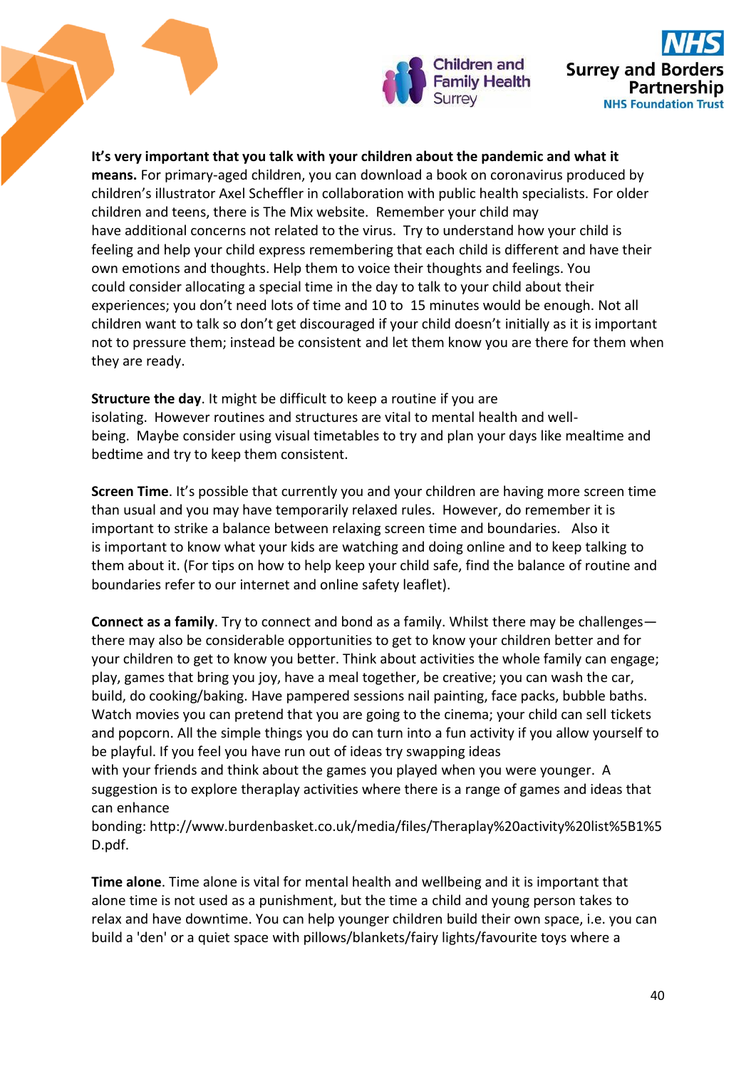**It's very important that you talk with your children about the pandemic and what it means.** For primary-aged children, you can download a book on coronavirus produced by children's illustrator Axel Scheffler in collaboration with public health specialists. For older children and teens, there is The Mix website. Remember your child may have additional concerns not related to the virus. Try to understand how your child is feeling and help your child express remembering that each child is different and have their own emotions and thoughts. Help them to voice their thoughts and feelings. You could consider allocating a special time in the day to talk to your child about their experiences; you don't need lots of time and 10 to 15 minutes would be enough. Not all children want to talk so don't get discouraged if your child doesn't initially as it is important not to pressure them; instead be consistent and let them know you are there for them when they are ready.

**Structure the day**. It might be difficult to keep a routine if you are isolating. However routines and structures are vital to mental health and well-being. Maybe consider using visual timetables to try and plan your days like mealtime and bedtime and try to keep them consistent.

**Screen Time**. It's possible that currently you and your children are having more screen time than usual and you may have temporarily relaxed rules. However, do remember it is important to strike a balance between relaxing screen time and boundaries. Also it is important to know what your kids are watching and doing online and to keep talking to them about it. (For tips on how to help keep your child safe, find the balance of routine and boundaries refer to our internet and online safety leaflet).

**Connect as a family**. Try to connect and bond as a family. Whilst there may be challenges—there may also be considerable opportunities to get to know your children better and for your children to get to know you better. Think about activities the whole family can engage; play, games that bring you joy, have a meal together, be creative; you can wash the car, build, do cooking/baking. Have pampered sessions nail painting, face packs, bubble baths. Watch movies you can pretend that you are going to the cinema; your child can sell tickets and popcorn. All the simple things you do can turn into a fun activity if you allow yourself to be playful. If you feel you have run out of ideas try swapping ideas with your friends and think about the games you played when you were younger. A suggestion is to explore theraplay activities where there is a range of games and ideas that can enhance bonding: http://www.burdenbasket.co.uk/media/files/Theraplay%20activity%20list%5B1%5D.pdf.

**Time alone**. Time alone is vital for mental health and wellbeing and it is important that alone time is not used as a punishment, but the time a child and young person takes to relax and have downtime. You can help younger children build their own space, i.e. you can build a 'den' or a quiet space with pillows/blankets/fairy lights/favourite toys where a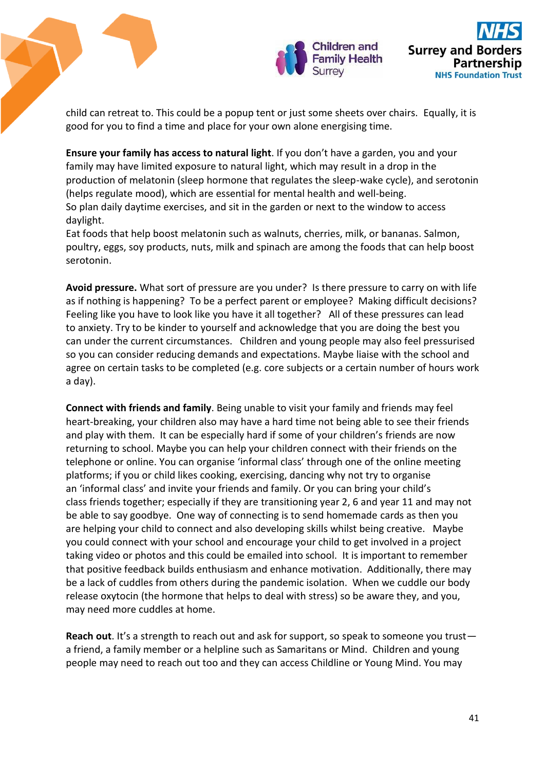child can retreat to. This could be a popup tent or just some sheets over chairs. Equally, it is good for you to find a time and place for your own alone energising time.

**Ensure your family has access to natural light**. If you don't have a garden, you and your family may have limited exposure to natural light, which may result in a drop in the production of melatonin (sleep hormone that regulates the sleep-wake cycle), and serotonin (helps regulate mood), which are essential for mental health and well-being.
So plan daily daytime exercises, and sit in the garden or next to the window to access daylight.
Eat foods that help boost melatonin such as walnuts, cherries, milk, or bananas. Salmon, poultry, eggs, soy products, nuts, milk and spinach are among the foods that can help boost serotonin.

**Avoid pressure.** What sort of pressure are you under? Is there pressure to carry on with life as if nothing is happening? To be a perfect parent or employee? Making difficult decisions? Feeling like you have to look like you have it all together? All of these pressures can lead to anxiety. Try to be kinder to yourself and acknowledge that you are doing the best you can under the current circumstances. Children and young people may also feel pressurised so you can consider reducing demands and expectations. Maybe liaise with the school and agree on certain tasks to be completed (e.g. core subjects or a certain number of hours work a day).

**Connect with friends and family**. Being unable to visit your family and friends may feel heart-breaking, your children also may have a hard time not being able to see their friends and play with them. It can be especially hard if some of your children's friends are now returning to school. Maybe you can help your children connect with their friends on the telephone or online. You can organise 'informal class' through one of the online meeting platforms; if you or child likes cooking, exercising, dancing why not try to organise an 'informal class' and invite your friends and family. Or you can bring your child's class friends together; especially if they are transitioning year 2, 6 and year 11 and may not be able to say goodbye. One way of connecting is to send homemade cards as then you are helping your child to connect and also developing skills whilst being creative. Maybe you could connect with your school and encourage your child to get involved in a project taking video or photos and this could be emailed into school. It is important to remember that positive feedback builds enthusiasm and enhance motivation. Additionally, there may be a lack of cuddles from others during the pandemic isolation. When we cuddle our body release oxytocin (the hormone that helps to deal with stress) so be aware they, and you, may need more cuddles at home.

**Reach out**. It's a strength to reach out and ask for support, so speak to someone you trust—a friend, a family member or a helpline such as Samaritans or Mind. Children and young people may need to reach out too and they can access Childline or Young Mind. You may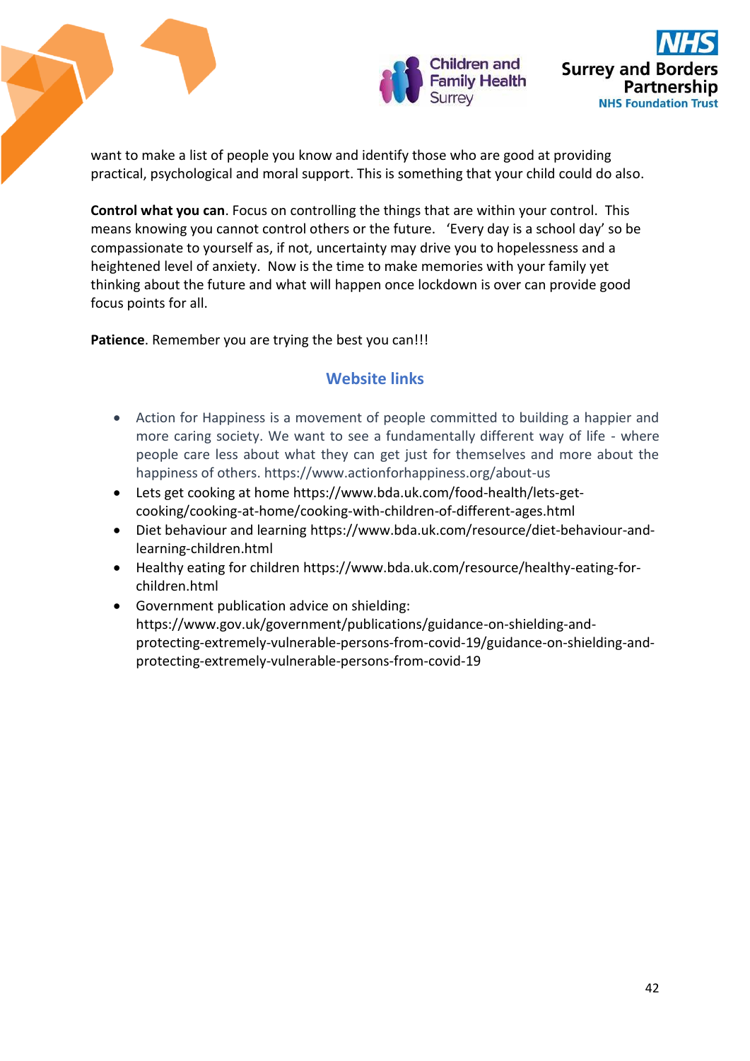want to make a list of people you know and identify those who are good at providing practical, psychological and moral support. This is something that your child could do also.

**Control what you can**. Focus on controlling the things that are within your control. This means knowing you cannot control others or the future. 'Every day is a school day' so be compassionate to yourself as, if not, uncertainty may drive you to hopelessness and a heightened level of anxiety. Now is the time to make memories with your family yet thinking about the future and what will happen once lockdown is over can provide good focus points for all.

**Patience**. Remember you are trying the best you can!!!

## Website links

- Action for Happiness is a movement of people committed to building a happier and more caring society. We want to see a fundamentally different way of life - where people care less about what they can get just for themselves and more about the happiness of others. https://www.actionforhappiness.org/about-us
- Lets get cooking at home https://www.bda.uk.com/food-health/lets-get-cooking/cooking-at-home/cooking-with-children-of-different-ages.html
- Diet behaviour and learning https://www.bda.uk.com/resource/diet-behaviour-and-learning-children.html
- Healthy eating for children https://www.bda.uk.com/resource/healthy-eating-for-children.html
- Government publication advice on shielding: https://www.gov.uk/government/publications/guidance-on-shielding-and-protecting-extremely-vulnerable-persons-from-covid-19/guidance-on-shielding-and-protecting-extremely-vulnerable-persons-from-covid-19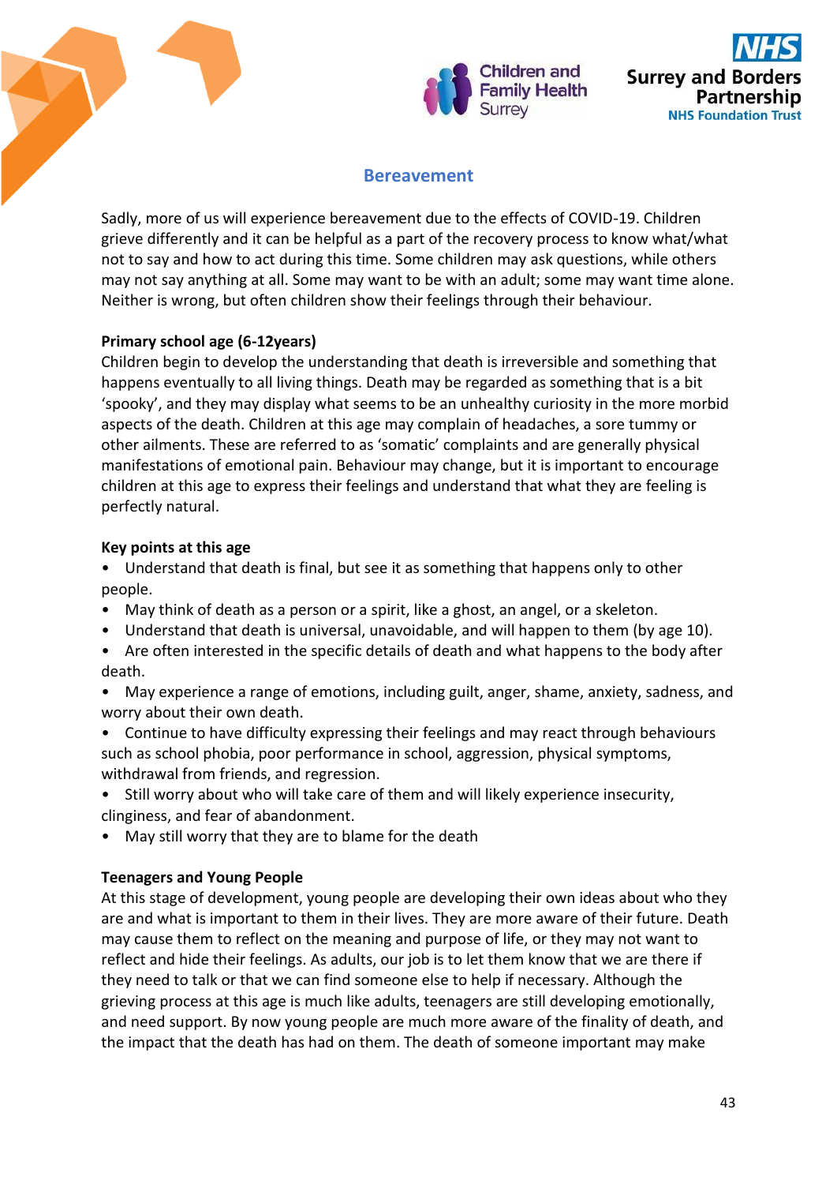## Bereavement

Sadly, more of us will experience bereavement due to the effects of COVID-19. Children grieve differently and it can be helpful as a part of the recovery process to know what/what not to say and how to act during this time. Some children may ask questions, while others may not say anything at all. Some may want to be with an adult; some may want time alone. Neither is wrong, but often children show their feelings through their behaviour.

**Primary school age (6-12years)**

Children begin to develop the understanding that death is irreversible and something that happens eventually to all living things. Death may be regarded as something that is a bit 'spooky', and they may display what seems to be an unhealthy curiosity in the more morbid aspects of the death. Children at this age may complain of headaches, a sore tummy or other ailments. These are referred to as 'somatic' complaints and are generally physical manifestations of emotional pain. Behaviour may change, but it is important to encourage children at this age to express their feelings and understand that what they are feeling is perfectly natural.

**Key points at this age**

- Understand that death is final, but see it as something that happens only to other people.
- May think of death as a person or a spirit, like a ghost, an angel, or a skeleton.
- Understand that death is universal, unavoidable, and will happen to them (by age 10).
- Are often interested in the specific details of death and what happens to the body after death.
- May experience a range of emotions, including guilt, anger, shame, anxiety, sadness, and worry about their own death.
- Continue to have difficulty expressing their feelings and may react through behaviours such as school phobia, poor performance in school, aggression, physical symptoms, withdrawal from friends, and regression.
- Still worry about who will take care of them and will likely experience insecurity, clinginess, and fear of abandonment.
- May still worry that they are to blame for the death

**Teenagers and Young People**

At this stage of development, young people are developing their own ideas about who they are and what is important to them in their lives. They are more aware of their future. Death may cause them to reflect on the meaning and purpose of life, or they may not want to reflect and hide their feelings. As adults, our job is to let them know that we are there if they need to talk or that we can find someone else to help if necessary. Although the grieving process at this age is much like adults, teenagers are still developing emotionally, and need support. By now young people are much more aware of the finality of death, and the impact that the death has had on them. The death of someone important may make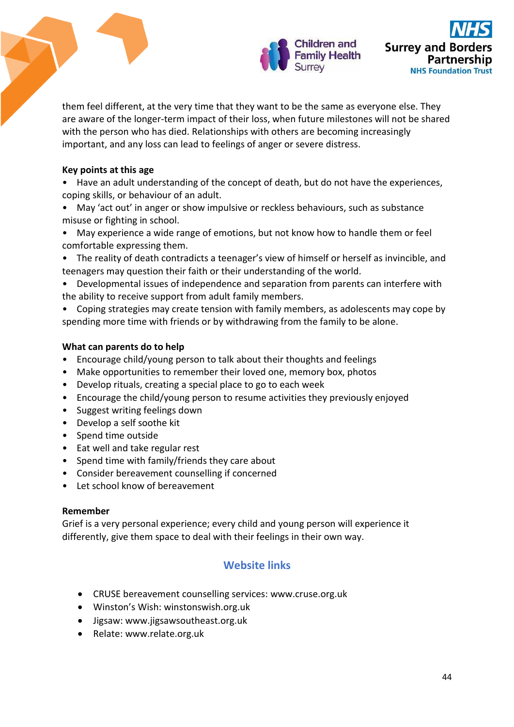them feel different, at the very time that they want to be the same as everyone else. They are aware of the longer-term impact of their loss, when future milestones will not be shared with the person who has died. Relationships with others are becoming increasingly important, and any loss can lead to feelings of anger or severe distress.

**Key points at this age**

- Have an adult understanding of the concept of death, but do not have the experiences, coping skills, or behaviour of an adult.
- May 'act out' in anger or show impulsive or reckless behaviours, such as substance misuse or fighting in school.
- May experience a wide range of emotions, but not know how to handle them or feel comfortable expressing them.
- The reality of death contradicts a teenager's view of himself or herself as invincible, and teenagers may question their faith or their understanding of the world.
- Developmental issues of independence and separation from parents can interfere with the ability to receive support from adult family members.
- Coping strategies may create tension with family members, as adolescents may cope by spending more time with friends or by withdrawing from the family to be alone.

**What can parents do to help**

- Encourage child/young person to talk about their thoughts and feelings
- Make opportunities to remember their loved one, memory box, photos
- Develop rituals, creating a special place to go to each week
- Encourage the child/young person to resume activities they previously enjoyed
- Suggest writing feelings down
- Develop a self soothe kit
- Spend time outside
- Eat well and take regular rest
- Spend time with family/friends they care about
- Consider bereavement counselling if concerned
- Let school know of bereavement

**Remember**

Grief is a very personal experience; every child and young person will experience it differently, give them space to deal with their feelings in their own way.

## Website links

- CRUSE bereavement counselling services: www.cruse.org.uk
- Winston's Wish: winstonswish.org.uk
- Jigsaw: www.jigsawsoutheast.org.uk
- Relate: www.relate.org.uk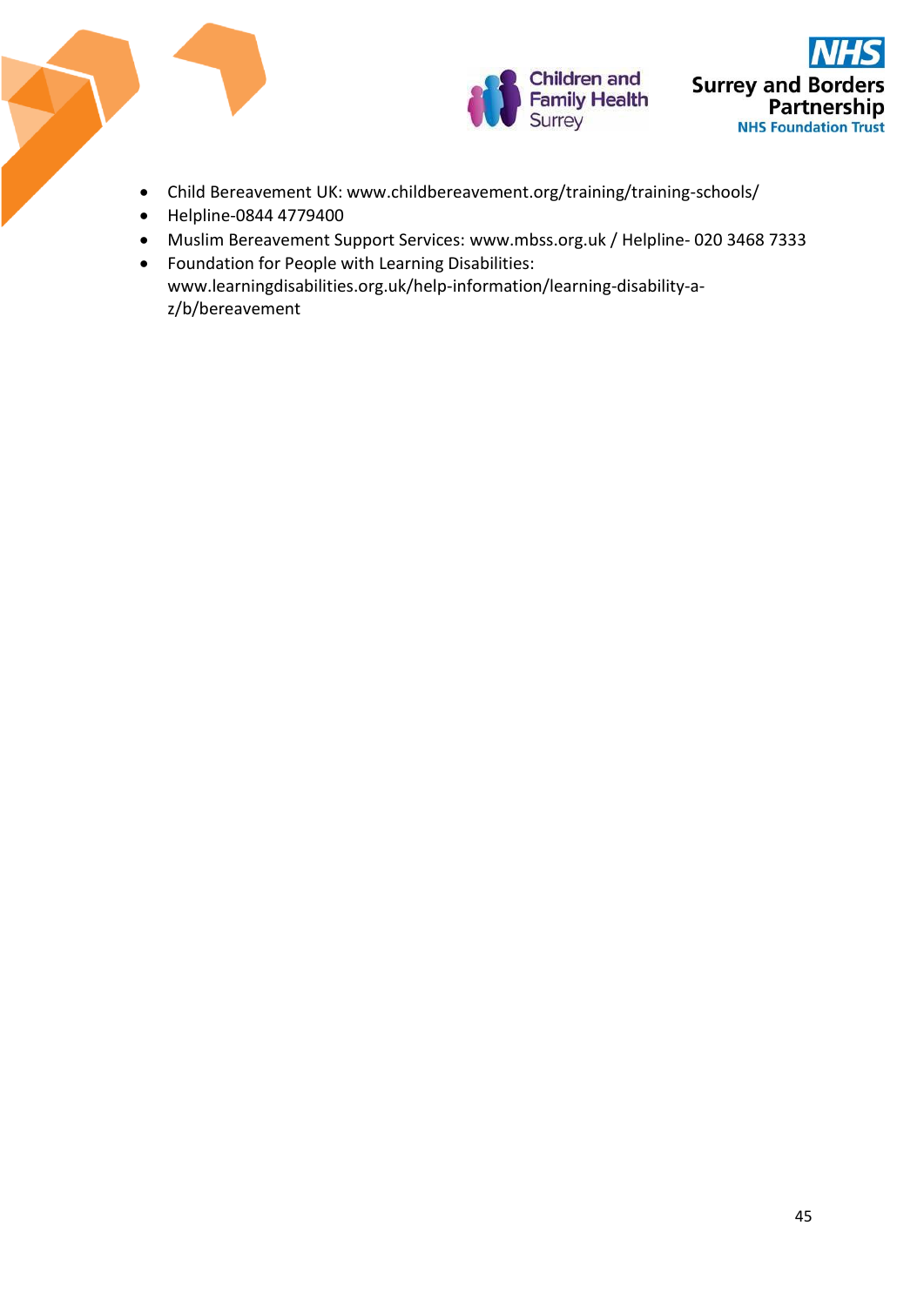- Child Bereavement UK: www.childbereavement.org/training/training-schools/
- Helpline-0844 4779400
- Muslim Bereavement Support Services: www.mbss.org.uk / Helpline- 020 3468 7333
- Foundation for People with Learning Disabilities: www.learningdisabilities.org.uk/help-information/learning-disability-a-z/b/bereavement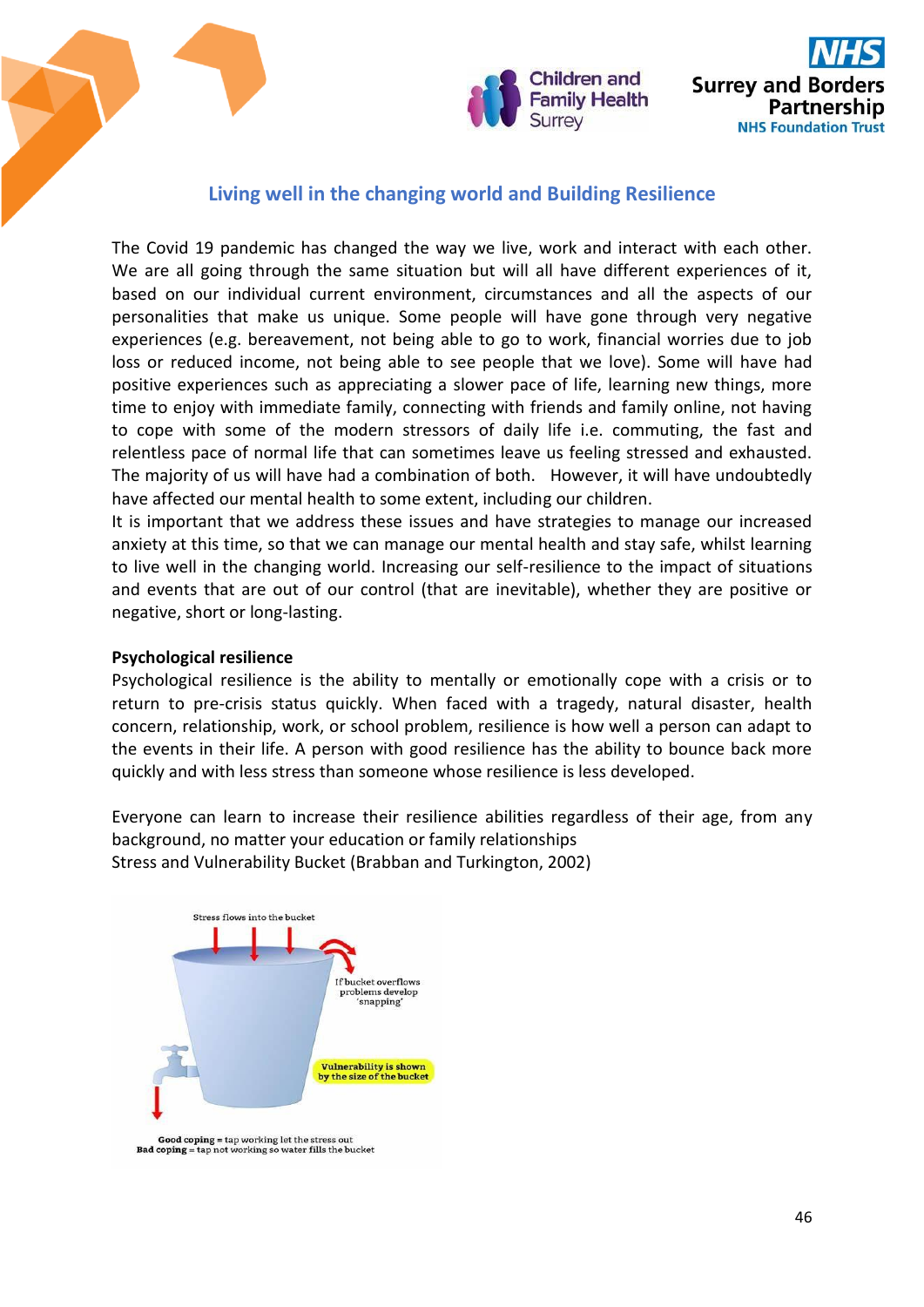## Living well in the changing world and Building Resilience

The Covid 19 pandemic has changed the way we live, work and interact with each other. We are all going through the same situation but will all have different experiences of it, based on our individual current environment, circumstances and all the aspects of our personalities that make us unique. Some people will have gone through very negative experiences (e.g. bereavement, not being able to go to work, financial worries due to job loss or reduced income, not being able to see people that we love). Some will have had positive experiences such as appreciating a slower pace of life, learning new things, more time to enjoy with immediate family, connecting with friends and family online, not having to cope with some of the modern stressors of daily life i.e. commuting, the fast and relentless pace of normal life that can sometimes leave us feeling stressed and exhausted. The majority of us will have had a combination of both. However, it will have undoubtedly have affected our mental health to some extent, including our children.

It is important that we address these issues and have strategies to manage our increased anxiety at this time, so that we can manage our mental health and stay safe, whilst learning to live well in the changing world. Increasing our self-resilience to the impact of situations and events that are out of our control (that are inevitable), whether they are positive or negative, short or long-lasting.

**Psychological resilience**

Psychological resilience is the ability to mentally or emotionally cope with a crisis or to return to pre-crisis status quickly. When faced with a tragedy, natural disaster, health concern, relationship, work, or school problem, resilience is how well a person can adapt to the events in their life. A person with good resilience has the ability to bounce back more quickly and with less stress than someone whose resilience is less developed.

Everyone can learn to increase their resilience abilities regardless of their age, from any background, no matter your education or family relationships

Stress and Vulnerability Bucket (Brabban and Turkington, 2002)

Stress flows into the bucket

If bucket overflows problems develop 'snapping'

Vulnerability is shown by the size of the bucket

**Good coping** = tap working let the stress out
**Bad coping** = tap not working so water fills the bucket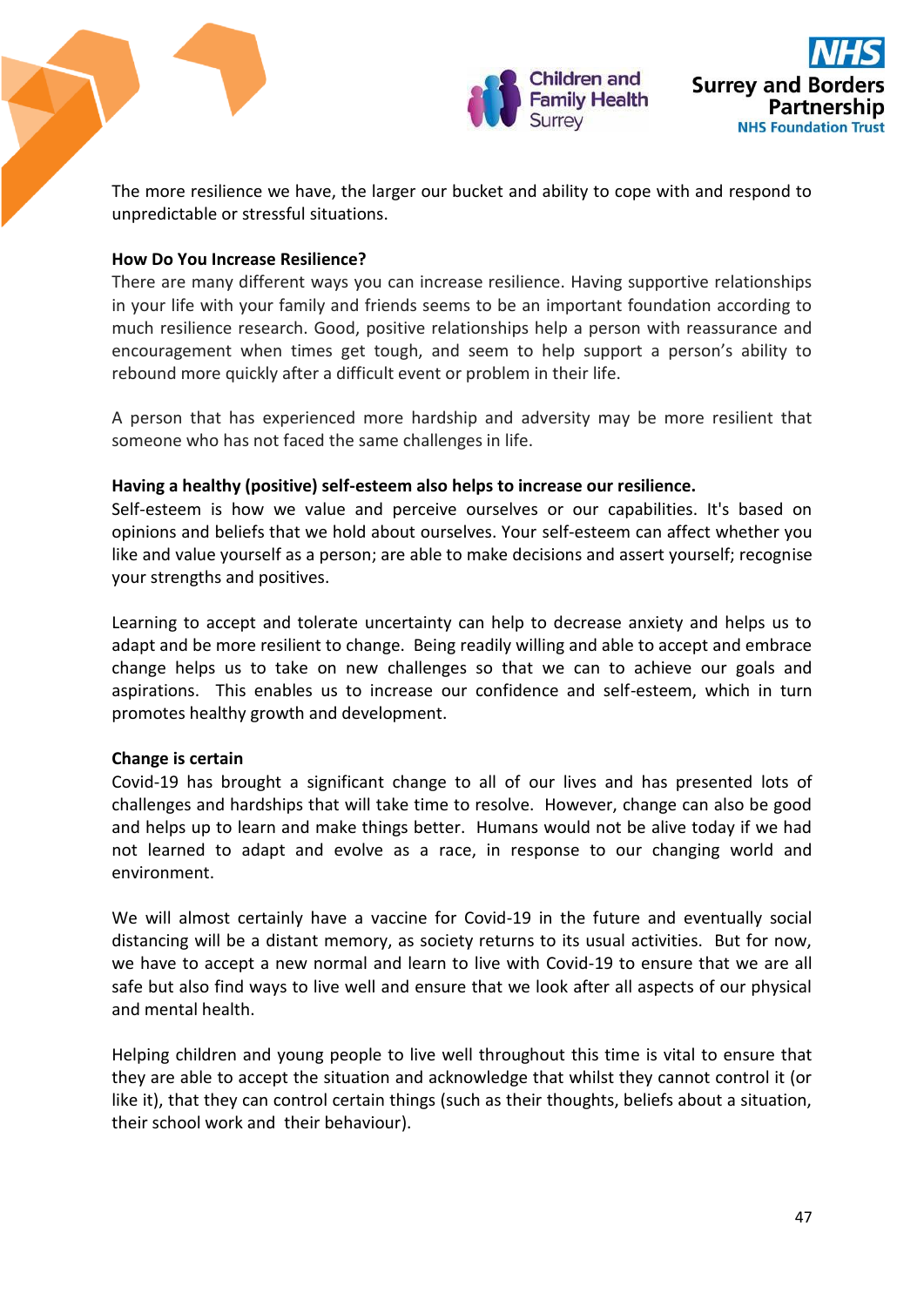The more resilience we have, the larger our bucket and ability to cope with and respond to unpredictable or stressful situations.

**How Do You Increase Resilience?**

There are many different ways you can increase resilience. Having supportive relationships in your life with your family and friends seems to be an important foundation according to much resilience research. Good, positive relationships help a person with reassurance and encouragement when times get tough, and seem to help support a person's ability to rebound more quickly after a difficult event or problem in their life.

A person that has experienced more hardship and adversity may be more resilient that someone who has not faced the same challenges in life.

**Having a healthy (positive) self-esteem also helps to increase our resilience.**

Self-esteem is how we value and perceive ourselves or our capabilities. It's based on opinions and beliefs that we hold about ourselves. Your self-esteem can affect whether you like and value yourself as a person; are able to make decisions and assert yourself; recognise your strengths and positives.

Learning to accept and tolerate uncertainty can help to decrease anxiety and helps us to adapt and be more resilient to change. Being readily willing and able to accept and embrace change helps us to take on new challenges so that we can to achieve our goals and aspirations. This enables us to increase our confidence and self-esteem, which in turn promotes healthy growth and development.

**Change is certain**

Covid-19 has brought a significant change to all of our lives and has presented lots of challenges and hardships that will take time to resolve. However, change can also be good and helps up to learn and make things better. Humans would not be alive today if we had not learned to adapt and evolve as a race, in response to our changing world and environment.

We will almost certainly have a vaccine for Covid-19 in the future and eventually social distancing will be a distant memory, as society returns to its usual activities. But for now, we have to accept a new normal and learn to live with Covid-19 to ensure that we are all safe but also find ways to live well and ensure that we look after all aspects of our physical and mental health.

Helping children and young people to live well throughout this time is vital to ensure that they are able to accept the situation and acknowledge that whilst they cannot control it (or like it), that they can control certain things (such as their thoughts, beliefs about a situation, their school work and their behaviour).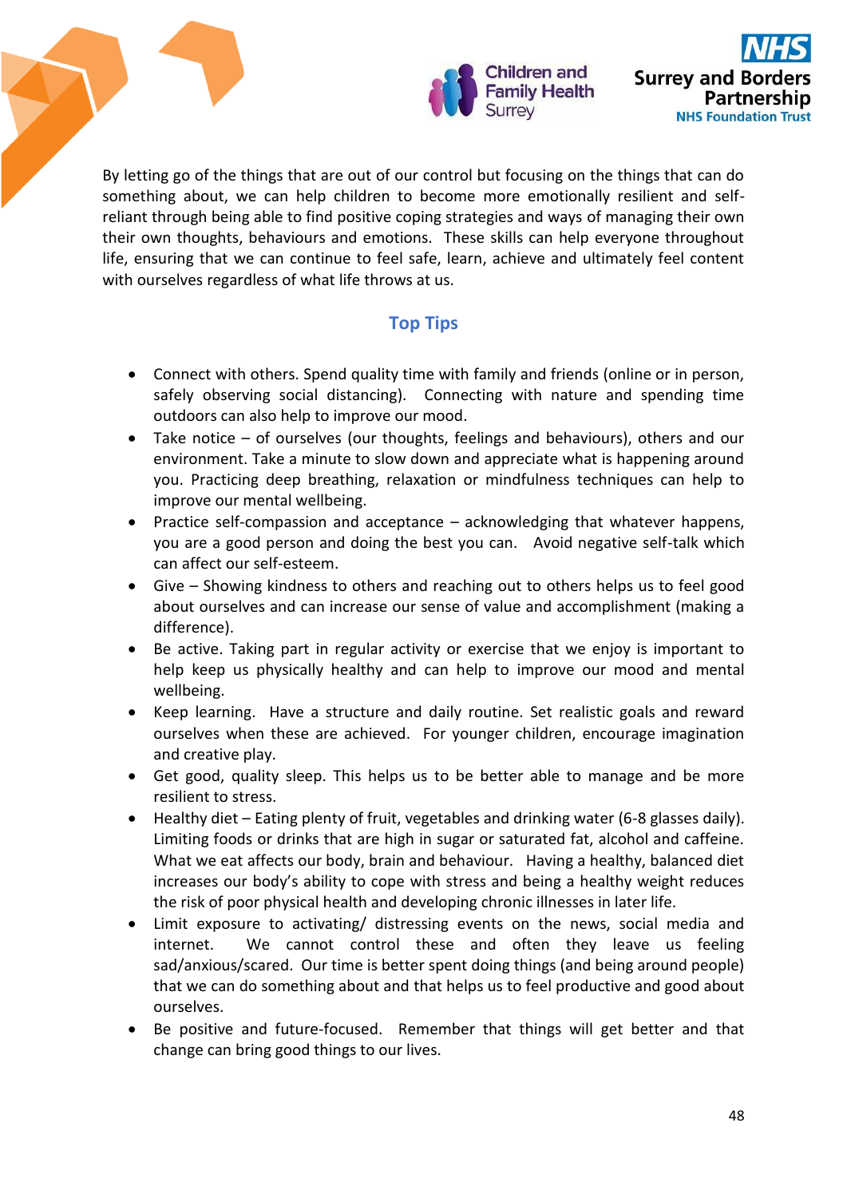By letting go of the things that are out of our control but focusing on the things that can do something about, we can help children to become more emotionally resilient and self-reliant through being able to find positive coping strategies and ways of managing their own their own thoughts, behaviours and emotions. These skills can help everyone throughout life, ensuring that we can continue to feel safe, learn, achieve and ultimately feel content with ourselves regardless of what life throws at us.

## Top Tips

- Connect with others. Spend quality time with family and friends (online or in person, safely observing social distancing). Connecting with nature and spending time outdoors can also help to improve our mood.
- Take notice – of ourselves (our thoughts, feelings and behaviours), others and our environment. Take a minute to slow down and appreciate what is happening around you. Practicing deep breathing, relaxation or mindfulness techniques can help to improve our mental wellbeing.
- Practice self-compassion and acceptance – acknowledging that whatever happens, you are a good person and doing the best you can. Avoid negative self-talk which can affect our self-esteem.
- Give – Showing kindness to others and reaching out to others helps us to feel good about ourselves and can increase our sense of value and accomplishment (making a difference).
- Be active. Taking part in regular activity or exercise that we enjoy is important to help keep us physically healthy and can help to improve our mood and mental wellbeing.
- Keep learning. Have a structure and daily routine. Set realistic goals and reward ourselves when these are achieved. For younger children, encourage imagination and creative play.
- Get good, quality sleep. This helps us to be better able to manage and be more resilient to stress.
- Healthy diet – Eating plenty of fruit, vegetables and drinking water (6-8 glasses daily). Limiting foods or drinks that are high in sugar or saturated fat, alcohol and caffeine. What we eat affects our body, brain and behaviour. Having a healthy, balanced diet increases our body's ability to cope with stress and being a healthy weight reduces the risk of poor physical health and developing chronic illnesses in later life.
- Limit exposure to activating/ distressing events on the news, social media and internet. We cannot control these and often they leave us feeling sad/anxious/scared. Our time is better spent doing things (and being around people) that we can do something about and that helps us to feel productive and good about ourselves.
- Be positive and future-focused. Remember that things will get better and that change can bring good things to our lives.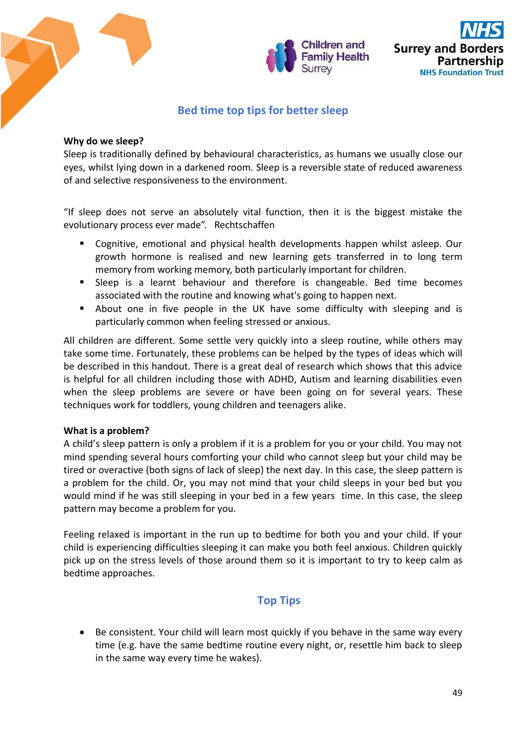## Bed time top tips for better sleep

**Why do we sleep?**

Sleep is traditionally defined by behavioural characteristics, as humans we usually close our eyes, whilst lying down in a darkened room. Sleep is a reversible state of reduced awareness of and selective responsiveness to the environment.

"If sleep does not serve an absolutely vital function, then it is the biggest mistake the evolutionary process ever made". Rechtschaffen

- Cognitive, emotional and physical health developments happen whilst asleep. Our growth hormone is realised and new learning gets transferred in to long term memory from working memory, both particularly important for children.
- Sleep is a learnt behaviour and therefore is changeable. Bed time becomes associated with the routine and knowing what's going to happen next.
- About one in five people in the UK have some difficulty with sleeping and is particularly common when feeling stressed or anxious.

All children are different. Some settle very quickly into a sleep routine, while others may take some time. Fortunately, these problems can be helped by the types of ideas which will be described in this handout. There is a great deal of research which shows that this advice is helpful for all children including those with ADHD, Autism and learning disabilities even when the sleep problems are severe or have been going on for several years. These techniques work for toddlers, young children and teenagers alike.

**What is a problem?**

A child's sleep pattern is only a problem if it is a problem for you or your child. You may not mind spending several hours comforting your child who cannot sleep but your child may be tired or overactive (both signs of lack of sleep) the next day. In this case, the sleep pattern is a problem for the child. Or, you may not mind that your child sleeps in your bed but you would mind if he was still sleeping in your bed in a few years time. In this case, the sleep pattern may become a problem for you.

Feeling relaxed is important in the run up to bedtime for both you and your child. If your child is experiencing difficulties sleeping it can make you both feel anxious. Children quickly pick up on the stress levels of those around them so it is important to try to keep calm as bedtime approaches.

## Top Tips

- Be consistent. Your child will learn most quickly if you behave in the same way every time (e.g. have the same bedtime routine every night, or, resettle him back to sleep in the same way every time he wakes).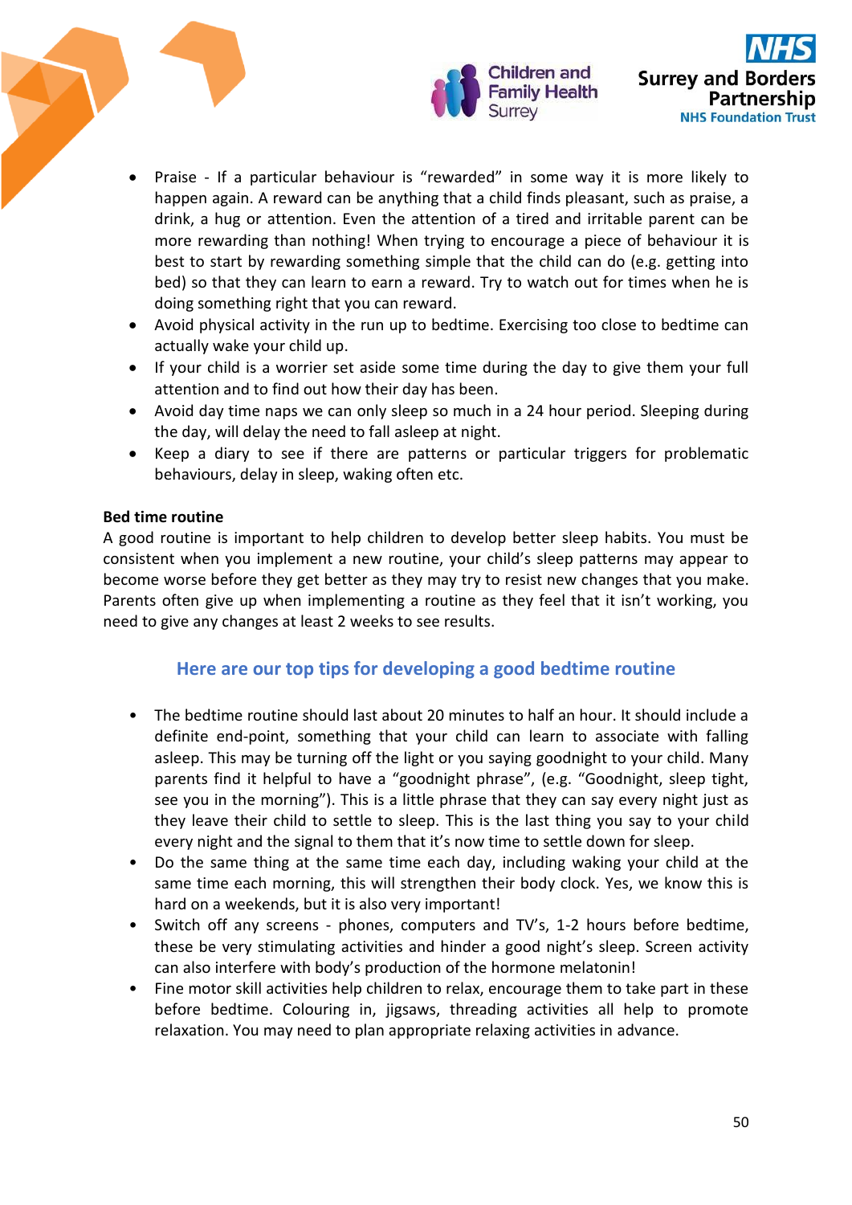- Praise - If a particular behaviour is "rewarded" in some way it is more likely to happen again. A reward can be anything that a child finds pleasant, such as praise, a drink, a hug or attention. Even the attention of a tired and irritable parent can be more rewarding than nothing! When trying to encourage a piece of behaviour it is best to start by rewarding something simple that the child can do (e.g. getting into bed) so that they can learn to earn a reward. Try to watch out for times when he is doing something right that you can reward.
- Avoid physical activity in the run up to bedtime. Exercising too close to bedtime can actually wake up your child up.
- If your child is a worrier set aside some time during the day to give them your full attention and to find out how their day has been.
- Avoid day time naps we can only sleep so much in a 24 hour period. Sleeping during the day, will delay the need to fall asleep at night.
- Keep a diary to see if there are patterns or particular triggers for problematic behaviours, delay in sleep, waking often etc.

**Bed time routine**

A good routine is important to help children to develop better sleep habits. You must be consistent when you implement a new routine, your child's sleep patterns may appear to become worse before they get better as they may try to resist new changes that you make. Parents often give up when implementing a routine as they feel that it isn't working, you need to give any changes at least 2 weeks to see results.

## Here are our top tips for developing a good bedtime routine

- The bedtime routine should last about 20 minutes to half an hour. It should include a definite end-point, something that your child can learn to associate with falling asleep. This may be turning off the light or you saying goodnight to your child. Many parents find it helpful to have a "goodnight phrase", (e.g. "Goodnight, sleep tight, see you in the morning"). This is a little phrase that they can say every night just as they leave their child to settle to sleep. This is the last thing you say to your child every night and the signal to them that it's now time to settle down for sleep.
- Do the same thing at the same time each day, including waking your child at the same time each morning, this will strengthen their body clock. Yes, we know this is hard on a weekends, but it is also very important!
- Switch off any screens - phones, computers and TV's, 1-2 hours before bedtime, these be very stimulating activities and hinder a good night's sleep. Screen activity can also interfere with body's production of the hormone melatonin!
- Fine motor skill activities help children to relax, encourage them to take part in these before bedtime. Colouring in, jigsaws, threading activities all help to promote relaxation. You may need to plan appropriate relaxing activities in advance.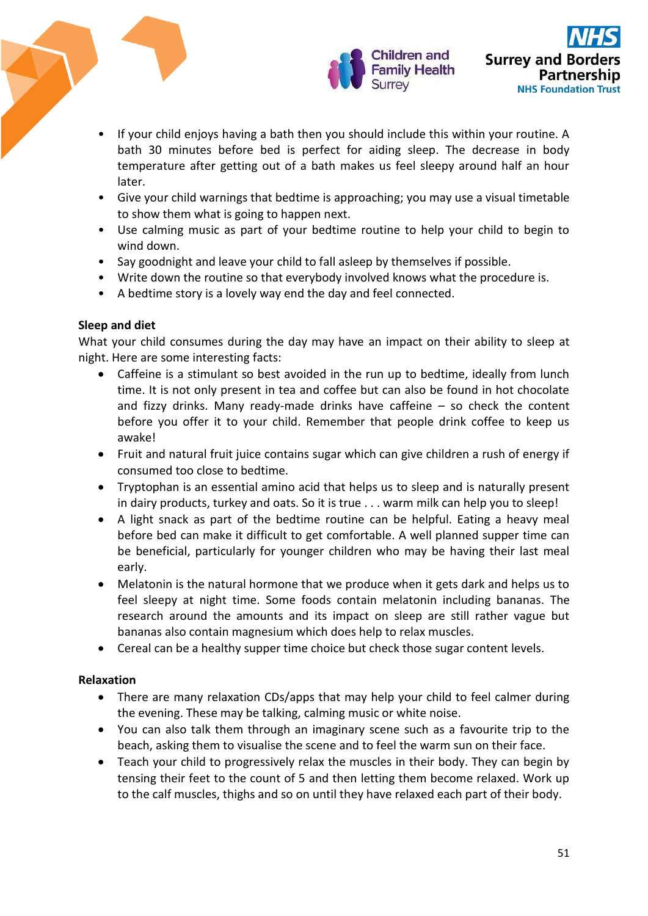- If your child enjoys having a bath then you should include this within your routine. A bath 30 minutes before bed is perfect for aiding sleep. The decrease in body temperature after getting out of a bath makes us feel sleepy around half an hour later.
- Give your child warnings that bedtime is approaching; you may use a visual timetable to show them what is going to happen next.
- Use calming music as part of your bedtime routine to help your child to begin to wind down.
- Say goodnight and leave your child to fall asleep by themselves if possible.
- Write down the routine so that everybody involved knows what the procedure is.
- A bedtime story is a lovely way end the day and feel connected.

**Sleep and diet**

What your child consumes during the day may have an impact on their ability to sleep at night. Here are some interesting facts:

- Caffeine is a stimulant so best avoided in the run up to bedtime, ideally from lunch time. It is not only present in tea and coffee but can also be found in hot chocolate and fizzy drinks. Many ready-made drinks have caffeine – so check the content before you offer it to your child. Remember that people drink coffee to keep us awake!
- Fruit and natural fruit juice contains sugar which can give children a rush of energy if consumed too close to bedtime.
- Tryptophan is an essential amino acid that helps us to sleep and is naturally present in dairy products, turkey and oats. So it is true . . . warm milk can help you to sleep!
- A light snack as part of the bedtime routine can be helpful. Eating a heavy meal before bed can make it difficult to get comfortable. A well planned supper time can be beneficial, particularly for younger children who may be having their last meal early.
- Melatonin is the natural hormone that we produce when it gets dark and helps us to feel sleepy at night time. Some foods contain melatonin including bananas. The research around the amounts and its impact on sleep are still rather vague but bananas also contain magnesium which does help to relax muscles.
- Cereal can be a healthy supper time choice but check those sugar content levels.

**Relaxation**

- There are many relaxation CDs/apps that may help your child to feel calmer during the evening. These may be talking, calming music or white noise.
- You can also talk them through an imaginary scene such as a favourite trip to the beach, asking them to visualise the scene and to feel the warm sun on their face.
- Teach your child to progressively relax the muscles in their body. They can begin by tensing their feet to the count of 5 and then letting them become relaxed. Work up to the calf muscles, thighs and so on until they have relaxed each part of their body.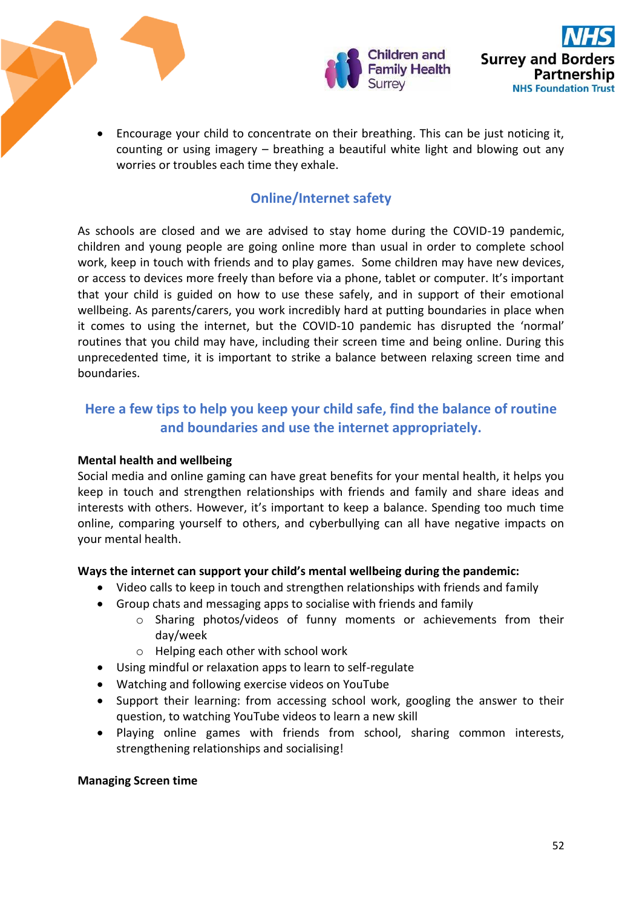- Encourage your child to concentrate on their breathing. This can be just noticing it, counting or using imagery – breathing a beautiful white light and blowing out any worries or troubles each time they exhale.

## Online/Internet safety

As schools are closed and we are advised to stay home during the COVID-19 pandemic, children and young people are going online more than usual in order to complete school work, keep in touch with friends and to play games. Some children may have new devices, or access to devices more freely than before via a phone, tablet or computer. It's important that your child is guided on how to use these safely, and in support of their emotional wellbeing. As parents/carers, you work incredibly hard at putting boundaries in place when it comes to using the internet, but the COVID-10 pandemic has disrupted the 'normal' routines that you child may have, including their screen time and being online. During this unprecedented time, it is important to strike a balance between relaxing screen time and boundaries.

### Here a few tips to help you keep your child safe, find the balance of routine and boundaries and use the internet appropriately.

**Mental health and wellbeing**

Social media and online gaming can have great benefits for your mental health, it helps you keep in touch and strengthen relationships with friends and family and share ideas and interests with others. However, it's important to keep a balance. Spending too much time online, comparing yourself to others, and cyberbullying can all have negative impacts on your mental health.

**Ways the internet can support your child's mental wellbeing during the pandemic:**

- Video calls to keep in touch and strengthen relationships with friends and family
- Group chats and messaging apps to socialise with friends and family
  - Sharing photos/videos of funny moments or achievements from their day/week
  - Helping each other with school work
- Using mindful or relaxation apps to learn to self-regulate
- Watching and following exercise videos on YouTube
- Support their learning: from accessing school work, googling the answer to their question, to watching YouTube videos to learn a new skill
- Playing online games with friends from school, sharing common interests, strengthening relationships and socialising!

**Managing Screen time**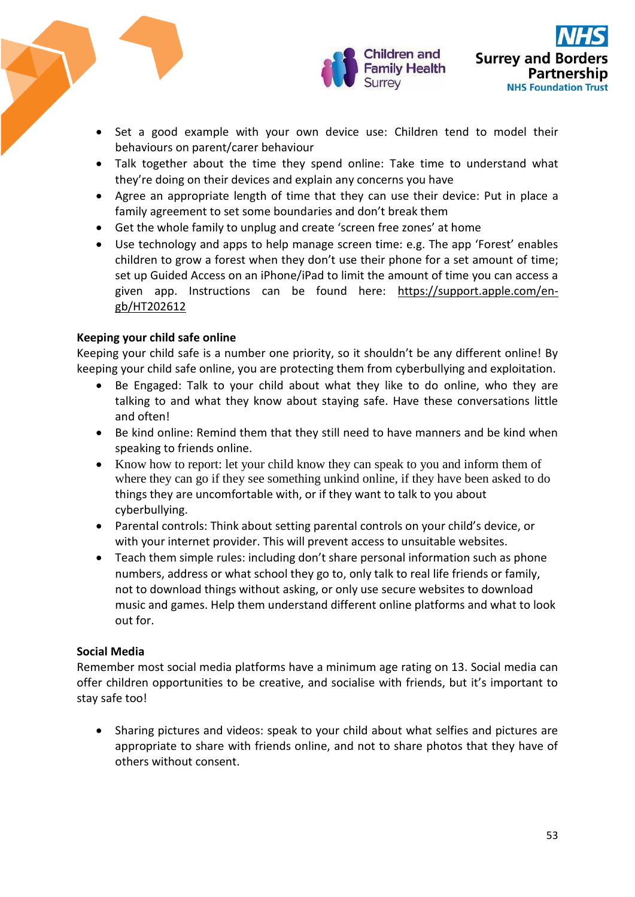- Set a good example with your own device use: Children tend to model their behaviours on parent/carer behaviour
- Talk together about the time they spend online: Take time to understand what they're doing on their devices and explain any concerns you have
- Agree an appropriate length of time that they can use their device: Put in place a family agreement to set some boundaries and don't break them
- Get the whole family to unplug and create 'screen free zones' at home
- Use technology and apps to help manage screen time: e.g. The app 'Forest' enables children to grow a forest when they don't use their phone for a set amount of time; set up Guided Access on an iPhone/iPad to limit the amount of time you can access a given app. Instructions can be found here: https://support.apple.com/en-gb/HT202612

**Keeping your child safe online**

Keeping your child safe is a number one priority, so it shouldn't be any different online! By keeping your child safe online, you are protecting them from cyberbullying and exploitation.

- Be Engaged: Talk to your child about what they like to do online, who they are talking to and what they know about staying safe. Have these conversations little and often!
- Be kind online: Remind them that they still need to have manners and be kind when speaking to friends online.
- Know how to report: let your child know they can speak to you and inform them of where they can go if they see something unkind online, if they have been asked to do things they are uncomfortable with, or if they want to talk to you about cyberbullying.
- Parental controls: Think about setting parental controls on your child's device, or with your internet provider. This will prevent access to unsuitable websites.
- Teach them simple rules: including don't share personal information such as phone numbers, address or what school they go to, only talk to real life friends or family, not to download things without asking, or only use secure websites to download music and games. Help them understand different online platforms and what to look out for.

**Social Media**

Remember most social media platforms have a minimum age rating on 13. Social media can offer children opportunities to be creative, and socialise with friends, but it's important to stay safe too!

- Sharing pictures and videos: speak to your child about what selfies and pictures are appropriate to share with friends online, and not to share photos that they have of others without consent.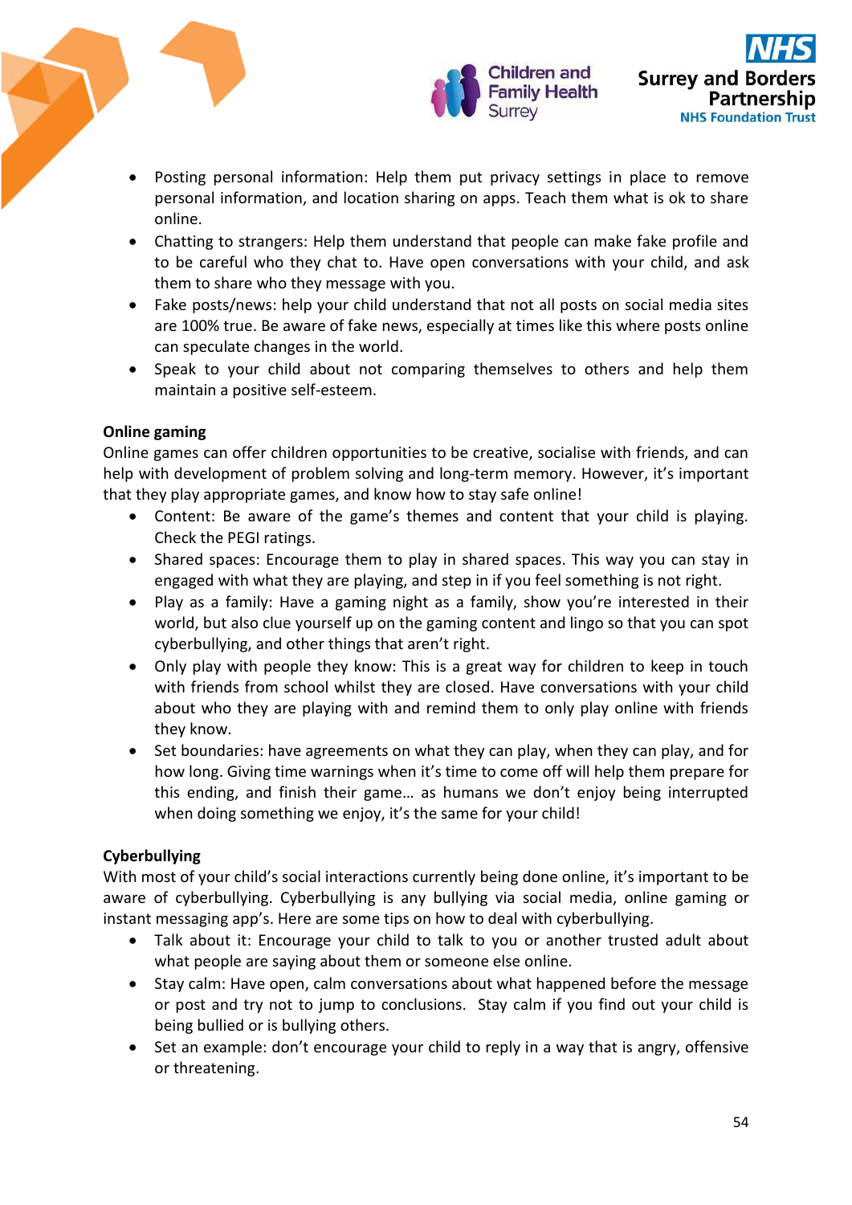- Posting personal information: Help them put privacy settings in place to remove personal information, and location sharing on apps. Teach them what is ok to share online.
- Chatting to strangers: Help them understand that people can make fake profile and to be careful who they chat to. Have open conversations with your child, and ask them to share who they message with you.
- Fake posts/news: help your child understand that not all posts on social media sites are 100% true. Be aware of fake news, especially at times like this where posts online can speculate changes in the world.
- Speak to your child about not comparing themselves to others and help them maintain a positive self-esteem.

**Online gaming**

Online games can offer children opportunities to be creative, socialise with friends, and can help with development of problem solving and long-term memory. However, it's important that they play appropriate games, and know how to stay safe online!

- Content: Be aware of the game's themes and content that your child is playing. Check the PEGI ratings.
- Shared spaces: Encourage them to play in shared spaces. This way you can stay in engaged with what they are playing, and step in if you feel something is not right.
- Play as a family: Have a gaming night as a family, show you're interested in their world, but also clue yourself up on the gaming content and lingo so that you can spot cyberbullying, and other things that aren't right.
- Only play with people they know: This is a great way for children to keep in touch with friends from school whilst they are closed. Have conversations with your child about who they are playing with and remind them to only play online with friends they know.
- Set boundaries: have agreements on what they can play, when they can play, and for how long. Giving time warnings when it's time to come off will help them prepare for this ending, and finish their game… as humans we don't enjoy being interrupted when doing something we enjoy, it's the same for your child!

**Cyberbullying**

With most of your child's social interactions currently being done online, it's important to be aware of cyberbullying. Cyberbullying is any bullying via social media, online gaming or instant messaging app's. Here are some tips on how to deal with cyberbullying.

- Talk about it: Encourage your child to talk to you or another trusted adult about what people are saying about them or someone else online.
- Stay calm: Have open, calm conversations about what happened before the message or post and try not to jump to conclusions. Stay calm if you find out your child is being bullied or is bullying others.
- Set an example: don't encourage your child to reply in a way that is angry, offensive or threatening.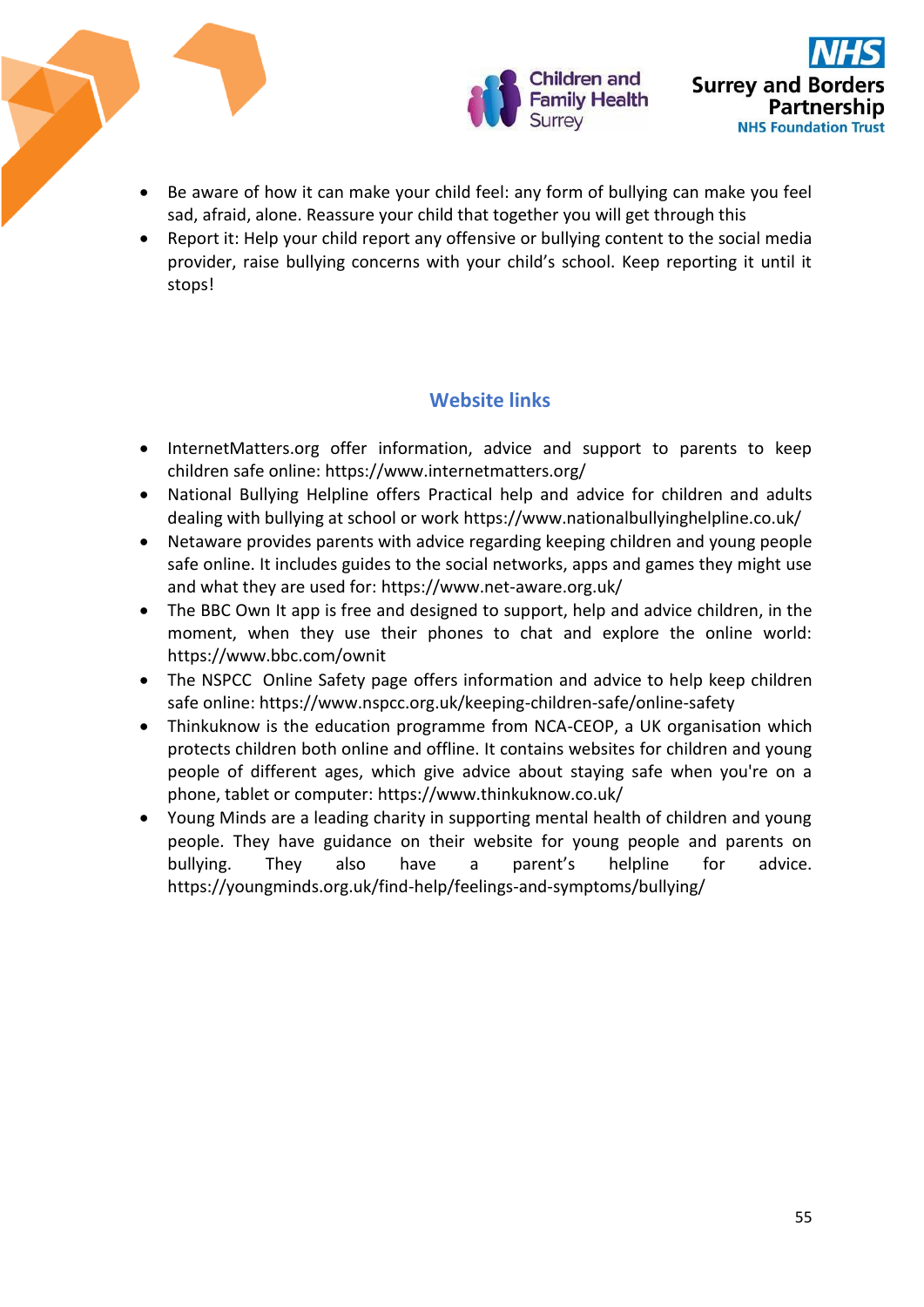- Be aware of how it can make your child feel: any form of bullying can make you feel sad, afraid, alone. Reassure your child that together you will get through this
- Report it: Help your child report any offensive or bullying content to the social media provider, raise bullying concerns with your child's school. Keep reporting it until it stops!

## Website links

- InternetMatters.org offer information, advice and support to parents to keep children safe online: https://www.internetmatters.org/
- National Bullying Helpline offers Practical help and advice for children and adults dealing with bullying at school or work https://www.nationalbullyinghelpline.co.uk/
- Netaware provides parents with advice regarding keeping children and young people safe online. It includes guides to the social networks, apps and games they might use and what they are used for: https://www.net-aware.org.uk/
- The BBC Own It app is free and designed to support, help and advice children, in the moment, when they use their phones to chat and explore the online world: https://www.bbc.com/ownit
- The NSPCC Online Safety page offers information and advice to help keep children safe online: https://www.nspcc.org.uk/keeping-children-safe/online-safety
- Thinkuknow is the education programme from NCA-CEOP, a UK organisation which protects children both online and offline. It contains websites for children and young people of different ages, which give advice about staying safe when you're on a phone, tablet or computer: https://www.thinkuknow.co.uk/
- Young Minds are a leading charity in supporting mental health of children and young people. They have guidance on their website for young people and parents on bullying. They also have a parent's helpline for advice. https://youngminds.org.uk/find-help/feelings-and-symptoms/bullying/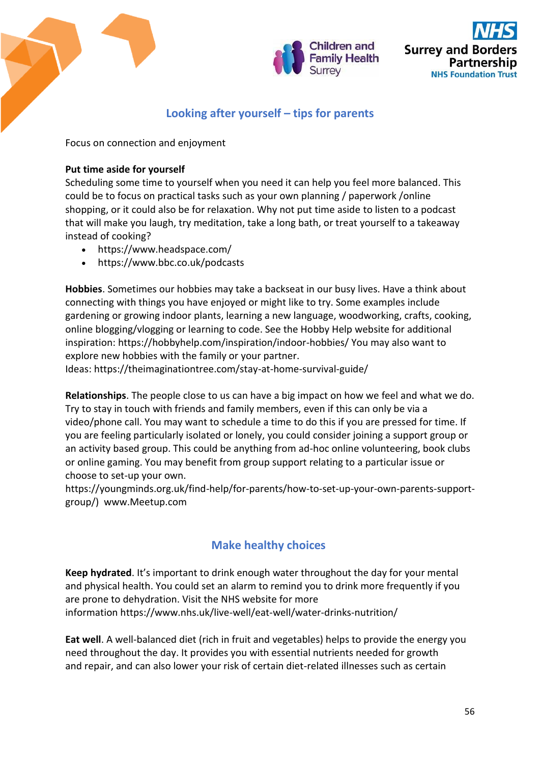## Looking after yourself – tips for parents

Focus on connection and enjoyment

**Put time aside for yourself**
Scheduling some time to yourself when you need it can help you feel more balanced. This could be to focus on practical tasks such as your own planning / paperwork /online shopping, or it could also be for relaxation. Why not put time aside to listen to a podcast that will make you laugh, try meditation, take a long bath, or treat yourself to a takeaway instead of cooking?

- https://www.headspace.com/
- https://www.bbc.co.uk/podcasts

**Hobbies**. Sometimes our hobbies may take a backseat in our busy lives. Have a think about connecting with things you have enjoyed or might like to try. Some examples include gardening or growing indoor plants, learning a new language, woodworking, crafts, cooking, online blogging/vlogging or learning to code. See the Hobby Help website for additional inspiration: https://hobbyhelp.com/inspiration/indoor-hobbies/ You may also want to explore new hobbies with the family or your partner.
Ideas: https://theimaginationtree.com/stay-at-home-survival-guide/

**Relationships**. The people close to us can have a big impact on how we feel and what we do. Try to stay in touch with friends and family members, even if this can only be via a video/phone call. You may want to schedule a time to do this if you are pressed for time. If you are feeling particularly isolated or lonely, you could consider joining a support group or an activity based group. This could be anything from ad-hoc online volunteering, book clubs or online gaming. You may benefit from group support relating to a particular issue or choose to set-up your own.
https://youngminds.org.uk/find-help/for-parents/how-to-set-up-your-own-parents-support-group/) www.Meetup.com

## Make healthy choices

**Keep hydrated**. It's important to drink enough water throughout the day for your mental and physical health. You could set an alarm to remind you to drink more frequently if you are prone to dehydration. Visit the NHS website for more information https://www.nhs.uk/live-well/eat-well/water-drinks-nutrition/

**Eat well**. A well-balanced diet (rich in fruit and vegetables) helps to provide the energy you need throughout the day. It provides you with essential nutrients needed for growth and repair, and can also lower your risk of certain diet-related illnesses such as certain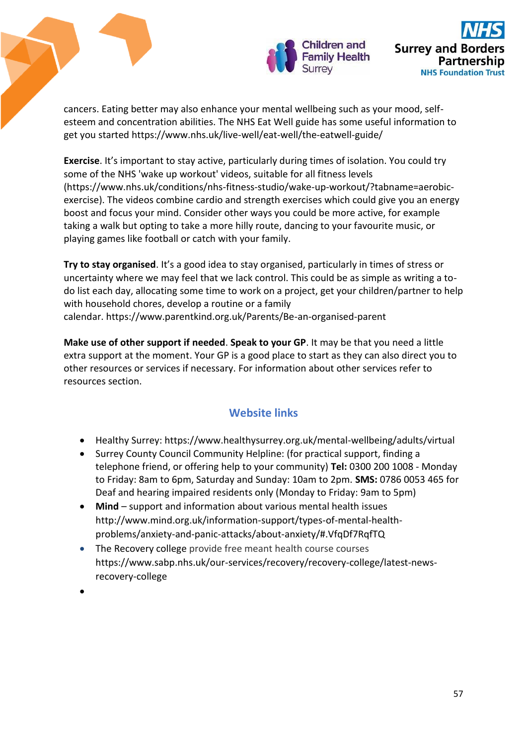cancers. Eating better may also enhance your mental wellbeing such as your mood, self-esteem and concentration abilities. The NHS Eat Well guide has some useful information to get you started https://www.nhs.uk/live-well/eat-well/the-eatwell-guide/

**Exercise**. It's important to stay active, particularly during times of isolation. You could try some of the NHS 'wake up workout' videos, suitable for all fitness levels (https://www.nhs.uk/conditions/nhs-fitness-studio/wake-up-workout/?tabname=aerobic-exercise). The videos combine cardio and strength exercises which could give you an energy boost and focus your mind. Consider other ways you could be more active, for example taking a walk but opting to take a more hilly route, dancing to your favourite music, or playing games like football or catch with your family.

**Try to stay organised**. It's a good idea to stay organised, particularly in times of stress or uncertainty where we may feel that we lack control. This could be as simple as writing a to-do list each day, allocating some time to work on a project, get your children/partner to help with household chores, develop a routine or a family calendar. https://www.parentkind.org.uk/Parents/Be-an-organised-parent

**Make use of other support if needed**. **Speak to your GP**. It may be that you need a little extra support at the moment. Your GP is a good place to start as they can also direct you to other resources or services if necessary. For information about other services refer to resources section.

## Website links

- Healthy Surrey: https://www.healthysurrey.org.uk/mental-wellbeing/adults/virtual
- Surrey County Council Community Helpline: (for practical support, finding a telephone friend, or offering help to your community) **Tel:** 0300 200 1008 - Monday to Friday: 8am to 6pm, Saturday and Sunday: 10am to 2pm. **SMS:** 0786 0053 465 for Deaf and hearing impaired residents only (Monday to Friday: 9am to 5pm)
- **Mind** – support and information about various mental health issues http://www.mind.org.uk/information-support/types-of-mental-health-problems/anxiety-and-panic-attacks/about-anxiety/#.VfqDf7RqfTQ
- The Recovery college provide free meant health course courses https://www.sabp.nhs.uk/our-services/recovery/recovery-college/latest-news-recovery-college
-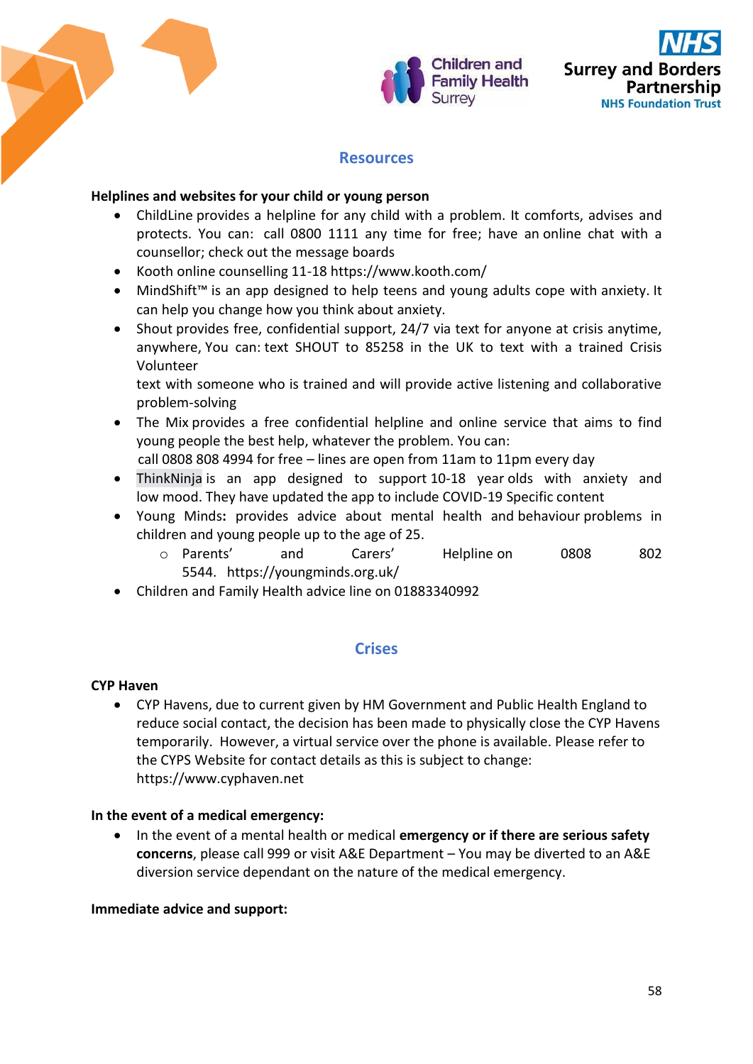## Resources

**Helplines and websites for your child or young person**

- ChildLine provides a helpline for any child with a problem. It comforts, advises and protects. You can: call 0800 1111 any time for free; have an online chat with a counsellor; check out the message boards
- Kooth online counselling 11-18 https://www.kooth.com/
- MindShift™ is an app designed to help teens and young adults cope with anxiety. It can help you change how you think about anxiety.
- Shout provides free, confidential support, 24/7 via text for anyone at crisis anytime, anywhere, You can: text SHOUT to 85258 in the UK to text with a trained Crisis Volunteer
  text with someone who is trained and will provide active listening and collaborative problem-solving
- The Mix provides a free confidential helpline and online service that aims to find young people the best help, whatever the problem. You can:
  call 0808 808 4994 for free – lines are open from 11am to 11pm every day
- ThinkNinja is an app designed to support 10-18 year olds with anxiety and low mood. They have updated the app to include COVID-19 Specific content
- Young Minds**:** provides advice about mental health and behaviour problems in children and young people up to the age of 25.
  - Parents' and Carers' Helpline on 0808 802 5544. https://youngminds.org.uk/
- Children and Family Health advice line on 01883340992

## Crises

**CYP Haven**

- CYP Havens, due to current given by HM Government and Public Health England to reduce social contact, the decision has been made to physically close the CYP Havens temporarily. However, a virtual service over the phone is available. Please refer to the CYPS Website for contact details as this is subject to change: https://www.cyphaven.net

**In the event of a medical emergency:**

- In the event of a mental health or medical **emergency or if there are serious safety concerns**, please call 999 or visit A&E Department – You may be diverted to an A&E diversion service dependant on the nature of the medical emergency.

**Immediate advice and support:**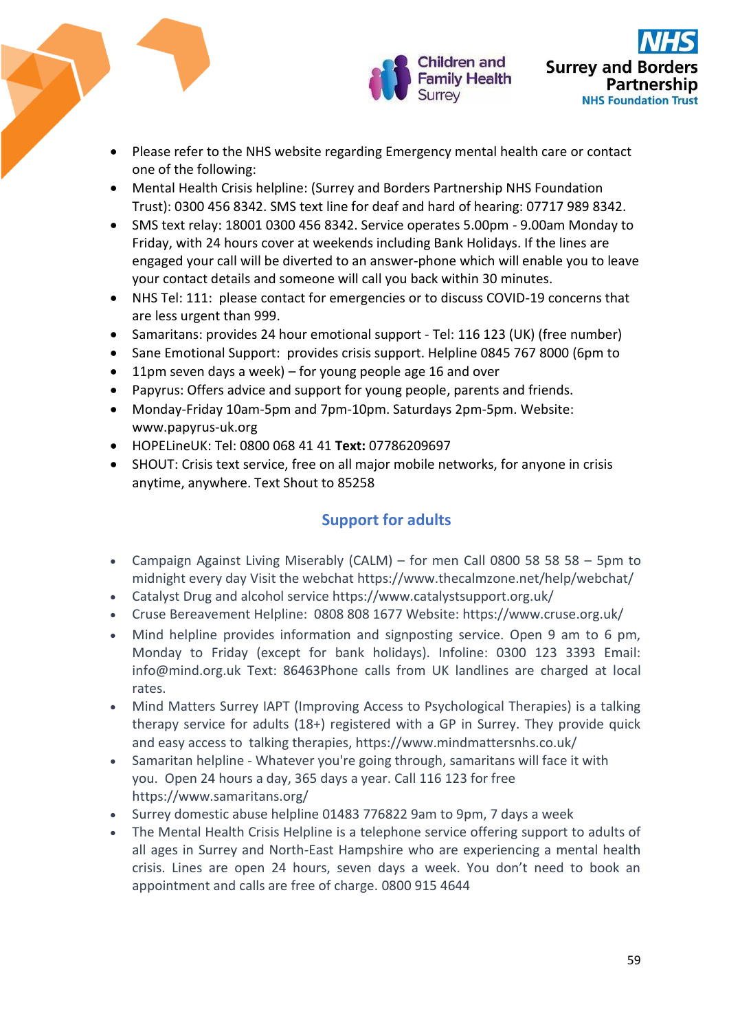- Please refer to the NHS website regarding Emergency mental health care or contact one of the following:
- Mental Health Crisis helpline: (Surrey and Borders Partnership NHS Foundation Trust): 0300 456 8342. SMS text line for deaf and hard of hearing: 07717 989 8342.
- SMS text relay: 18001 0300 456 8342. Service operates 5.00pm - 9.00am Monday to Friday, with 24 hours cover at weekends including Bank Holidays. If the lines are engaged your call will be diverted to an answer-phone which will enable you to leave your contact details and someone will call you back within 30 minutes.
- NHS Tel: 111: please contact for emergencies or to discuss COVID-19 concerns that are less urgent than 999.
- Samaritans: provides 24 hour emotional support - Tel: 116 123 (UK) (free number)
- Sane Emotional Support: provides crisis support. Helpline 0845 767 8000 (6pm to
- 11pm seven days a week) – for young people age 16 and over
- Papyrus: Offers advice and support for young people, parents and friends.
- Monday-Friday 10am-5pm and 7pm-10pm. Saturdays 2pm-5pm. Website: www.papyrus-uk.org
- HOPELineUK: Tel: 0800 068 41 41 **Text:** 07786209697
- SHOUT: Crisis text service, free on all major mobile networks, for anyone in crisis anytime, anywhere. Text Shout to 85258

## Support for adults

- Campaign Against Living Miserably (CALM) – for men Call 0800 58 58 58 – 5pm to midnight every day Visit the webchat https://www.thecalmzone.net/help/webchat/
- Catalyst Drug and alcohol service https://www.catalystsupport.org.uk/
- Cruse Bereavement Helpline: 0808 808 1677 Website: https://www.cruse.org.uk/
- Mind helpline provides information and signposting service. Open 9 am to 6 pm, Monday to Friday (except for bank holidays). Infoline: 0300 123 3393 Email: info@mind.org.uk Text: 86463Phone calls from UK landlines are charged at local rates.
- Mind Matters Surrey IAPT (Improving Access to Psychological Therapies) is a talking therapy service for adults (18+) registered with a GP in Surrey. They provide quick and easy access to talking therapies, https://www.mindmattersnhs.co.uk/
- Samaritan helpline - Whatever you're going through, samaritans will face it with you. Open 24 hours a day, 365 days a year. Call 116 123 for free https://www.samaritans.org/
- Surrey domestic abuse helpline 01483 776822 9am to 9pm, 7 days a week
- The Mental Health Crisis Helpline is a telephone service offering support to adults of all ages in Surrey and North-East Hampshire who are experiencing a mental health crisis. Lines are open 24 hours, seven days a week. You don't need to book an appointment and calls are free of charge. 0800 915 4644